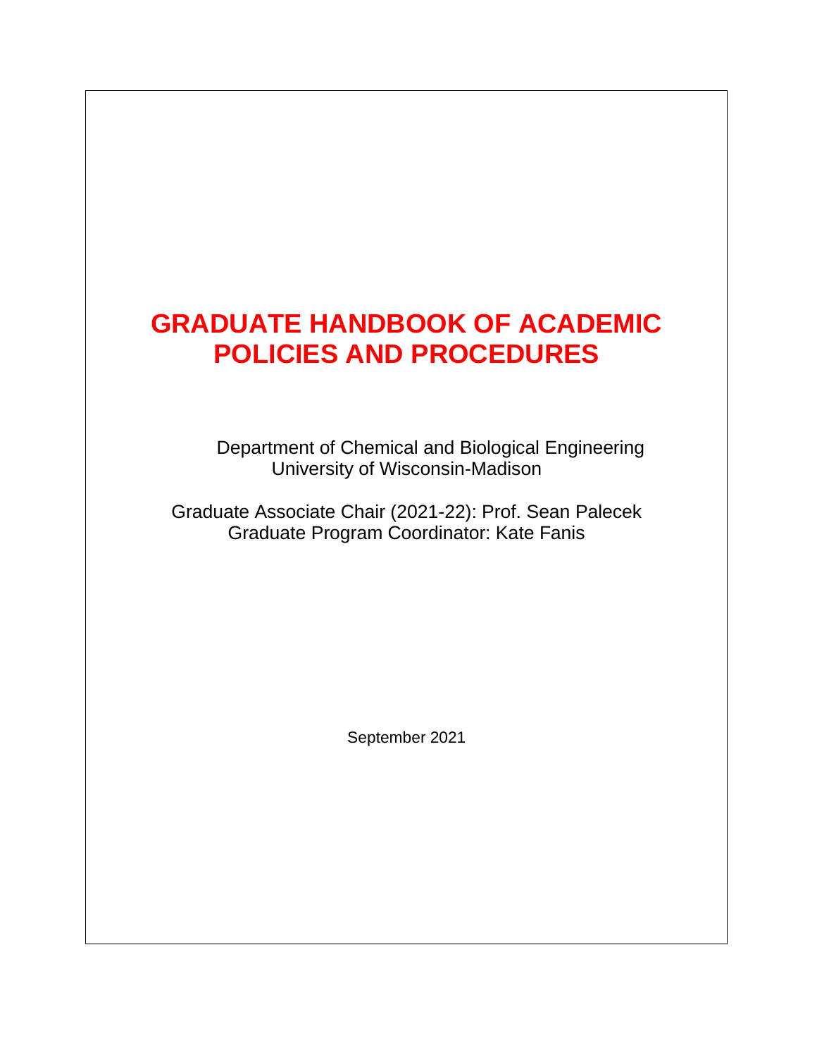# GRADUATE HANDBOOK OF ACADEMIC POLICIES AND PROCEDURES

Department of Chemical and Biological Engineering
University of Wisconsin-Madison

Graduate Associate Chair (2021-22): Prof. Sean Palecek
Graduate Program Coordinator: Kate Fanis

September 2021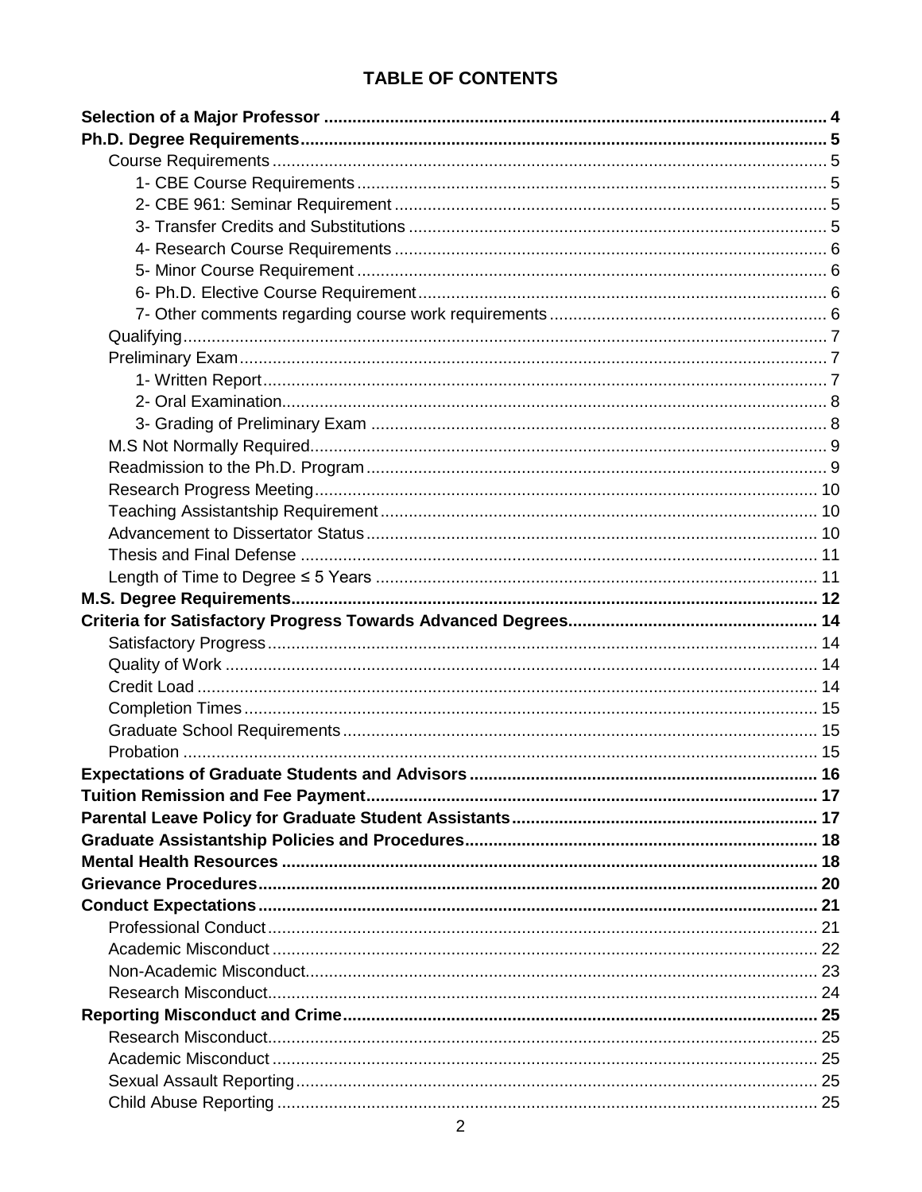# TABLE OF CONTENTS

**Selection of a Major Professor** ........ **4**

**Ph.D. Degree Requirements** ........ **5**

- Course Requirements ........ 5
  - 1- CBE Course Requirements ........ 5
  - 2- CBE 961: Seminar Requirement ........ 5
  - 3- Transfer Credits and Substitutions ........ 5
  - 4- Research Course Requirements ........ 6
  - 5- Minor Course Requirement ........ 6
  - 6- Ph.D. Elective Course Requirement ........ 6
  - 7- Other comments regarding course work requirements ........ 6
- Qualifying ........ 7
- Preliminary Exam ........ 7
  - 1- Written Report ........ 7
  - 2- Oral Examination ........ 8
  - 3- Grading of Preliminary Exam ........ 8
- M.S Not Normally Required ........ 9
- Readmission to the Ph.D. Program ........ 9
- Research Progress Meeting ........ 10
- Teaching Assistantship Requirement ........ 10
- Advancement to Dissertator Status ........ 10
- Thesis and Final Defense ........ 11
- Length of Time to Degree ≤ 5 Years ........ 11

**M.S. Degree Requirements** ........ **12**

**Criteria for Satisfactory Progress Towards Advanced Degrees** ........ **14**

- Satisfactory Progress ........ 14
- Quality of Work ........ 14
- Credit Load ........ 14
- Completion Times ........ 15
- Graduate School Requirements ........ 15
- Probation ........ 15

**Expectations of Graduate Students and Advisors** ........ **16**

**Tuition Remission and Fee Payment** ........ **17**

**Parental Leave Policy for Graduate Student Assistants** ........ **17**

**Graduate Assistantship Policies and Procedures** ........ **18**

**Mental Health Resources** ........ **18**

**Grievance Procedures** ........ **20**

**Conduct Expectations** ........ **21**

- Professional Conduct ........ 21
- Academic Misconduct ........ 22
- Non-Academic Misconduct ........ 23
- Research Misconduct ........ 24

**Reporting Misconduct and Crime** ........ **25**

- Research Misconduct ........ 25
- Academic Misconduct ........ 25
- Sexual Assault Reporting ........ 25
- Child Abuse Reporting ........ 25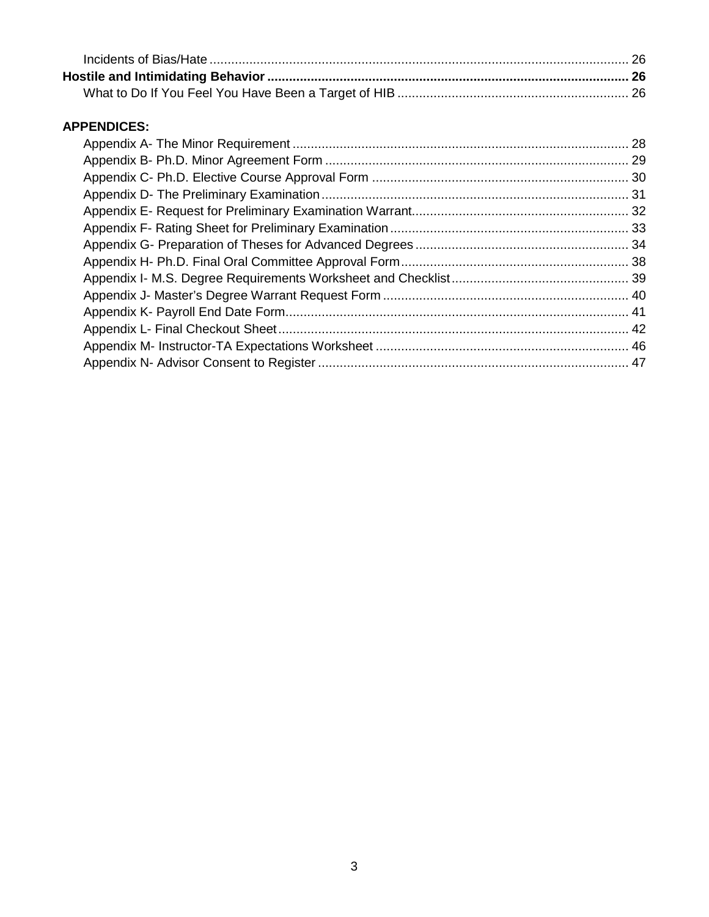Incidents of Bias/Hate ........................................................................................................ 26

**Hostile and Intimidating Behavior ................................................................................................ 26**

What to Do If You Feel You Have Been a Target of HIB ............................................................... 26

**APPENDICES:**

Appendix A- The Minor Requirement ............................................................................................ 28

Appendix B- Ph.D. Minor Agreement Form .................................................................................... 29

Appendix C- Ph.D. Elective Course Approval Form ...................................................................... 30

Appendix D- The Preliminary Examination .................................................................................... 31

Appendix E- Request for Preliminary Examination Warrant........................................................... 32

Appendix F- Rating Sheet for Preliminary Examination ................................................................. 33

Appendix G- Preparation of Theses for Advanced Degrees ........................................................... 34

Appendix H- Ph.D. Final Oral Committee Approval Form .............................................................. 38

Appendix I- M.S. Degree Requirements Worksheet and Checklist ................................................ 39

Appendix J- Master's Degree Warrant Request Form .................................................................... 40

Appendix K- Payroll End Date Form.............................................................................................. 41

Appendix L- Final Checkout Sheet ................................................................................................ 42

Appendix M- Instructor-TA Expectations Worksheet ..................................................................... 46

Appendix N- Advisor Consent to Register ..................................................................................... 47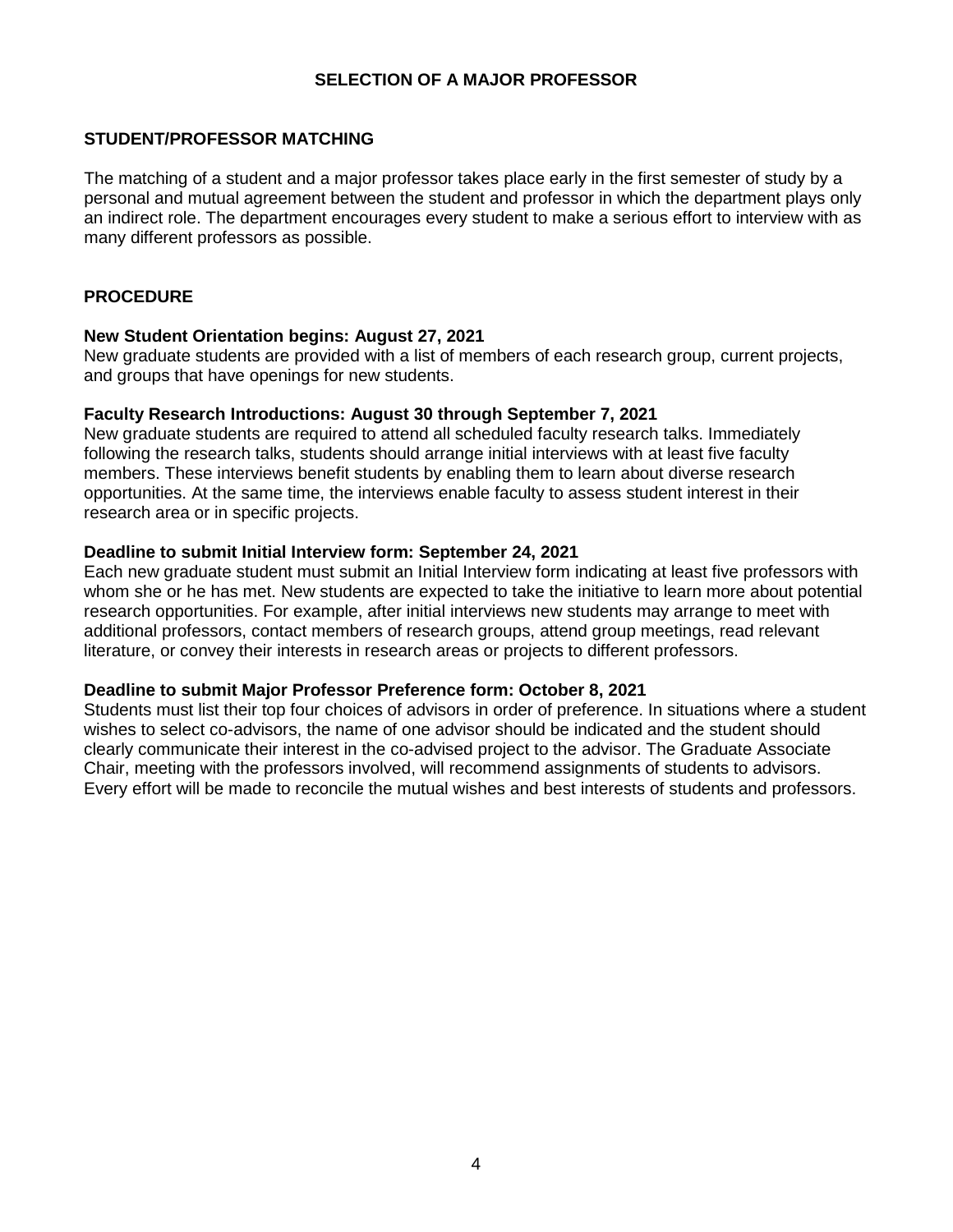# SELECTION OF A MAJOR PROFESSOR

## STUDENT/PROFESSOR MATCHING

The matching of a student and a major professor takes place early in the first semester of study by a personal and mutual agreement between the student and professor in which the department plays only an indirect role. The department encourages every student to make a serious effort to interview with as many different professors as possible.

## PROCEDURE

**New Student Orientation begins: August 27, 2021**
New graduate students are provided with a list of members of each research group, current projects, and groups that have openings for new students.

**Faculty Research Introductions: August 30 through September 7, 2021**
New graduate students are required to attend all scheduled faculty research talks. Immediately following the research talks, students should arrange initial interviews with at least five faculty members. These interviews benefit students by enabling them to learn about diverse research opportunities. At the same time, the interviews enable faculty to assess student interest in their research area or in specific projects.

**Deadline to submit Initial Interview form: September 24, 2021**
Each new graduate student must submit an Initial Interview form indicating at least five professors with whom she or he has met. New students are expected to take the initiative to learn more about potential research opportunities. For example, after initial interviews new students may arrange to meet with additional professors, contact members of research groups, attend group meetings, read relevant literature, or convey their interests in research areas or projects to different professors.

**Deadline to submit Major Professor Preference form: October 8, 2021**
Students must list their top four choices of advisors in order of preference. In situations where a student wishes to select co-advisors, the name of one advisor should be indicated and the student should clearly communicate their interest in the co-advised project to the advisor. The Graduate Associate Chair, meeting with the professors involved, will recommend assignments of students to advisors. Every effort will be made to reconcile the mutual wishes and best interests of students and professors.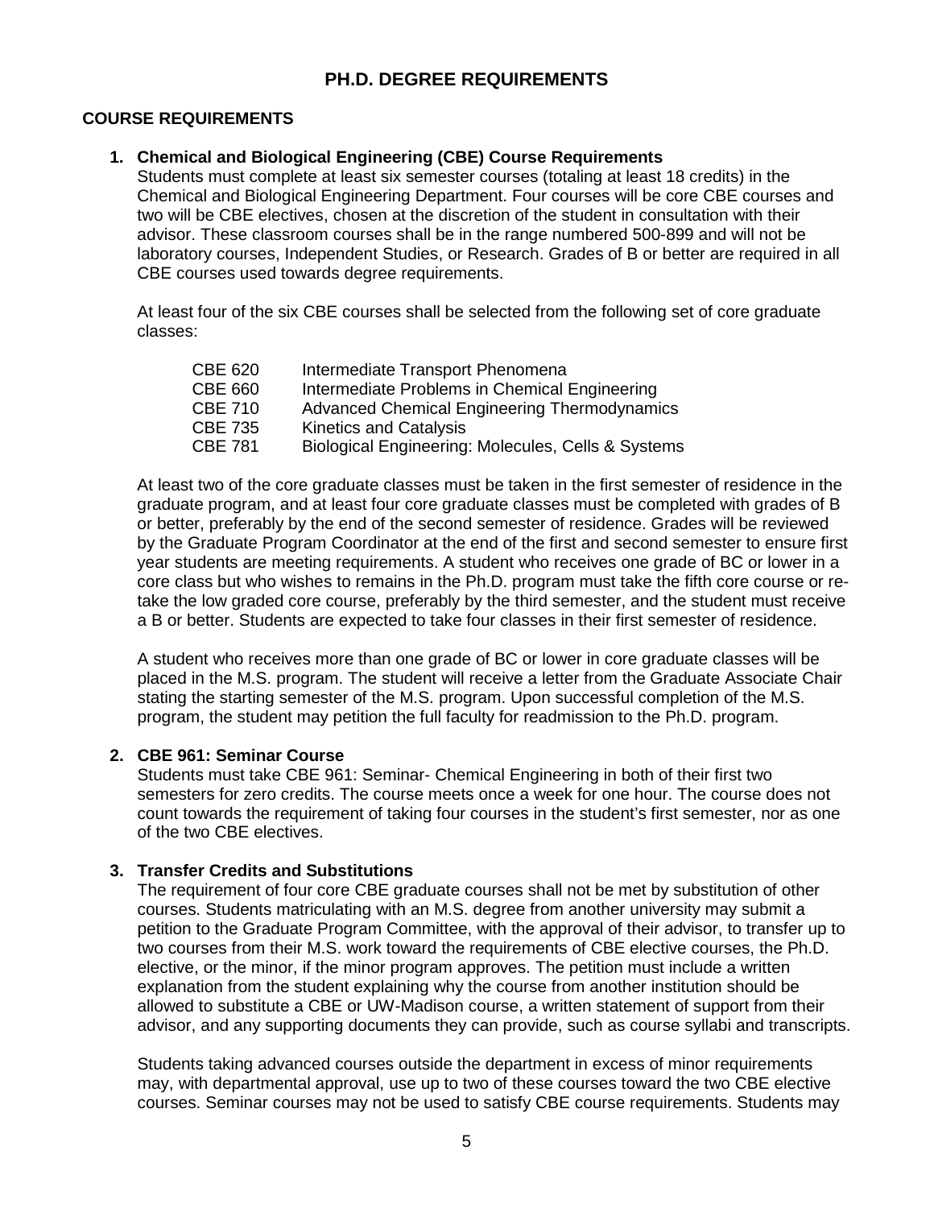# PH.D. DEGREE REQUIREMENTS

## COURSE REQUIREMENTS

### 1. Chemical and Biological Engineering (CBE) Course Requirements

Students must complete at least six semester courses (totaling at least 18 credits) in the Chemical and Biological Engineering Department. Four courses will be core CBE courses and two will be CBE electives, chosen at the discretion of the student in consultation with their advisor. These classroom courses shall be in the range numbered 500-899 and will not be laboratory courses, Independent Studies, or Research. Grades of B or better are required in all CBE courses used towards degree requirements.

At least four of the six CBE courses shall be selected from the following set of core graduate classes:

| | |
|---|---|
| CBE 620 | Intermediate Transport Phenomena |
| CBE 660 | Intermediate Problems in Chemical Engineering |
| CBE 710 | Advanced Chemical Engineering Thermodynamics |
| CBE 735 | Kinetics and Catalysis |
| CBE 781 | Biological Engineering: Molecules, Cells & Systems |

At least two of the core graduate classes must be taken in the first semester of residence in the graduate program, and at least four core graduate classes must be completed with grades of B or better, preferably by the end of the second semester of residence. Grades will be reviewed by the Graduate Program Coordinator at the end of the first and second semester to ensure first year students are meeting requirements. A student who receives one grade of BC or lower in a core class but who wishes to remains in the Ph.D. program must take the fifth core course or re-take the low graded core course, preferably by the third semester, and the student must receive a B or better. Students are expected to take four classes in their first semester of residence.

A student who receives more than one grade of BC or lower in core graduate classes will be placed in the M.S. program. The student will receive a letter from the Graduate Associate Chair stating the starting semester of the M.S. program. Upon successful completion of the M.S. program, the student may petition the full faculty for readmission to the Ph.D. program.

### 2. CBE 961: Seminar Course

Students must take CBE 961: Seminar- Chemical Engineering in both of their first two semesters for zero credits. The course meets once a week for one hour. The course does not count towards the requirement of taking four courses in the student's first semester, nor as one of the two CBE electives.

### 3. Transfer Credits and Substitutions

The requirement of four core CBE graduate courses shall not be met by substitution of other courses. Students matriculating with an M.S. degree from another university may submit a petition to the Graduate Program Committee, with the approval of their advisor, to transfer up to two courses from their M.S. work toward the requirements of CBE elective courses, the Ph.D. elective, or the minor, if the minor program approves. The petition must include a written explanation from the student explaining why the course from another institution should be allowed to substitute a CBE or UW-Madison course, a written statement of support from their advisor, and any supporting documents they can provide, such as course syllabi and transcripts.

Students taking advanced courses outside the department in excess of minor requirements may, with departmental approval, use up to two of these courses toward the two CBE elective courses. Seminar courses may not be used to satisfy CBE course requirements. Students may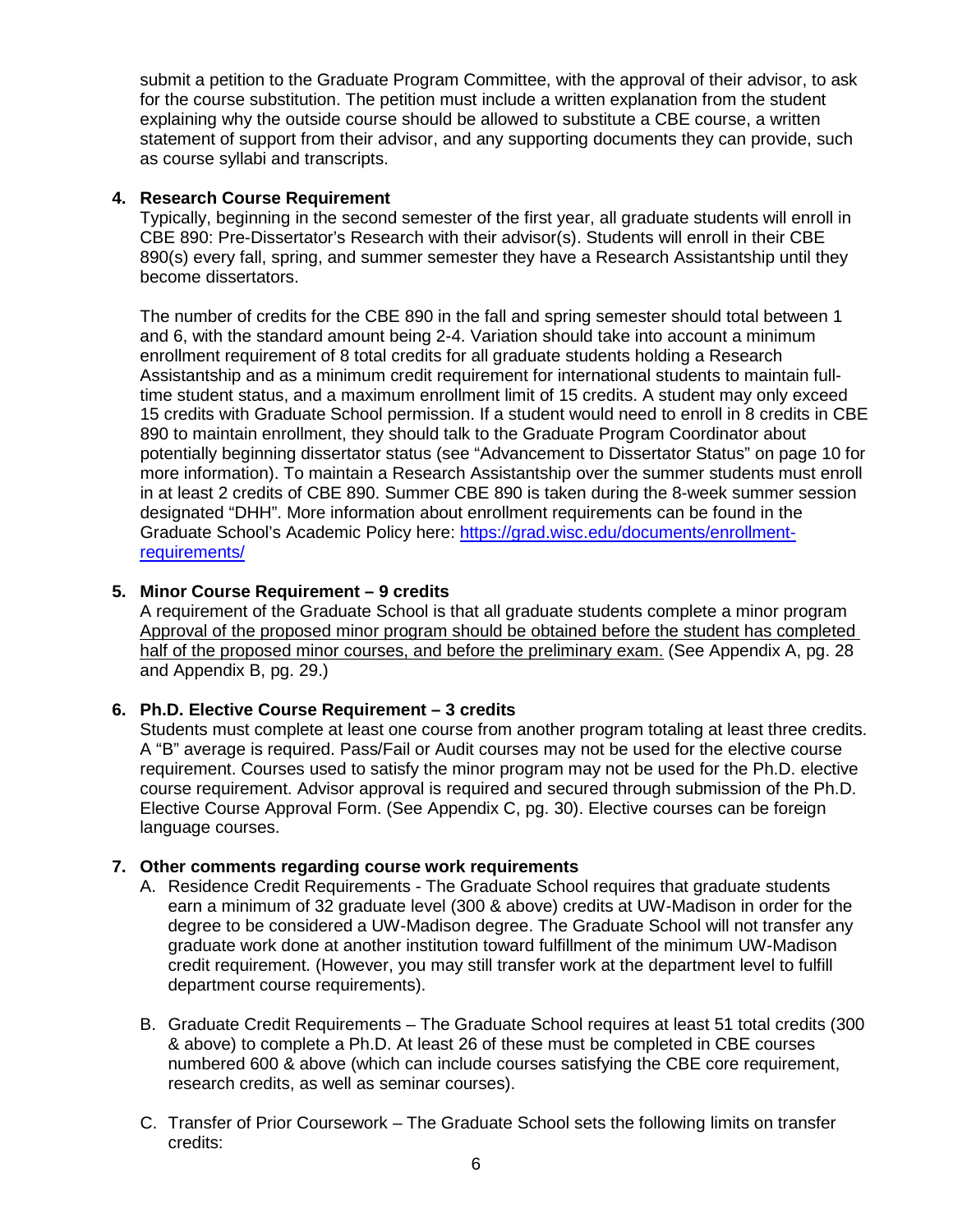submit a petition to the Graduate Program Committee, with the approval of their advisor, to ask for the course substitution. The petition must include a written explanation from the student explaining why the outside course should be allowed to substitute a CBE course, a written statement of support from their advisor, and any supporting documents they can provide, such as course syllabi and transcripts.

4. **Research Course Requirement**

   Typically, beginning in the second semester of the first year, all graduate students will enroll in CBE 890: Pre-Dissertator's Research with their advisor(s). Students will enroll in their CBE 890(s) every fall, spring, and summer semester they have a Research Assistantship until they become dissertators.

   The number of credits for the CBE 890 in the fall and spring semester should total between 1 and 6, with the standard amount being 2-4. Variation should take into account a minimum enrollment requirement of 8 total credits for all graduate students holding a Research Assistantship and as a minimum credit requirement for international students to maintain full-time student status, and a maximum enrollment limit of 15 credits. A student may only exceed 15 credits with Graduate School permission. If a student would need to enroll in 8 credits in CBE 890 to maintain enrollment, they should talk to the Graduate Program Coordinator about potentially beginning dissertator status (see "Advancement to Dissertator Status" on page 10 for more information). To maintain a Research Assistantship over the summer students must enroll in at least 2 credits of CBE 890. Summer CBE 890 is taken during the 8-week summer session designated "DHH". More information about enrollment requirements can be found in the Graduate School's Academic Policy here: [https://grad.wisc.edu/documents/enrollment-requirements/](https://grad.wisc.edu/documents/enrollment-requirements/)

5. **Minor Course Requirement – 9 credits**

   A requirement of the Graduate School is that all graduate students complete a minor program <u>Approval of the proposed minor program should be obtained before the student has completed half of the proposed minor courses, and before the preliminary exam.</u> (See Appendix A, pg. 28 and Appendix B, pg. 29.)

6. **Ph.D. Elective Course Requirement – 3 credits**

   Students must complete at least one course from another program totaling at least three credits. A "B" average is required. Pass/Fail or Audit courses may not be used for the elective course requirement. Courses used to satisfy the minor program may not be used for the Ph.D. elective course requirement. Advisor approval is required and secured through submission of the Ph.D. Elective Course Approval Form. (See Appendix C, pg. 30). Elective courses can be foreign language courses.

7. **Other comments regarding course work requirements**

   A. Residence Credit Requirements - The Graduate School requires that graduate students earn a minimum of 32 graduate level (300 & above) credits at UW-Madison in order for the degree to be considered a UW-Madison degree. The Graduate School will not transfer any graduate work done at another institution toward fulfillment of the minimum UW-Madison credit requirement. (However, you may still transfer work at the department level to fulfill department course requirements).

   B. Graduate Credit Requirements – The Graduate School requires at least 51 total credits (300 & above) to complete a Ph.D. At least 26 of these must be completed in CBE courses numbered 600 & above (which can include courses satisfying the CBE core requirement, research credits, as well as seminar courses).

   C. Transfer of Prior Coursework – The Graduate School sets the following limits on transfer credits: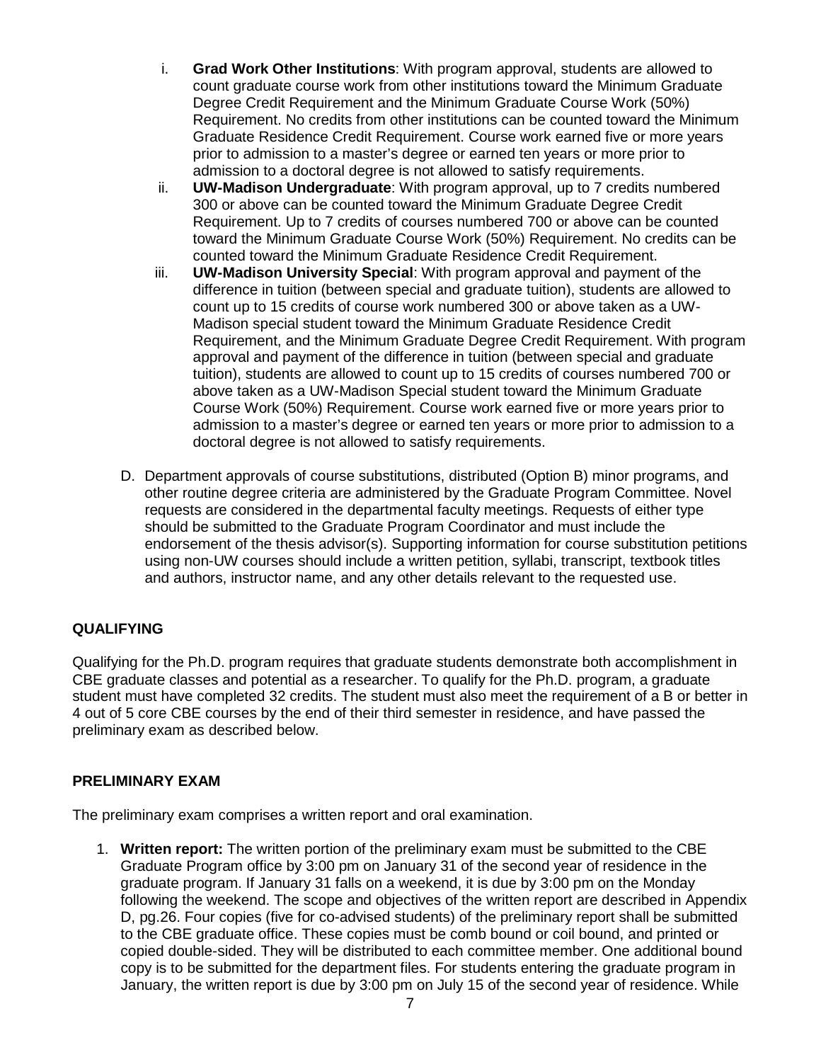i. **Grad Work Other Institutions**: With program approval, students are allowed to count graduate course work from other institutions toward the Minimum Graduate Degree Credit Requirement and the Minimum Graduate Course Work (50%) Requirement. No credits from other institutions can be counted toward the Minimum Graduate Residence Credit Requirement. Course work earned five or more years prior to admission to a master's degree or earned ten years or more prior to admission to a doctoral degree is not allowed to satisfy requirements.

ii. **UW-Madison Undergraduate**: With program approval, up to 7 credits numbered 300 or above can be counted toward the Minimum Graduate Degree Credit Requirement. Up to 7 credits of courses numbered 700 or above can be counted toward the Minimum Graduate Course Work (50%) Requirement. No credits can be counted toward the Minimum Graduate Residence Credit Requirement.

iii. **UW-Madison University Special**: With program approval and payment of the difference in tuition (between special and graduate tuition), students are allowed to count up to 15 credits of course work numbered 300 or above taken as a UW-Madison special student toward the Minimum Graduate Residence Credit Requirement, and the Minimum Graduate Degree Credit Requirement. With program approval and payment of the difference in tuition (between special and graduate tuition), students are allowed to count up to 15 credits of courses numbered 700 or above taken as a UW-Madison Special student toward the Minimum Graduate Course Work (50%) Requirement. Course work earned five or more years prior to admission to a master's degree or earned ten years or more prior to admission to a doctoral degree is not allowed to satisfy requirements.

D. Department approvals of course substitutions, distributed (Option B) minor programs, and other routine degree criteria are administered by the Graduate Program Committee. Novel requests are considered in the departmental faculty meetings. Requests of either type should be submitted to the Graduate Program Coordinator and must include the endorsement of the thesis advisor(s). Supporting information for course substitution petitions using non-UW courses should include a written petition, syllabi, transcript, textbook titles and authors, instructor name, and any other details relevant to the requested use.

## QUALIFYING

Qualifying for the Ph.D. program requires that graduate students demonstrate both accomplishment in CBE graduate classes and potential as a researcher. To qualify for the Ph.D. program, a graduate student must have completed 32 credits. The student must also meet the requirement of a B or better in 4 out of 5 core CBE courses by the end of their third semester in residence, and have passed the preliminary exam as described below.

## PRELIMINARY EXAM

The preliminary exam comprises a written report and oral examination.

1. **Written report:** The written portion of the preliminary exam must be submitted to the CBE Graduate Program office by 3:00 pm on January 31 of the second year of residence in the graduate program. If January 31 falls on a weekend, it is due by 3:00 pm on the Monday following the weekend. The scope and objectives of the written report are described in Appendix D, pg.26. Four copies (five for co-advised students) of the preliminary report shall be submitted to the CBE graduate office. These copies must be comb bound or coil bound, and printed or copied double-sided. They will be distributed to each committee member. One additional bound copy is to be submitted for the department files. For students entering the graduate program in January, the written report is due by 3:00 pm on July 15 of the second year of residence. While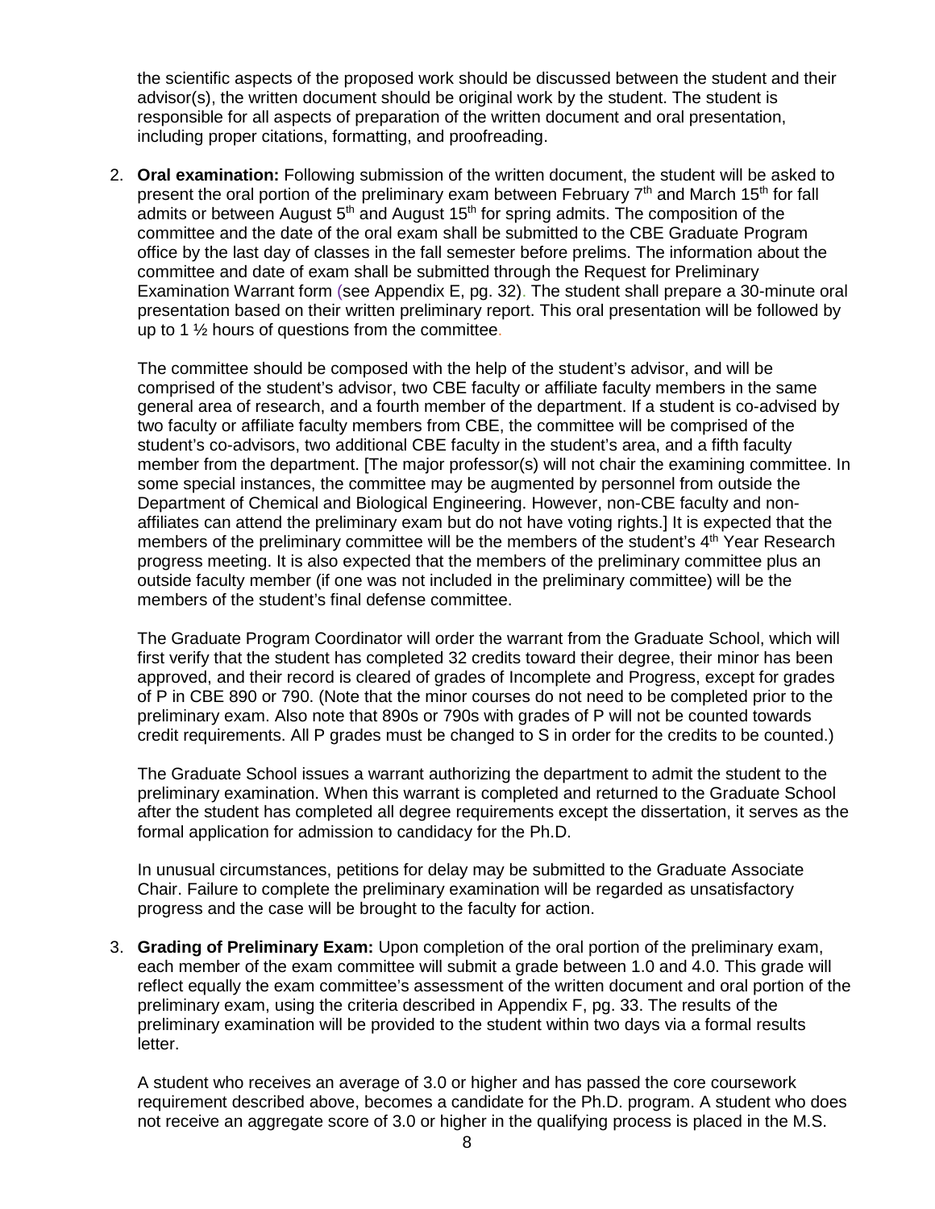the scientific aspects of the proposed work should be discussed between the student and their advisor(s), the written document should be original work by the student. The student is responsible for all aspects of preparation of the written document and oral presentation, including proper citations, formatting, and proofreading.

2. **Oral examination:** Following submission of the written document, the student will be asked to present the oral portion of the preliminary exam between February 7th and March 15th for fall admits or between August 5th and August 15th for spring admits. The composition of the committee and the date of the oral exam shall be submitted to the CBE Graduate Program office by the last day of classes in the fall semester before prelims. The information about the committee and date of exam shall be submitted through the Request for Preliminary Examination Warrant form (see Appendix E, pg. 32). The student shall prepare a 30-minute oral presentation based on their written preliminary report. This oral presentation will be followed by up to 1 ½ hours of questions from the committee.

   The committee should be composed with the help of the student's advisor, and will be comprised of the student's advisor, two CBE faculty or affiliate faculty members in the same general area of research, and a fourth member of the department. If a student is co-advised by two faculty or affiliate faculty members from CBE, the committee will be comprised of the student's co-advisors, two additional CBE faculty in the student's area, and a fifth faculty member from the department. [The major professor(s) will not chair the examining committee. In some special instances, the committee may be augmented by personnel from outside the Department of Chemical and Biological Engineering. However, non-CBE faculty and non-affiliates can attend the preliminary exam but do not have voting rights.] It is expected that the members of the preliminary committee will be the members of the student's 4th Year Research progress meeting. It is also expected that the members of the preliminary committee plus an outside faculty member (if one was not included in the preliminary committee) will be the members of the student's final defense committee.

   The Graduate Program Coordinator will order the warrant from the Graduate School, which will first verify that the student has completed 32 credits toward their degree, their minor has been approved, and their record is cleared of grades of Incomplete and Progress, except for grades of P in CBE 890 or 790. (Note that the minor courses do not need to be completed prior to the preliminary exam. Also note that 890s or 790s with grades of P will not be counted towards credit requirements. All P grades must be changed to S in order for the credits to be counted.)

   The Graduate School issues a warrant authorizing the department to admit the student to the preliminary examination. When this warrant is completed and returned to the Graduate School after the student has completed all degree requirements except the dissertation, it serves as the formal application for admission to candidacy for the Ph.D.

   In unusual circumstances, petitions for delay may be submitted to the Graduate Associate Chair. Failure to complete the preliminary examination will be regarded as unsatisfactory progress and the case will be brought to the faculty for action.

3. **Grading of Preliminary Exam:** Upon completion of the oral portion of the preliminary exam, each member of the exam committee will submit a grade between 1.0 and 4.0. This grade will reflect equally the exam committee's assessment of the written document and oral portion of the preliminary exam, using the criteria described in Appendix F, pg. 33. The results of the preliminary examination will be provided to the student within two days via a formal results letter.

   A student who receives an average of 3.0 or higher and has passed the core coursework requirement described above, becomes a candidate for the Ph.D. program. A student who does not receive an aggregate score of 3.0 or higher in the qualifying process is placed in the M.S.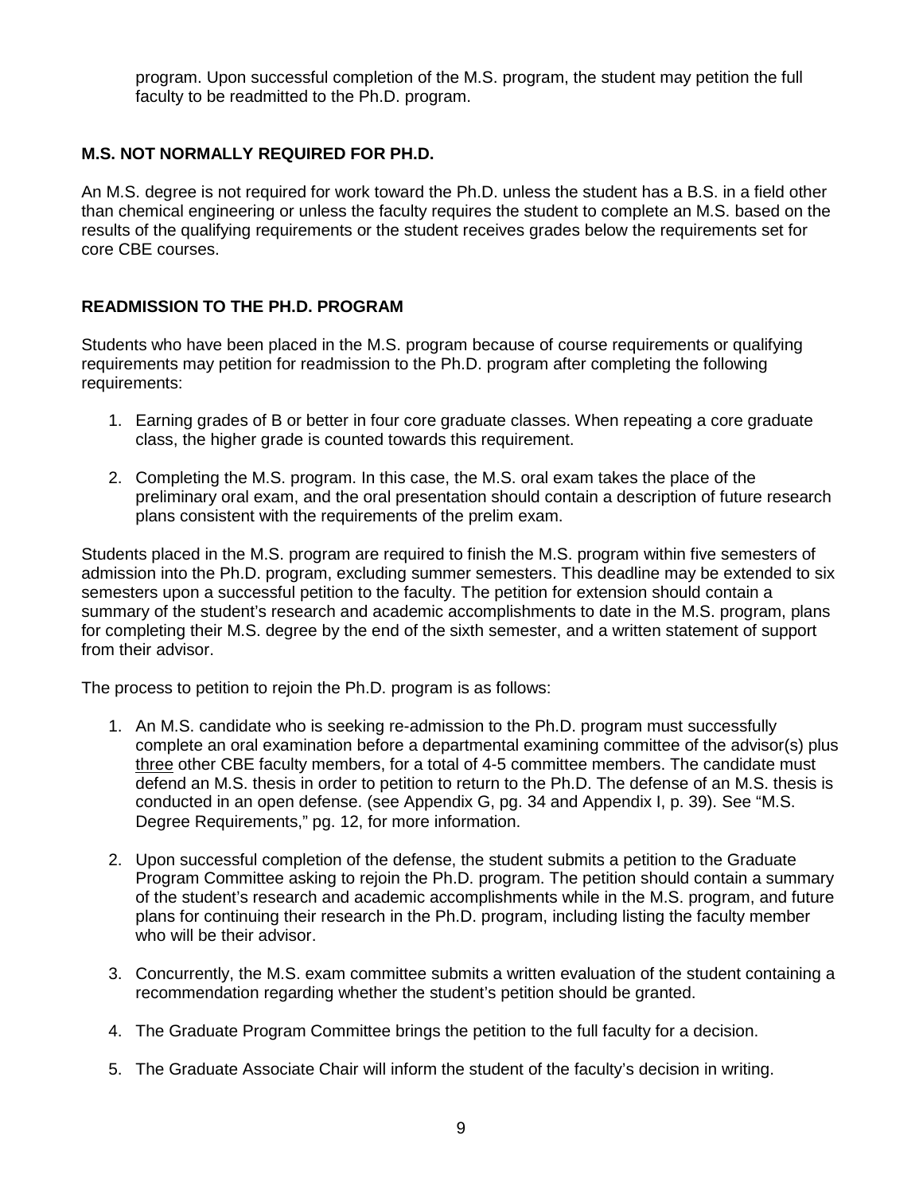program. Upon successful completion of the M.S. program, the student may petition the full faculty to be readmitted to the Ph.D. program.

## M.S. NOT NORMALLY REQUIRED FOR PH.D.

An M.S. degree is not required for work toward the Ph.D. unless the student has a B.S. in a field other than chemical engineering or unless the faculty requires the student to complete an M.S. based on the results of the qualifying requirements or the student receives grades below the requirements set for core CBE courses.

## READMISSION TO THE PH.D. PROGRAM

Students who have been placed in the M.S. program because of course requirements or qualifying requirements may petition for readmission to the Ph.D. program after completing the following requirements:

1. Earning grades of B or better in four core graduate classes. When repeating a core graduate class, the higher grade is counted towards this requirement.
2. Completing the M.S. program. In this case, the M.S. oral exam takes the place of the preliminary oral exam, and the oral presentation should contain a description of future research plans consistent with the requirements of the prelim exam.

Students placed in the M.S. program are required to finish the M.S. program within five semesters of admission into the Ph.D. program, excluding summer semesters. This deadline may be extended to six semesters upon a successful petition to the faculty. The petition for extension should contain a summary of the student's research and academic accomplishments to date in the M.S. program, plans for completing their M.S. degree by the end of the sixth semester, and a written statement of support from their advisor.

The process to petition to rejoin the Ph.D. program is as follows:

1. An M.S. candidate who is seeking re-admission to the Ph.D. program must successfully complete an oral examination before a departmental examining committee of the advisor(s) plus <u>three</u> other CBE faculty members, for a total of 4-5 committee members. The candidate must defend an M.S. thesis in order to petition to return to the Ph.D. The defense of an M.S. thesis is conducted in an open defense. (see Appendix G, pg. 34 and Appendix I, p. 39). See "M.S. Degree Requirements," pg. 12, for more information.
2. Upon successful completion of the defense, the student submits a petition to the Graduate Program Committee asking to rejoin the Ph.D. program. The petition should contain a summary of the student's research and academic accomplishments while in the M.S. program, and future plans for continuing their research in the Ph.D. program, including listing the faculty member who will be their advisor.
3. Concurrently, the M.S. exam committee submits a written evaluation of the student containing a recommendation regarding whether the student's petition should be granted.
4. The Graduate Program Committee brings the petition to the full faculty for a decision.
5. The Graduate Associate Chair will inform the student of the faculty's decision in writing.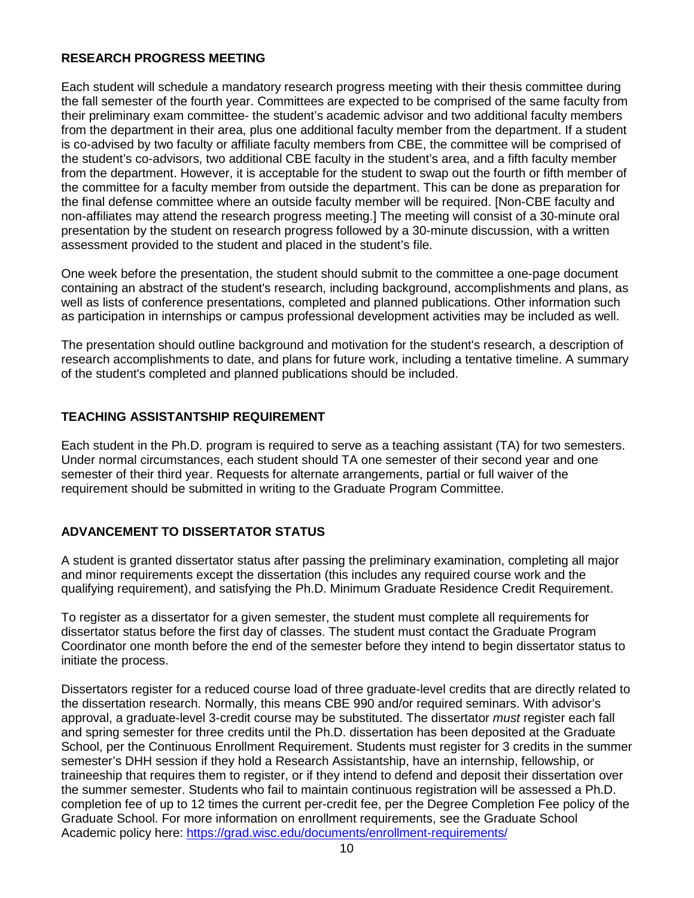## RESEARCH PROGRESS MEETING

Each student will schedule a mandatory research progress meeting with their thesis committee during the fall semester of the fourth year. Committees are expected to be comprised of the same faculty from their preliminary exam committee- the student's academic advisor and two additional faculty members from the department in their area, plus one additional faculty member from the department. If a student is co-advised by two faculty or affiliate faculty members from CBE, the committee will be comprised of the student's co-advisors, two additional CBE faculty in the student's area, and a fifth faculty member from the department. However, it is acceptable for the student to swap out the fourth or fifth member of the committee for a faculty member from outside the department. This can be done as preparation for the final defense committee where an outside faculty member will be required. [Non-CBE faculty and non-affiliates may attend the research progress meeting.] The meeting will consist of a 30-minute oral presentation by the student on research progress followed by a 30-minute discussion, with a written assessment provided to the student and placed in the student's file.

One week before the presentation, the student should submit to the committee a one-page document containing an abstract of the student's research, including background, accomplishments and plans, as well as lists of conference presentations, completed and planned publications. Other information such as participation in internships or campus professional development activities may be included as well.

The presentation should outline background and motivation for the student's research, a description of research accomplishments to date, and plans for future work, including a tentative timeline. A summary of the student's completed and planned publications should be included.

## TEACHING ASSISTANTSHIP REQUIREMENT

Each student in the Ph.D. program is required to serve as a teaching assistant (TA) for two semesters. Under normal circumstances, each student should TA one semester of their second year and one semester of their third year. Requests for alternate arrangements, partial or full waiver of the requirement should be submitted in writing to the Graduate Program Committee.

## ADVANCEMENT TO DISSERTATOR STATUS

A student is granted dissertator status after passing the preliminary examination, completing all major and minor requirements except the dissertation (this includes any required course work and the qualifying requirement), and satisfying the Ph.D. Minimum Graduate Residence Credit Requirement.

To register as a dissertator for a given semester, the student must complete all requirements for dissertator status before the first day of classes. The student must contact the Graduate Program Coordinator one month before the end of the semester before they intend to begin dissertator status to initiate the process.

Dissertators register for a reduced course load of three graduate-level credits that are directly related to the dissertation research. Normally, this means CBE 990 and/or required seminars. With advisor's approval, a graduate-level 3-credit course may be substituted. The dissertator *must* register each fall and spring semester for three credits until the Ph.D. dissertation has been deposited at the Graduate School, per the Continuous Enrollment Requirement. Students must register for 3 credits in the summer semester's DHH session if they hold a Research Assistantship, have an internship, fellowship, or traineeship that requires them to register, or if they intend to defend and deposit their dissertation over the summer semester. Students who fail to maintain continuous registration will be assessed a Ph.D. completion fee of up to 12 times the current per-credit fee, per the Degree Completion Fee policy of the Graduate School. For more information on enrollment requirements, see the Graduate School Academic policy here: [https://grad.wisc.edu/documents/enrollment-requirements/](https://grad.wisc.edu/documents/enrollment-requirements/)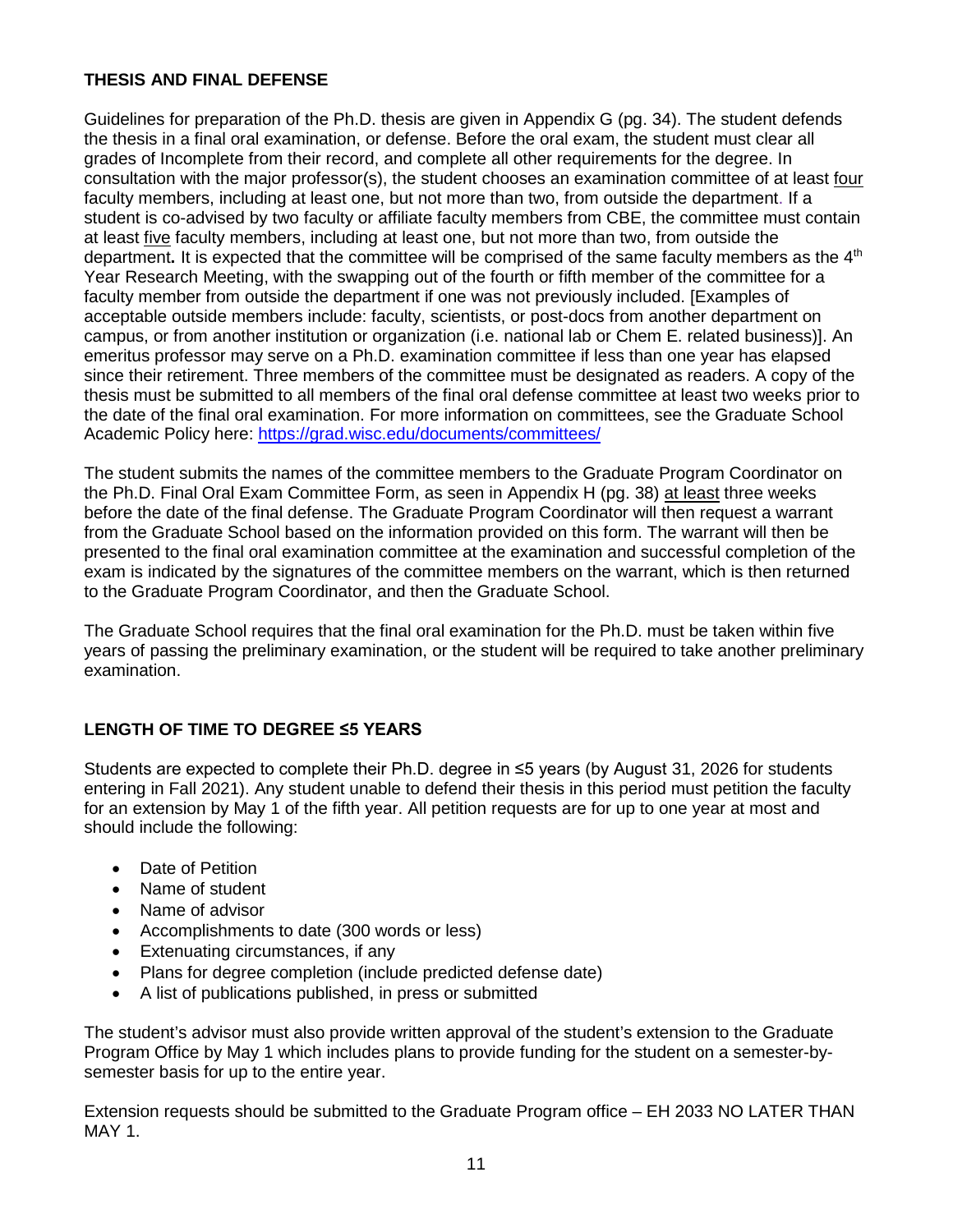## THESIS AND FINAL DEFENSE

Guidelines for preparation of the Ph.D. thesis are given in Appendix G (pg. 34). The student defends the thesis in a final oral examination, or defense. Before the oral exam, the student must clear all grades of Incomplete from their record, and complete all other requirements for the degree. In consultation with the major professor(s), the student chooses an examination committee of at least four faculty members, including at least one, but not more than two, from outside the department. If a student is co-advised by two faculty or affiliate faculty members from CBE, the committee must contain at least five faculty members, including at least one, but not more than two, from outside the department**.** It is expected that the committee will be comprised of the same faculty members as the 4th Year Research Meeting, with the swapping out of the fourth or fifth member of the committee for a faculty member from outside the department if one was not previously included. [Examples of acceptable outside members include: faculty, scientists, or post-docs from another department on campus, or from another institution or organization (i.e. national lab or Chem E. related business)]. An emeritus professor may serve on a Ph.D. examination committee if less than one year has elapsed since their retirement. Three members of the committee must be designated as readers. A copy of the thesis must be submitted to all members of the final oral defense committee at least two weeks prior to the date of the final oral examination. For more information on committees, see the Graduate School Academic Policy here: https://grad.wisc.edu/documents/committees/

The student submits the names of the committee members to the Graduate Program Coordinator on the Ph.D. Final Oral Exam Committee Form, as seen in Appendix H (pg. 38) at least three weeks before the date of the final defense. The Graduate Program Coordinator will then request a warrant from the Graduate School based on the information provided on this form. The warrant will then be presented to the final oral examination committee at the examination and successful completion of the exam is indicated by the signatures of the committee members on the warrant, which is then returned to the Graduate Program Coordinator, and then the Graduate School.

The Graduate School requires that the final oral examination for the Ph.D. must be taken within five years of passing the preliminary examination, or the student will be required to take another preliminary examination.

## LENGTH OF TIME TO DEGREE ≤5 YEARS

Students are expected to complete their Ph.D. degree in ≤5 years (by August 31, 2026 for students entering in Fall 2021). Any student unable to defend their thesis in this period must petition the faculty for an extension by May 1 of the fifth year. All petition requests are for up to one year at most and should include the following:

- Date of Petition
- Name of student
- Name of advisor
- Accomplishments to date (300 words or less)
- Extenuating circumstances, if any
- Plans for degree completion (include predicted defense date)
- A list of publications published, in press or submitted

The student's advisor must also provide written approval of the student's extension to the Graduate Program Office by May 1 which includes plans to provide funding for the student on a semester-by-semester basis for up to the entire year.

Extension requests should be submitted to the Graduate Program office – EH 2033 NO LATER THAN MAY 1.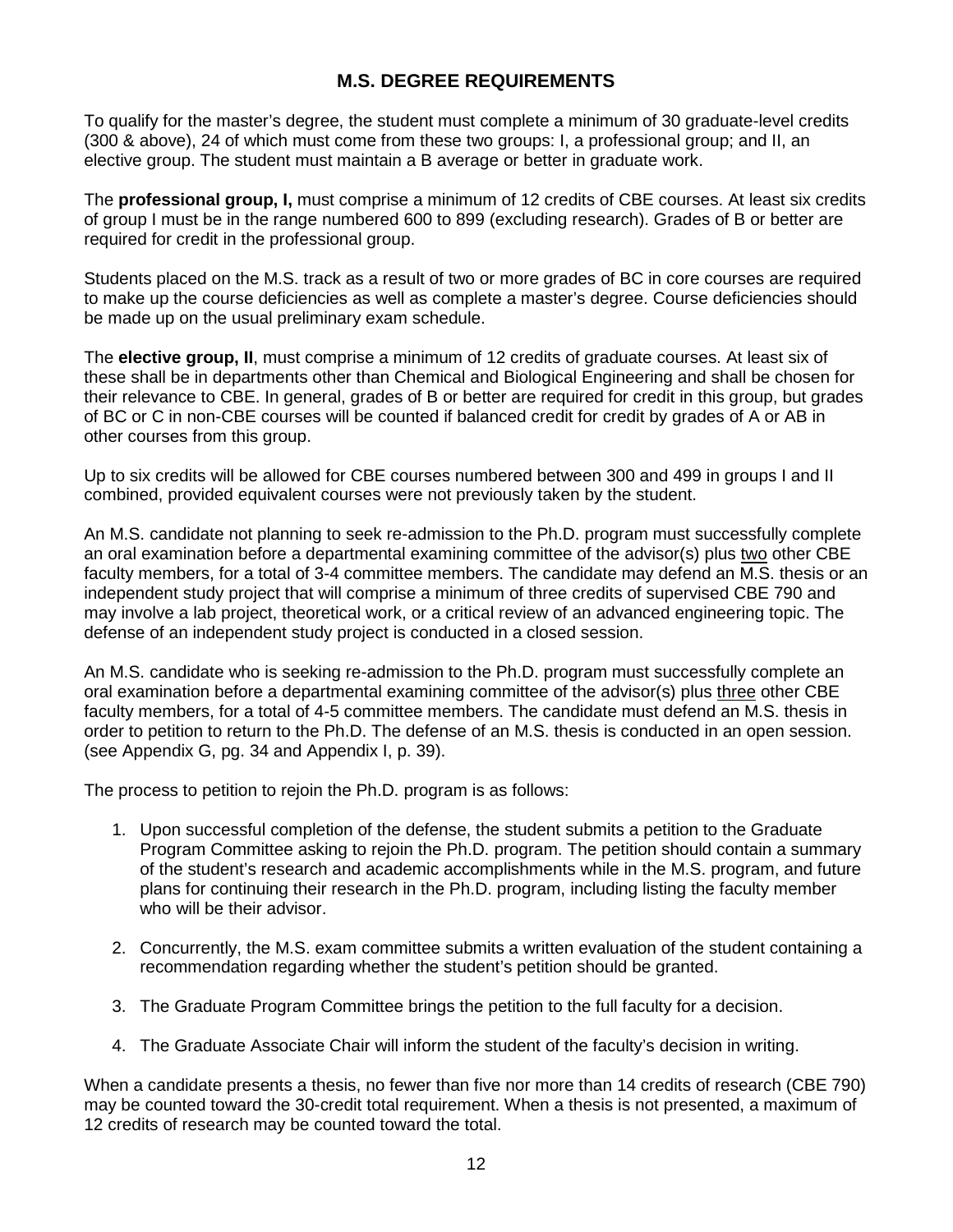## M.S. DEGREE REQUIREMENTS

To qualify for the master's degree, the student must complete a minimum of 30 graduate-level credits (300 & above), 24 of which must come from these two groups: I, a professional group; and II, an elective group. The student must maintain a B average or better in graduate work.

The **professional group, I,** must comprise a minimum of 12 credits of CBE courses. At least six credits of group I must be in the range numbered 600 to 899 (excluding research). Grades of B or better are required for credit in the professional group.

Students placed on the M.S. track as a result of two or more grades of BC in core courses are required to make up the course deficiencies as well as complete a master's degree. Course deficiencies should be made up on the usual preliminary exam schedule.

The **elective group, II**, must comprise a minimum of 12 credits of graduate courses. At least six of these shall be in departments other than Chemical and Biological Engineering and shall be chosen for their relevance to CBE. In general, grades of B or better are required for credit in this group, but grades of BC or C in non-CBE courses will be counted if balanced credit for credit by grades of A or AB in other courses from this group.

Up to six credits will be allowed for CBE courses numbered between 300 and 499 in groups I and II combined, provided equivalent courses were not previously taken by the student.

An M.S. candidate not planning to seek re-admission to the Ph.D. program must successfully complete an oral examination before a departmental examining committee of the advisor(s) plus <u>two</u> other CBE faculty members, for a total of 3-4 committee members. The candidate may defend an M.S. thesis or an independent study project that will comprise a minimum of three credits of supervised CBE 790 and may involve a lab project, theoretical work, or a critical review of an advanced engineering topic. The defense of an independent study project is conducted in a closed session.

An M.S. candidate who is seeking re-admission to the Ph.D. program must successfully complete an oral examination before a departmental examining committee of the advisor(s) plus <u>three</u> other CBE faculty members, for a total of 4-5 committee members. The candidate must defend an M.S. thesis in order to petition to return to the Ph.D. The defense of an M.S. thesis is conducted in an open session. (see Appendix G, pg. 34 and Appendix I, p. 39).

The process to petition to rejoin the Ph.D. program is as follows:

1. Upon successful completion of the defense, the student submits a petition to the Graduate Program Committee asking to rejoin the Ph.D. program. The petition should contain a summary of the student's research and academic accomplishments while in the M.S. program, and future plans for continuing their research in the Ph.D. program, including listing the faculty member who will be their advisor.

2. Concurrently, the M.S. exam committee submits a written evaluation of the student containing a recommendation regarding whether the student's petition should be granted.

3. The Graduate Program Committee brings the petition to the full faculty for a decision.

4. The Graduate Associate Chair will inform the student of the faculty's decision in writing.

When a candidate presents a thesis, no fewer than five nor more than 14 credits of research (CBE 790) may be counted toward the 30-credit total requirement. When a thesis is not presented, a maximum of 12 credits of research may be counted toward the total.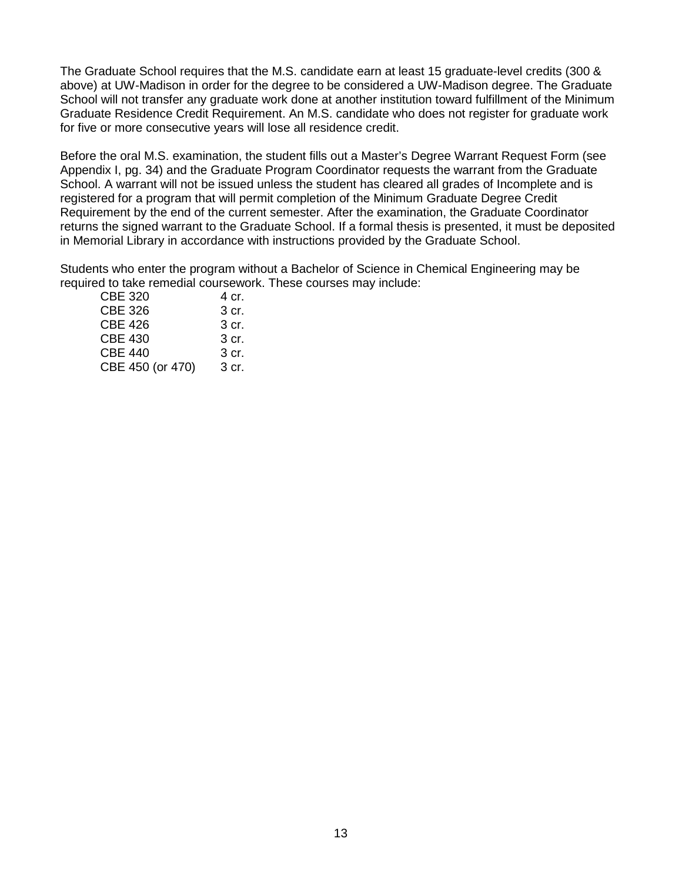The Graduate School requires that the M.S. candidate earn at least 15 graduate-level credits (300 & above) at UW-Madison in order for the degree to be considered a UW-Madison degree. The Graduate School will not transfer any graduate work done at another institution toward fulfillment of the Minimum Graduate Residence Credit Requirement. An M.S. candidate who does not register for graduate work for five or more consecutive years will lose all residence credit.

Before the oral M.S. examination, the student fills out a Master's Degree Warrant Request Form (see Appendix I, pg. 34) and the Graduate Program Coordinator requests the warrant from the Graduate School. A warrant will not be issued unless the student has cleared all grades of Incomplete and is registered for a program that will permit completion of the Minimum Graduate Degree Credit Requirement by the end of the current semester. After the examination, the Graduate Coordinator returns the signed warrant to the Graduate School. If a formal thesis is presented, it must be deposited in Memorial Library in accordance with instructions provided by the Graduate School.

Students who enter the program without a Bachelor of Science in Chemical Engineering may be required to take remedial coursework. These courses may include:

| Course | Credits |
|---|---|
| CBE 320 | 4 cr. |
| CBE 326 | 3 cr. |
| CBE 426 | 3 cr. |
| CBE 430 | 3 cr. |
| CBE 440 | 3 cr. |
| CBE 450 (or 470) | 3 cr. |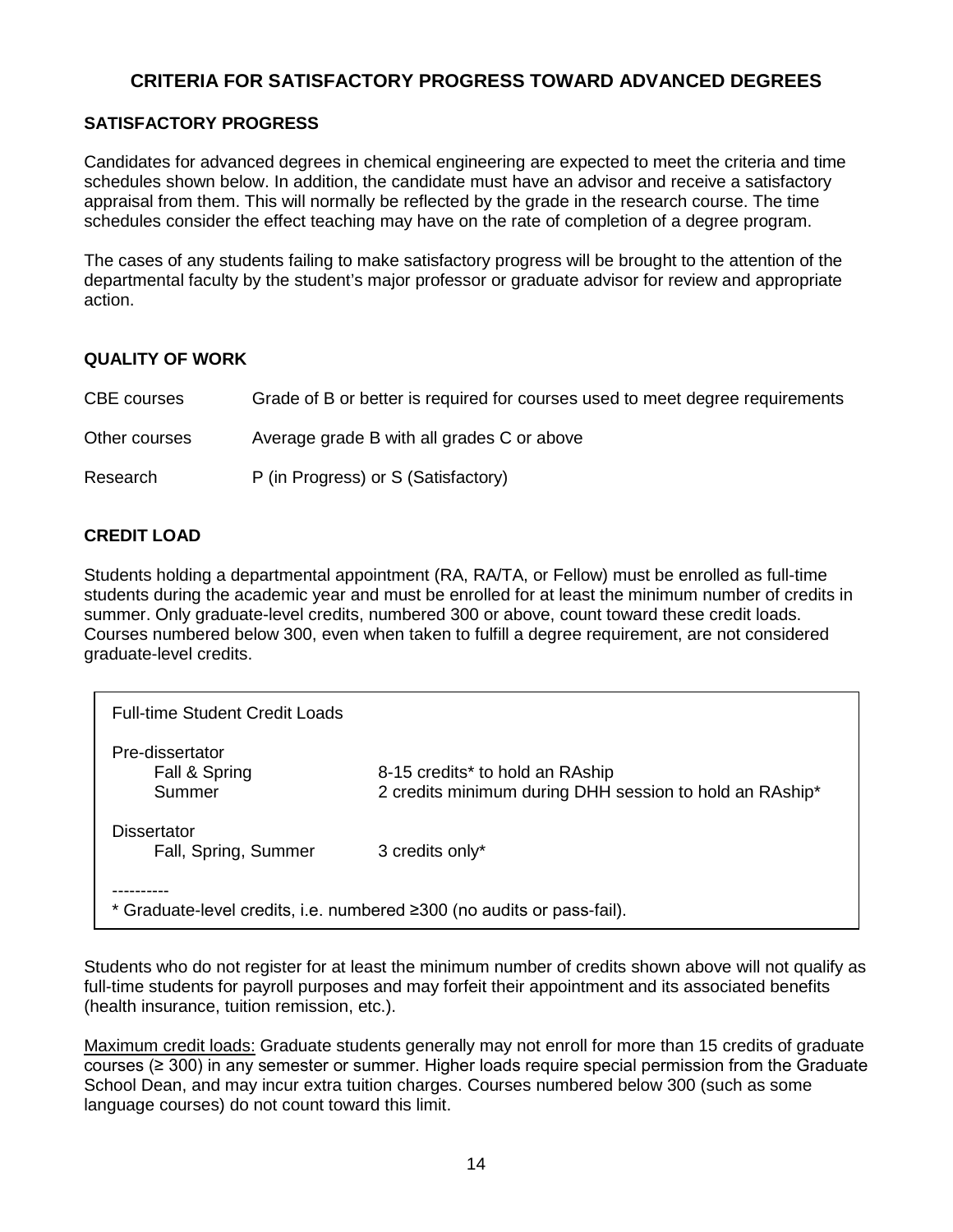# CRITERIA FOR SATISFACTORY PROGRESS TOWARD ADVANCED DEGREES

## SATISFACTORY PROGRESS

Candidates for advanced degrees in chemical engineering are expected to meet the criteria and time schedules shown below. In addition, the candidate must have an advisor and receive a satisfactory appraisal from them. This will normally be reflected by the grade in the research course. The time schedules consider the effect teaching may have on the rate of completion of a degree program.

The cases of any students failing to make satisfactory progress will be brought to the attention of the departmental faculty by the student's major professor or graduate advisor for review and appropriate action.

## QUALITY OF WORK

| | |
|---|---|
| CBE courses | Grade of B or better is required for courses used to meet degree requirements |
| Other courses | Average grade B with all grades C or above |
| Research | P (in Progress) or S (Satisfactory) |

## CREDIT LOAD

Students holding a departmental appointment (RA, RA/TA, or Fellow) must be enrolled as full-time students during the academic year and must be enrolled for at least the minimum number of credits in summer. Only graduate-level credits, numbered 300 or above, count toward these credit loads. Courses numbered below 300, even when taken to fulfill a degree requirement, are not considered graduate-level credits.

| Full-time Student Credit Loads | |
|---|---|
| **Pre-dissertator** | |
| Fall & Spring | 8-15 credits* to hold an RAship |
| Summer | 2 credits minimum during DHH session to hold an RAship* |
| **Dissertator** | |
| Fall, Spring, Summer | 3 credits only* |

----------
* Graduate-level credits, i.e. numbered ≥300 (no audits or pass-fail).

Students who do not register for at least the minimum number of credits shown above will not qualify as full-time students for payroll purposes and may forfeit their appointment and its associated benefits (health insurance, tuition remission, etc.).

Maximum credit loads: Graduate students generally may not enroll for more than 15 credits of graduate courses (≥ 300) in any semester or summer. Higher loads require special permission from the Graduate School Dean, and may incur extra tuition charges. Courses numbered below 300 (such as some language courses) do not count toward this limit.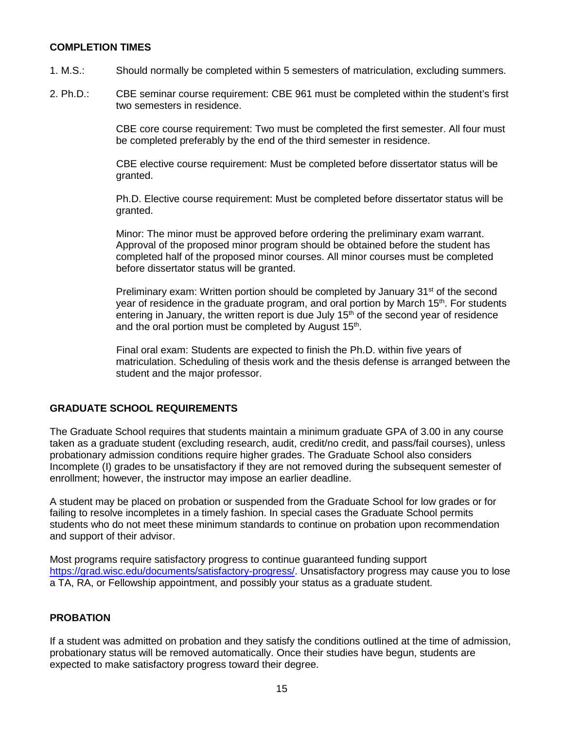## COMPLETION TIMES

1. M.S.: Should normally be completed within 5 semesters of matriculation, excluding summers.

2. Ph.D.: CBE seminar course requirement: CBE 961 must be completed within the student's first two semesters in residence.

   CBE core course requirement: Two must be completed the first semester. All four must be completed preferably by the end of the third semester in residence.

   CBE elective course requirement: Must be completed before dissertator status will be granted.

   Ph.D. Elective course requirement: Must be completed before dissertator status will be granted.

   Minor: The minor must be approved before ordering the preliminary exam warrant. Approval of the proposed minor program should be obtained before the student has completed half of the proposed minor courses. All minor courses must be completed before dissertator status will be granted.

   Preliminary exam: Written portion should be completed by January 31st of the second year of residence in the graduate program, and oral portion by March 15th. For students entering in January, the written report is due July 15th of the second year of residence and the oral portion must be completed by August 15th.

   Final oral exam: Students are expected to finish the Ph.D. within five years of matriculation. Scheduling of thesis work and the thesis defense is arranged between the student and the major professor.

## GRADUATE SCHOOL REQUIREMENTS

The Graduate School requires that students maintain a minimum graduate GPA of 3.00 in any course taken as a graduate student (excluding research, audit, credit/no credit, and pass/fail courses), unless probationary admission conditions require higher grades. The Graduate School also considers Incomplete (I) grades to be unsatisfactory if they are not removed during the subsequent semester of enrollment; however, the instructor may impose an earlier deadline.

A student may be placed on probation or suspended from the Graduate School for low grades or for failing to resolve incompletes in a timely fashion. In special cases the Graduate School permits students who do not meet these minimum standards to continue on probation upon recommendation and support of their advisor.

Most programs require satisfactory progress to continue guaranteed funding support https://grad.wisc.edu/documents/satisfactory-progress/. Unsatisfactory progress may cause you to lose a TA, RA, or Fellowship appointment, and possibly your status as a graduate student.

## PROBATION

If a student was admitted on probation and they satisfy the conditions outlined at the time of admission, probationary status will be removed automatically. Once their studies have begun, students are expected to make satisfactory progress toward their degree.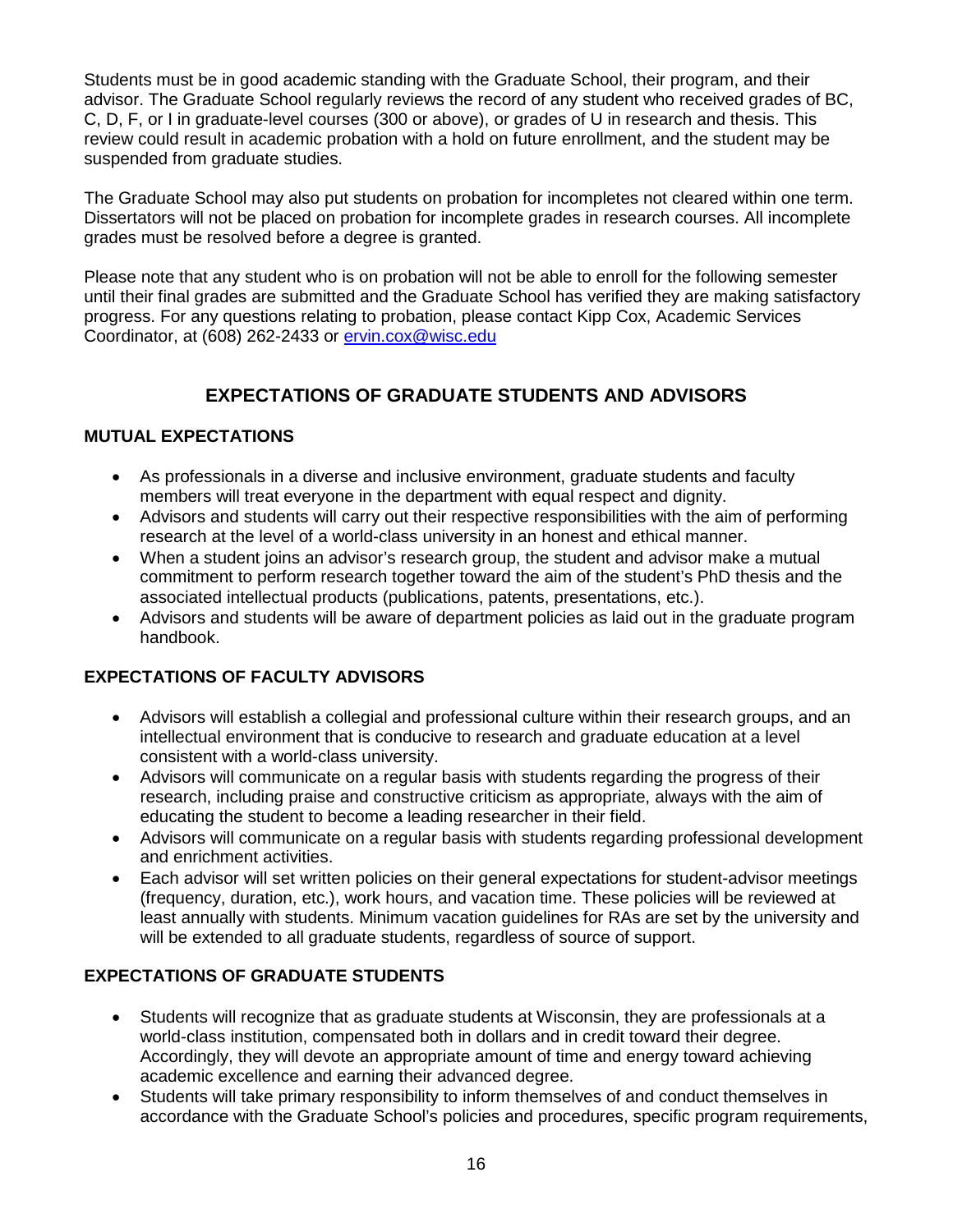Students must be in good academic standing with the Graduate School, their program, and their advisor. The Graduate School regularly reviews the record of any student who received grades of BC, C, D, F, or I in graduate-level courses (300 or above), or grades of U in research and thesis. This review could result in academic probation with a hold on future enrollment, and the student may be suspended from graduate studies.

The Graduate School may also put students on probation for incompletes not cleared within one term. Dissertators will not be placed on probation for incomplete grades in research courses. All incomplete grades must be resolved before a degree is granted.

Please note that any student who is on probation will not be able to enroll for the following semester until their final grades are submitted and the Graduate School has verified they are making satisfactory progress. For any questions relating to probation, please contact Kipp Cox, Academic Services Coordinator, at (608) 262-2433 or [ervin.cox@wisc.edu](mailto:ervin.cox@wisc.edu)

## EXPECTATIONS OF GRADUATE STUDENTS AND ADVISORS

### MUTUAL EXPECTATIONS

- As professionals in a diverse and inclusive environment, graduate students and faculty members will treat everyone in the department with equal respect and dignity.
- Advisors and students will carry out their respective responsibilities with the aim of performing research at the level of a world-class university in an honest and ethical manner.
- When a student joins an advisor's research group, the student and advisor make a mutual commitment to perform research together toward the aim of the student's PhD thesis and the associated intellectual products (publications, patents, presentations, etc.).
- Advisors and students will be aware of department policies as laid out in the graduate program handbook.

### EXPECTATIONS OF FACULTY ADVISORS

- Advisors will establish a collegial and professional culture within their research groups, and an intellectual environment that is conducive to research and graduate education at a level consistent with a world-class university.
- Advisors will communicate on a regular basis with students regarding the progress of their research, including praise and constructive criticism as appropriate, always with the aim of educating the student to become a leading researcher in their field.
- Advisors will communicate on a regular basis with students regarding professional development and enrichment activities.
- Each advisor will set written policies on their general expectations for student-advisor meetings (frequency, duration, etc.), work hours, and vacation time. These policies will be reviewed at least annually with students. Minimum vacation guidelines for RAs are set by the university and will be extended to all graduate students, regardless of source of support.

### EXPECTATIONS OF GRADUATE STUDENTS

- Students will recognize that as graduate students at Wisconsin, they are professionals at a world-class institution, compensated both in dollars and in credit toward their degree. Accordingly, they will devote an appropriate amount of time and energy toward achieving academic excellence and earning their advanced degree.
- Students will take primary responsibility to inform themselves of and conduct themselves in accordance with the Graduate School's policies and procedures, specific program requirements,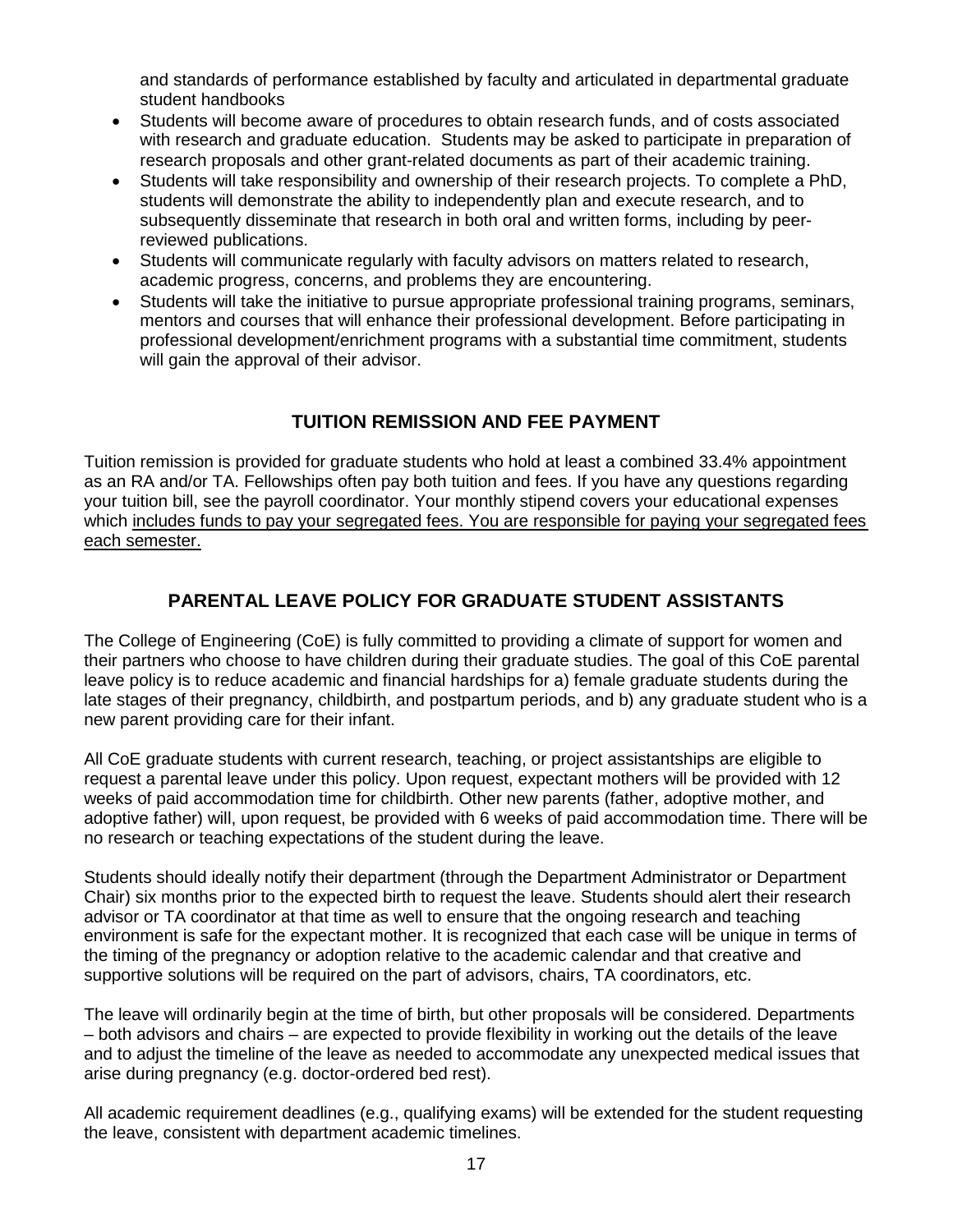and standards of performance established by faculty and articulated in departmental graduate student handbooks

- Students will become aware of procedures to obtain research funds, and of costs associated with research and graduate education. Students may be asked to participate in preparation of research proposals and other grant-related documents as part of their academic training.
- Students will take responsibility and ownership of their research projects. To complete a PhD, students will demonstrate the ability to independently plan and execute research, and to subsequently disseminate that research in both oral and written forms, including by peer-reviewed publications.
- Students will communicate regularly with faculty advisors on matters related to research, academic progress, concerns, and problems they are encountering.
- Students will take the initiative to pursue appropriate professional training programs, seminars, mentors and courses that will enhance their professional development. Before participating in professional development/enrichment programs with a substantial time commitment, students will gain the approval of their advisor.

## TUITION REMISSION AND FEE PAYMENT

Tuition remission is provided for graduate students who hold at least a combined 33.4% appointment as an RA and/or TA. Fellowships often pay both tuition and fees. If you have any questions regarding your tuition bill, see the payroll coordinator. Your monthly stipend covers your educational expenses which includes funds to pay your segregated fees. You are responsible for paying your segregated fees each semester.

## PARENTAL LEAVE POLICY FOR GRADUATE STUDENT ASSISTANTS

The College of Engineering (CoE) is fully committed to providing a climate of support for women and their partners who choose to have children during their graduate studies. The goal of this CoE parental leave policy is to reduce academic and financial hardships for a) female graduate students during the late stages of their pregnancy, childbirth, and postpartum periods, and b) any graduate student who is a new parent providing care for their infant.

All CoE graduate students with current research, teaching, or project assistantships are eligible to request a parental leave under this policy. Upon request, expectant mothers will be provided with 12 weeks of paid accommodation time for childbirth. Other new parents (father, adoptive mother, and adoptive father) will, upon request, be provided with 6 weeks of paid accommodation time. There will be no research or teaching expectations of the student during the leave.

Students should ideally notify their department (through the Department Administrator or Department Chair) six months prior to the expected birth to request the leave. Students should alert their research advisor or TA coordinator at that time as well to ensure that the ongoing research and teaching environment is safe for the expectant mother. It is recognized that each case will be unique in terms of the timing of the pregnancy or adoption relative to the academic calendar and that creative and supportive solutions will be required on the part of advisors, chairs, TA coordinators, etc.

The leave will ordinarily begin at the time of birth, but other proposals will be considered. Departments – both advisors and chairs – are expected to provide flexibility in working out the details of the leave and to adjust the timeline of the leave as needed to accommodate any unexpected medical issues that arise during pregnancy (e.g. doctor-ordered bed rest).

All academic requirement deadlines (e.g., qualifying exams) will be extended for the student requesting the leave, consistent with department academic timelines.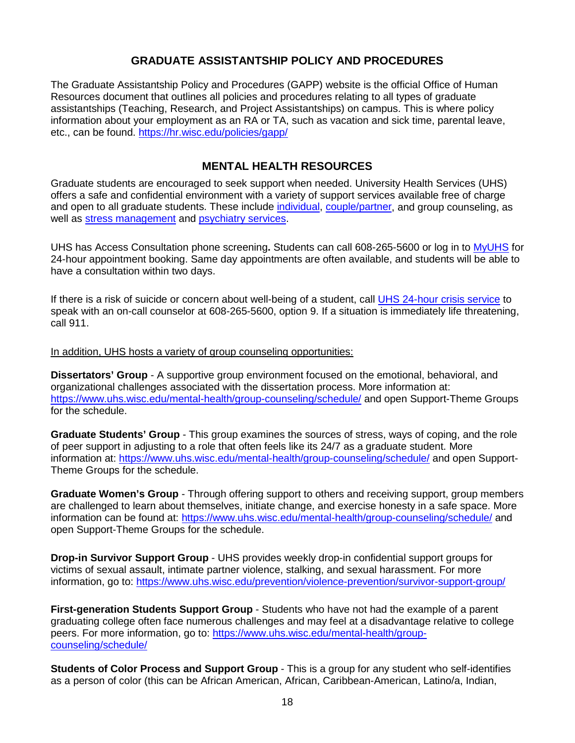## GRADUATE ASSISTANTSHIP POLICY AND PROCEDURES

The Graduate Assistantship Policy and Procedures (GAPP) website is the official Office of Human Resources document that outlines all policies and procedures relating to all types of graduate assistantships (Teaching, Research, and Project Assistantships) on campus. This is where policy information about your employment as an RA or TA, such as vacation and sick time, parental leave, etc., can be found. https://hr.wisc.edu/policies/gapp/

## MENTAL HEALTH RESOURCES

Graduate students are encouraged to seek support when needed. University Health Services (UHS) offers a safe and confidential environment with a variety of support services available free of charge and open to all graduate students. These include individual, couple/partner, and group counseling, as well as stress management and psychiatry services.

UHS has Access Consultation phone screening**.** Students can call 608-265-5600 or log in to MyUHS for 24-hour appointment booking. Same day appointments are often available, and students will be able to have a consultation within two days.

If there is a risk of suicide or concern about well-being of a student, call UHS 24-hour crisis service to speak with an on-call counselor at 608-265-5600, option 9. If a situation is immediately life threatening, call 911.

In addition, UHS hosts a variety of group counseling opportunities:

**Dissertators' Group** - A supportive group environment focused on the emotional, behavioral, and organizational challenges associated with the dissertation process. More information at: https://www.uhs.wisc.edu/mental-health/group-counseling/schedule/ and open Support-Theme Groups for the schedule.

**Graduate Students' Group** - This group examines the sources of stress, ways of coping, and the role of peer support in adjusting to a role that often feels like its 24/7 as a graduate student. More information at: https://www.uhs.wisc.edu/mental-health/group-counseling/schedule/ and open Support-Theme Groups for the schedule.

**Graduate Women's Group** - Through offering support to others and receiving support, group members are challenged to learn about themselves, initiate change, and exercise honesty in a safe space. More information can be found at: https://www.uhs.wisc.edu/mental-health/group-counseling/schedule/ and open Support-Theme Groups for the schedule.

**Drop-in Survivor Support Group** - UHS provides weekly drop-in confidential support groups for victims of sexual assault, intimate partner violence, stalking, and sexual harassment. For more information, go to: https://www.uhs.wisc.edu/prevention/violence-prevention/survivor-support-group/

**First-generation Students Support Group** - Students who have not had the example of a parent graduating college often face numerous challenges and may feel at a disadvantage relative to college peers. For more information, go to: https://www.uhs.wisc.edu/mental-health/group-counseling/schedule/

**Students of Color Process and Support Group** - This is a group for any student who self-identifies as a person of color (this can be African American, African, Caribbean-American, Latino/a, Indian,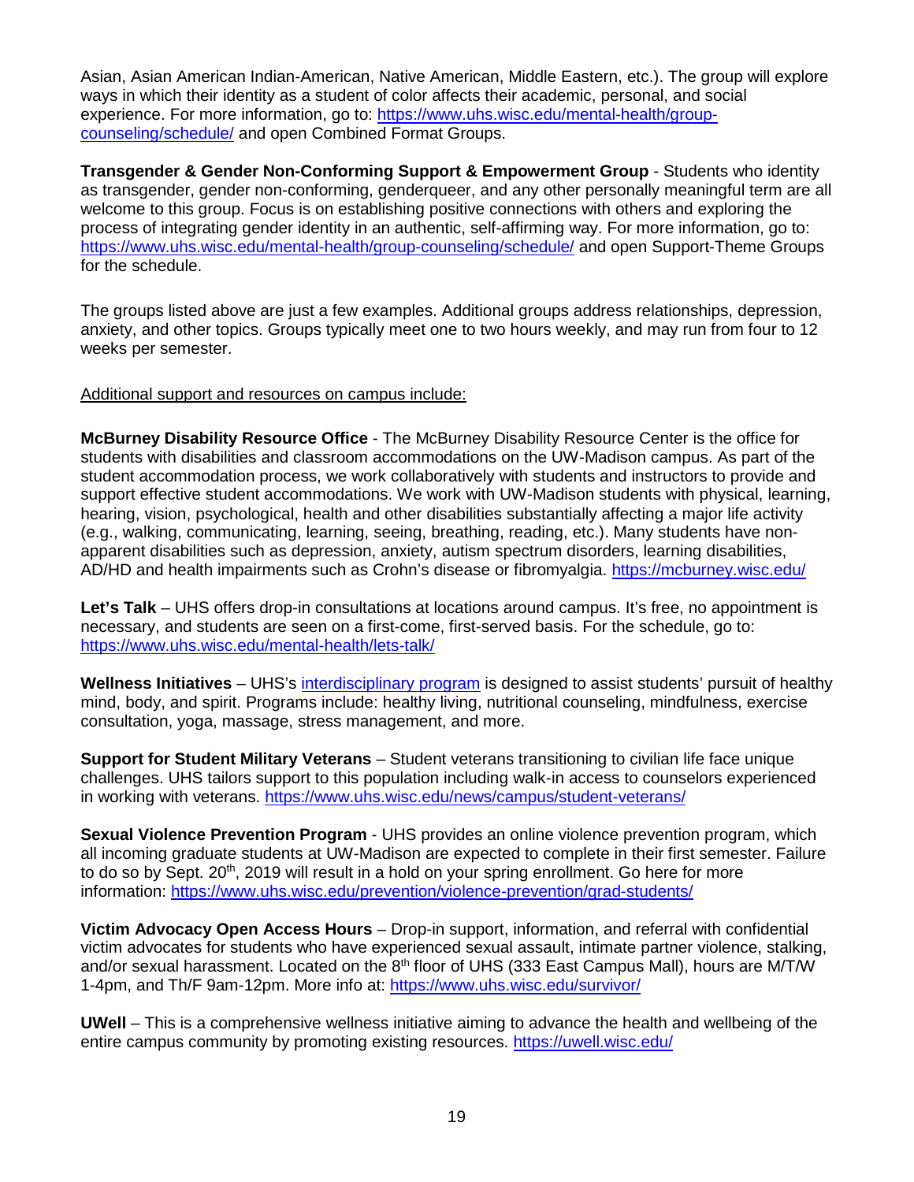Asian, Asian American Indian-American, Native American, Middle Eastern, etc.). The group will explore ways in which their identity as a student of color affects their academic, personal, and social experience. For more information, go to: https://www.uhs.wisc.edu/mental-health/group-counseling/schedule/ and open Combined Format Groups.

**Transgender & Gender Non-Conforming Support & Empowerment Group** - Students who identity as transgender, gender non-conforming, genderqueer, and any other personally meaningful term are all welcome to this group. Focus is on establishing positive connections with others and exploring the process of integrating gender identity in an authentic, self-affirming way. For more information, go to: https://www.uhs.wisc.edu/mental-health/group-counseling/schedule/ and open Support-Theme Groups for the schedule.

The groups listed above are just a few examples. Additional groups address relationships, depression, anxiety, and other topics. Groups typically meet one to two hours weekly, and may run from four to 12 weeks per semester.

Additional support and resources on campus include:

**McBurney Disability Resource Office** - The McBurney Disability Resource Center is the office for students with disabilities and classroom accommodations on the UW-Madison campus. As part of the student accommodation process, we work collaboratively with students and instructors to provide and support effective student accommodations. We work with UW-Madison students with physical, learning, hearing, vision, psychological, health and other disabilities substantially affecting a major life activity (e.g., walking, communicating, learning, seeing, breathing, reading, etc.). Many students have non-apparent disabilities such as depression, anxiety, autism spectrum disorders, learning disabilities, AD/HD and health impairments such as Crohn's disease or fibromyalgia. https://mcburney.wisc.edu/

**Let's Talk** – UHS offers drop-in consultations at locations around campus. It's free, no appointment is necessary, and students are seen on a first-come, first-served basis. For the schedule, go to: https://www.uhs.wisc.edu/mental-health/lets-talk/

**Wellness Initiatives** – UHS's interdisciplinary program is designed to assist students' pursuit of healthy mind, body, and spirit. Programs include: healthy living, nutritional counseling, mindfulness, exercise consultation, yoga, massage, stress management, and more.

**Support for Student Military Veterans** – Student veterans transitioning to civilian life face unique challenges. UHS tailors support to this population including walk-in access to counselors experienced in working with veterans. https://www.uhs.wisc.edu/news/campus/student-veterans/

**Sexual Violence Prevention Program** - UHS provides an online violence prevention program, which all incoming graduate students at UW-Madison are expected to complete in their first semester. Failure to do so by Sept. 20th, 2019 will result in a hold on your spring enrollment. Go here for more information: https://www.uhs.wisc.edu/prevention/violence-prevention/grad-students/

**Victim Advocacy Open Access Hours** – Drop-in support, information, and referral with confidential victim advocates for students who have experienced sexual assault, intimate partner violence, stalking, and/or sexual harassment. Located on the 8th floor of UHS (333 East Campus Mall), hours are M/T/W 1-4pm, and Th/F 9am-12pm. More info at: https://www.uhs.wisc.edu/survivor/

**UWell** – This is a comprehensive wellness initiative aiming to advance the health and wellbeing of the entire campus community by promoting existing resources. https://uwell.wisc.edu/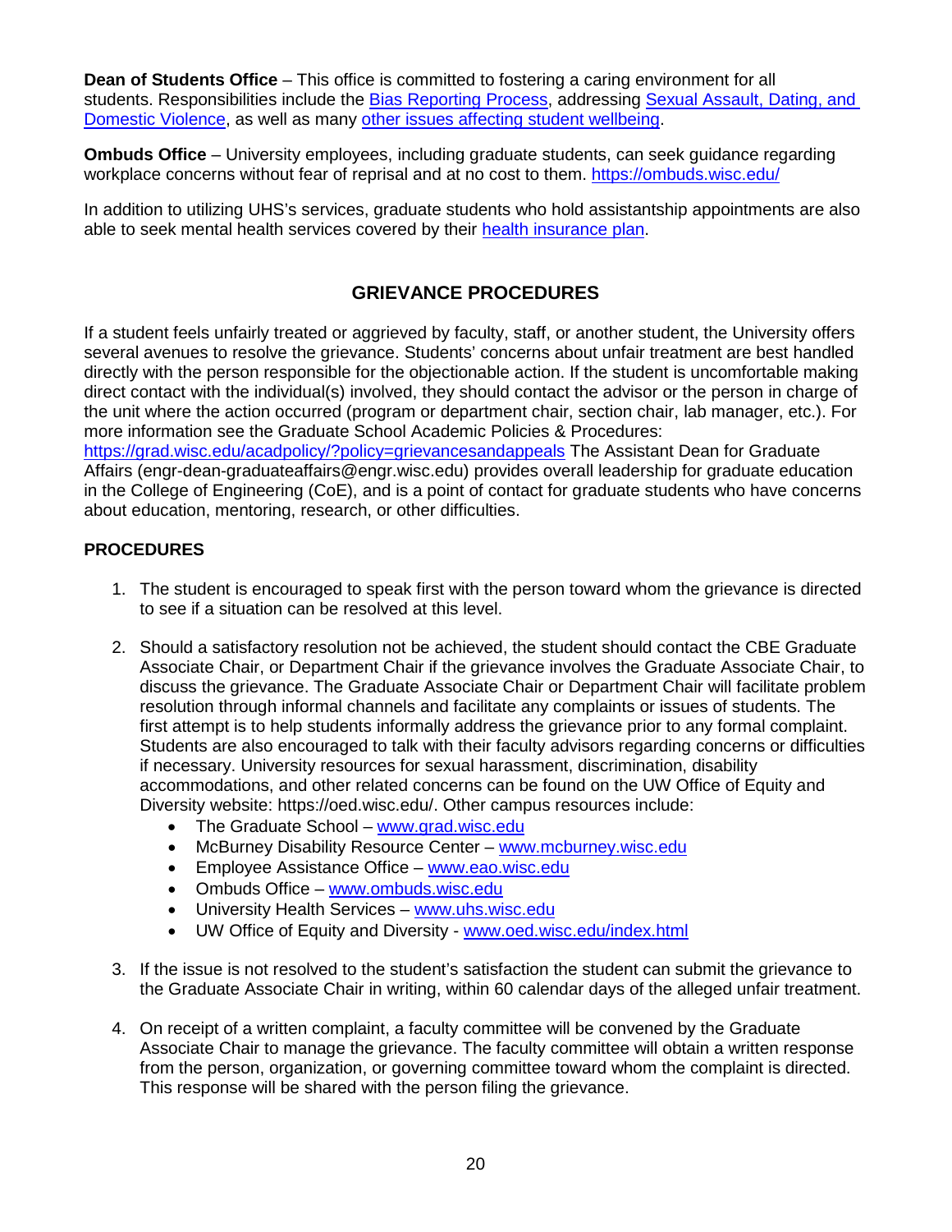**Dean of Students Office** – This office is committed to fostering a caring environment for all students. Responsibilities include the Bias Reporting Process, addressing Sexual Assault, Dating, and Domestic Violence, as well as many other issues affecting student wellbeing.

**Ombuds Office** – University employees, including graduate students, can seek guidance regarding workplace concerns without fear of reprisal and at no cost to them. https://ombuds.wisc.edu/

In addition to utilizing UHS's services, graduate students who hold assistantship appointments are also able to seek mental health services covered by their health insurance plan.

## GRIEVANCE PROCEDURES

If a student feels unfairly treated or aggrieved by faculty, staff, or another student, the University offers several avenues to resolve the grievance. Students' concerns about unfair treatment are best handled directly with the person responsible for the objectionable action. If the student is uncomfortable making direct contact with the individual(s) involved, they should contact the advisor or the person in charge of the unit where the action occurred (program or department chair, section chair, lab manager, etc.). For more information see the Graduate School Academic Policies & Procedures: https://grad.wisc.edu/acadpolicy/?policy=grievancesandappeals The Assistant Dean for Graduate Affairs (engr-dean-graduateaffairs@engr.wisc.edu) provides overall leadership for graduate education in the College of Engineering (CoE), and is a point of contact for graduate students who have concerns about education, mentoring, research, or other difficulties.

### PROCEDURES

1. The student is encouraged to speak first with the person toward whom the grievance is directed to see if a situation can be resolved at this level.

2. Should a satisfactory resolution not be achieved, the student should contact the CBE Graduate Associate Chair, or Department Chair if the grievance involves the Graduate Associate Chair, to discuss the grievance. The Graduate Associate Chair or Department Chair will facilitate problem resolution through informal channels and facilitate any complaints or issues of students. The first attempt is to help students informally address the grievance prior to any formal complaint. Students are also encouraged to talk with their faculty advisors regarding concerns or difficulties if necessary. University resources for sexual harassment, disability accommodations, and other related concerns can be found on the UW Office of Equity and Diversity website: https://oed.wisc.edu/. Other campus resources include:
   - The Graduate School – www.grad.wisc.edu
   - McBurney Disability Resource Center – www.mcburney.wisc.edu
   - Employee Assistance Office – www.eao.wisc.edu
   - Ombuds Office – www.ombuds.wisc.edu
   - University Health Services – www.uhs.wisc.edu
   - UW Office of Equity and Diversity - www.oed.wisc.edu/index.html

3. If the issue is not resolved to the student's satisfaction the student can submit the grievance to the Graduate Associate Chair in writing, within 60 calendar days of the alleged unfair treatment.

4. On receipt of a written complaint, a faculty committee will be convened by the Graduate Associate Chair to manage the grievance. The faculty committee will obtain a written response from the person, organization, or governing committee toward whom the complaint is directed. This response will be shared with the person filing the grievance.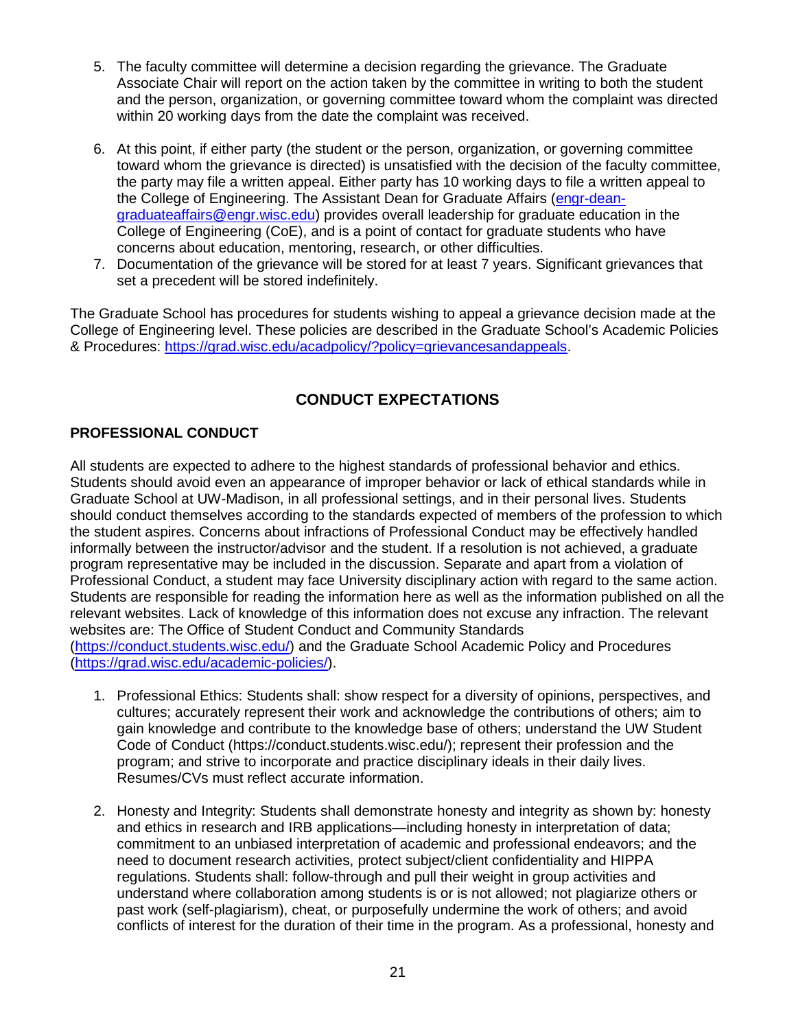5. The faculty committee will determine a decision regarding the grievance. The Graduate Associate Chair will report on the action taken by the committee in writing to both the student and the person, organization, or governing committee toward whom the complaint was directed within 20 working days from the date the complaint was received.

6. At this point, if either party (the student or the person, organization, or governing committee toward whom the grievance is directed) is unsatisfied with the decision of the faculty committee, the party may file a written appeal. Either party has 10 working days to file a written appeal to the College of Engineering. The Assistant Dean for Graduate Affairs (engr-dean-graduateaffairs@engr.wisc.edu) provides overall leadership for graduate education in the College of Engineering (CoE), and is a point of contact for graduate students who have concerns about education, mentoring, research, or other difficulties.
7. Documentation of the grievance will be stored for at least 7 years. Significant grievances that set a precedent will be stored indefinitely.

The Graduate School has procedures for students wishing to appeal a grievance decision made at the College of Engineering level. These policies are described in the Graduate School's Academic Policies & Procedures: https://grad.wisc.edu/acadpolicy/?policy=grievancesandappeals.

## CONDUCT EXPECTATIONS

### PROFESSIONAL CONDUCT

All students are expected to adhere to the highest standards of professional behavior and ethics. Students should avoid even an appearance of improper behavior or lack of ethical standards while in Graduate School at UW-Madison, in all professional settings, and in their personal lives. Students should conduct themselves according to the standards expected of members of the profession to which the student aspires. Concerns about infractions of Professional Conduct may be effectively handled informally between the instructor/advisor and the student. If a resolution is not achieved, a graduate program representative may be included in the discussion. Separate and apart from a violation of Professional Conduct, a student may face University disciplinary action with regard to the same action. Students are responsible for reading the information here as well as the information published on all the relevant websites. Lack of knowledge of this information does not excuse any infraction. The relevant websites are: The Office of Student Conduct and Community Standards (https://conduct.students.wisc.edu/) and the Graduate School Academic Policy and Procedures (https://grad.wisc.edu/academic-policies/).

1. Professional Ethics: Students shall: show respect for a diversity of opinions, perspectives, and cultures; accurately represent their work and acknowledge the contributions of others; aim to gain knowledge and contribute to the knowledge base of others; understand the UW Student Code of Conduct (https://conduct.students.wisc.edu/); represent their profession and the program; and strive to incorporate and practice disciplinary ideals in their daily lives. Resumes/CVs must reflect accurate information.

2. Honesty and Integrity: Students shall demonstrate honesty and integrity as shown by: honesty and ethics in research and IRB applications—including honesty in interpretation of data; commitment to an unbiased interpretation of academic and professional endeavors; and the need to document research activities, protect subject/client confidentiality and HIPPA regulations. Students shall: follow-through and pull their weight in group activities and understand where collaboration among students is or is not allowed; not plagiarize others or past work (self-plagiarism), cheat, or purposefully undermine the work of others; and avoid conflicts of interest for the duration of their time in the program. As a professional, honesty and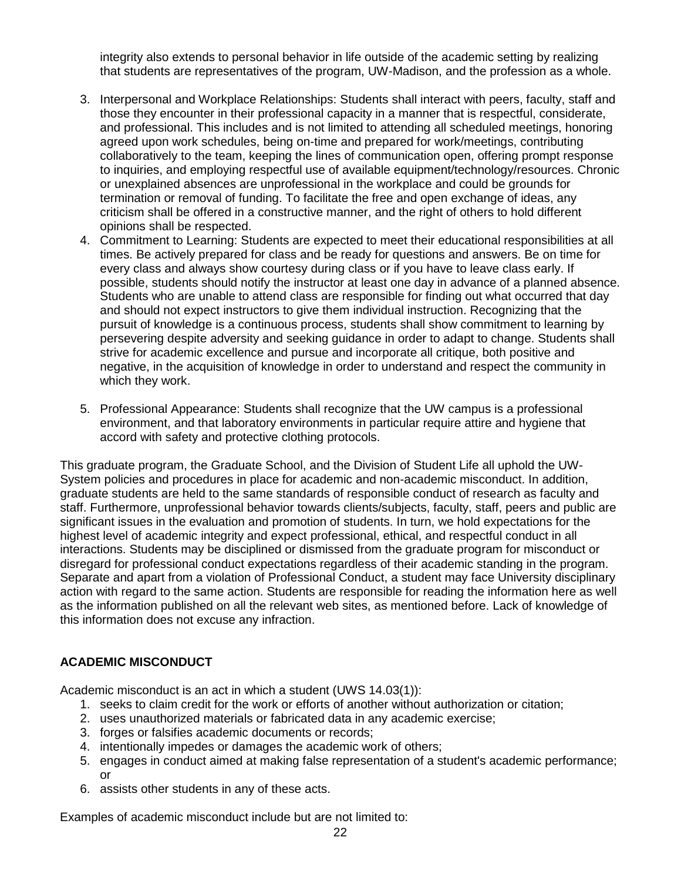integrity also extends to personal behavior in life outside of the academic setting by realizing that students are representatives of the program, UW-Madison, and the profession as a whole.

3. Interpersonal and Workplace Relationships: Students shall interact with peers, faculty, staff and those they encounter in their professional capacity in a manner that is respectful, considerate, and professional. This includes and is not limited to attending all scheduled meetings, honoring agreed upon work schedules, being on-time and prepared for work/meetings, contributing collaboratively to the team, keeping the lines of communication open, offering prompt response to inquiries, and employing respectful use of available equipment/technology/resources. Chronic or unexplained absences are unprofessional in the workplace and could be grounds for termination or removal of funding. To facilitate the free and open exchange of ideas, any criticism shall be offered in a constructive manner, and the right of others to hold different opinions shall be respected.
4. Commitment to Learning: Students are expected to meet their educational responsibilities at all times. Be actively prepared for class and be ready for questions and answers. Be on time for every class and always show courtesy during class or if you have to leave class early. If possible, students should notify the instructor at least one day in advance of a planned absence. Students who are unable to attend class are responsible for finding out what occurred that day and should not expect instructors to give them individual instruction. Recognizing that the pursuit of knowledge is a continuous process, students shall show commitment to learning by persevering despite adversity and seeking guidance in order to adapt to change. Students shall strive for academic excellence and pursue and incorporate all critique, both positive and negative, in the acquisition of knowledge in order to understand and respect the community in which they work.
5. Professional Appearance: Students shall recognize that the UW campus is a professional environment, and that laboratory environments in particular require attire and hygiene that accord with safety and protective clothing protocols.

This graduate program, the Graduate School, and the Division of Student Life all uphold the UW-System policies and procedures in place for academic and non-academic misconduct. In addition, graduate students are held to the same standards of responsible conduct of research as faculty and staff. Furthermore, unprofessional behavior towards clients/subjects, faculty, staff, peers and public are significant issues in the evaluation and promotion of students. In turn, we hold expectations for the highest level of academic integrity and expect professional, ethical, and respectful conduct in all interactions. Students may be disciplined or dismissed from the graduate program for misconduct or disregard for professional conduct expectations regardless of their academic standing in the program. Separate and apart from a violation of Professional Conduct, a student may face University disciplinary action with regard to the same action. Students are responsible for reading the information here as well as the information published on all the relevant web sites, as mentioned before. Lack of knowledge of this information does not excuse any infraction.

## ACADEMIC MISCONDUCT

Academic misconduct is an act in which a student (UWS 14.03(1)):

1. seeks to claim credit for the work or efforts of another without authorization or citation;
2. uses unauthorized materials or fabricated data in any academic exercise;
3. forges or falsifies academic documents or records;
4. intentionally impedes or damages the academic work of others;
5. engages in conduct aimed at making false representation of a student's academic performance; or
6. assists other students in any of these acts.

Examples of academic misconduct include but are not limited to: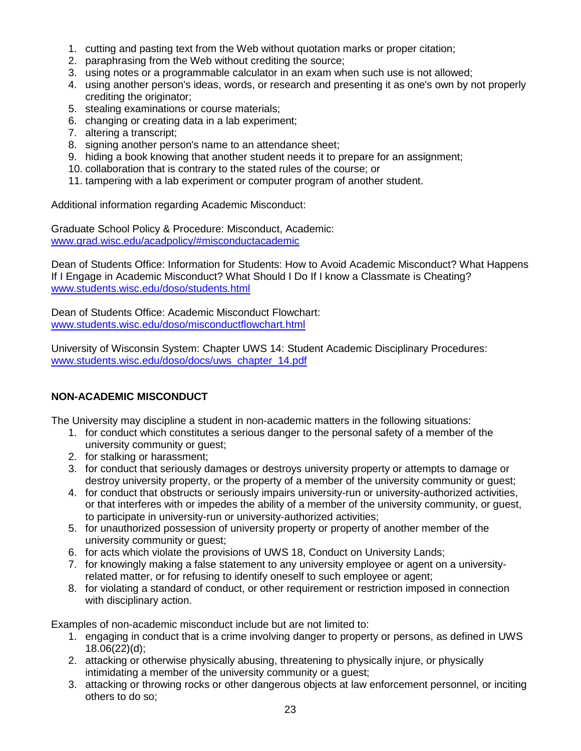1. cutting and pasting text from the Web without quotation marks or proper citation;
2. paraphrasing from the Web without crediting the source;
3. using notes or a programmable calculator in an exam when such use is not allowed;
4. using another person's ideas, words, or research and presenting it as one's own by not properly crediting the originator;
5. stealing examinations or course materials;
6. changing or creating data in a lab experiment;
7. altering a transcript;
8. signing another person's name to an attendance sheet;
9. hiding a book knowing that another student needs it to prepare for an assignment;
10. collaboration that is contrary to the stated rules of the course; or
11. tampering with a lab experiment or computer program of another student.

Additional information regarding Academic Misconduct:

Graduate School Policy & Procedure: Misconduct, Academic:
[www.grad.wisc.edu/acadpolicy/#misconductacademic](www.grad.wisc.edu/acadpolicy/#misconductacademic)

Dean of Students Office: Information for Students: How to Avoid Academic Misconduct? What Happens If I Engage in Academic Misconduct? What Should I Do If I know a Classmate is Cheating?
[www.students.wisc.edu/doso/students.html](www.students.wisc.edu/doso/students.html)

Dean of Students Office: Academic Misconduct Flowchart:
[www.students.wisc.edu/doso/misconductflowchart.html](www.students.wisc.edu/doso/misconductflowchart.html)

University of Wisconsin System: Chapter UWS 14: Student Academic Disciplinary Procedures:
[www.students.wisc.edu/doso/docs/uws_chapter_14.pdf](www.students.wisc.edu/doso/docs/uws_chapter_14.pdf)

## NON-ACADEMIC MISCONDUCT

The University may discipline a student in non-academic matters in the following situations:

1. for conduct which constitutes a serious danger to the personal safety of a member of the university community or guest;
2. for stalking or harassment;
3. for conduct that seriously damages or destroys university property or attempts to damage or destroy university property, or the property of a member of the university community or guest;
4. for conduct that obstructs or seriously impairs university-run or university-authorized activities, or that interferes with or impedes the ability of a member of the university community, or guest, to participate in university-run or university-authorized activities;
5. for unauthorized possession of university property or property of another member of the university community or guest;
6. for acts which violate the provisions of UWS 18, Conduct on University Lands;
7. for knowingly making a false statement to any university employee or agent on a university-related matter, or for refusing to identify oneself to such employee or agent;
8. for violating a standard of conduct, or other requirement or restriction imposed in connection with disciplinary action.

Examples of non-academic misconduct include but are not limited to:

1. engaging in conduct that is a crime involving danger to property or persons, as defined in UWS 18.06(22)(d);
2. attacking or otherwise physically abusing, threatening to physically injure, or physically intimidating a member of the university community or a guest;
3. attacking or throwing rocks or other dangerous objects at law enforcement personnel, or inciting others to do so;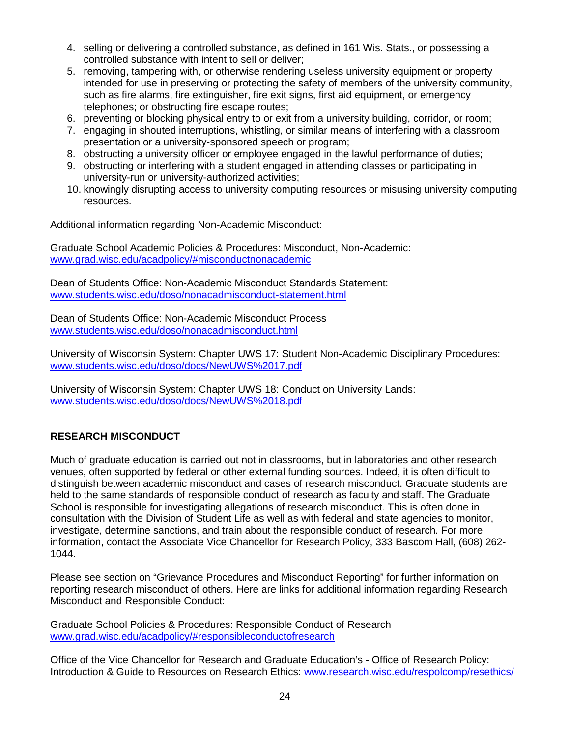4. selling or delivering a controlled substance, as defined in 161 Wis. Stats., or possessing a controlled substance with intent to sell or deliver;
5. removing, tampering with, or otherwise rendering useless university equipment or property intended for use in preserving or protecting the safety of members of the university community, such as fire alarms, fire extinguisher, fire exit signs, first aid equipment, or emergency telephones; or obstructing fire escape routes;
6. preventing or blocking physical entry to or exit from a university building, corridor, or room;
7. engaging in shouted interruptions, whistling, or similar means of interfering with a classroom presentation or a university-sponsored speech or program;
8. obstructing a university officer or employee engaged in the lawful performance of duties;
9. obstructing or interfering with a student engaged in attending classes or participating in university-run or university-authorized activities;
10. knowingly disrupting access to university computing resources or misusing university computing resources.

Additional information regarding Non-Academic Misconduct:

Graduate School Academic Policies & Procedures: Misconduct, Non-Academic:
www.grad.wisc.edu/acadpolicy/#misconductnonacademic

Dean of Students Office: Non-Academic Misconduct Standards Statement:
www.students.wisc.edu/doso/nonacadmisconduct-statement.html

Dean of Students Office: Non-Academic Misconduct Process
www.students.wisc.edu/doso/nonacadmisconduct.html

University of Wisconsin System: Chapter UWS 17: Student Non-Academic Disciplinary Procedures:
www.students.wisc.edu/doso/docs/NewUWS%2017.pdf

University of Wisconsin System: Chapter UWS 18: Conduct on University Lands:
www.students.wisc.edu/doso/docs/NewUWS%2018.pdf

## RESEARCH MISCONDUCT

Much of graduate education is carried out not in classrooms, but in laboratories and other research venues, often supported by federal or other external funding sources. Indeed, it is often difficult to distinguish between academic misconduct and cases of research misconduct. Graduate students are held to the same standards of responsible conduct of research as faculty and staff. The Graduate School is responsible for investigating allegations of research misconduct. This is often done in consultation with the Division of Student Life as well as with federal and state agencies to monitor, investigate, determine sanctions, and train about the responsible conduct of research. For more information, contact the Associate Vice Chancellor for Research Policy, 333 Bascom Hall, (608) 262-1044.

Please see section on "Grievance Procedures and Misconduct Reporting" for further information on reporting research misconduct of others. Here are links for additional information regarding Research Misconduct and Responsible Conduct:

Graduate School Policies & Procedures: Responsible Conduct of Research
www.grad.wisc.edu/acadpolicy/#responsibleconductofresearch

Office of the Vice Chancellor for Research and Graduate Education's - Office of Research Policy: Introduction & Guide to Resources on Research Ethics: www.research.wisc.edu/respolcomp/resethics/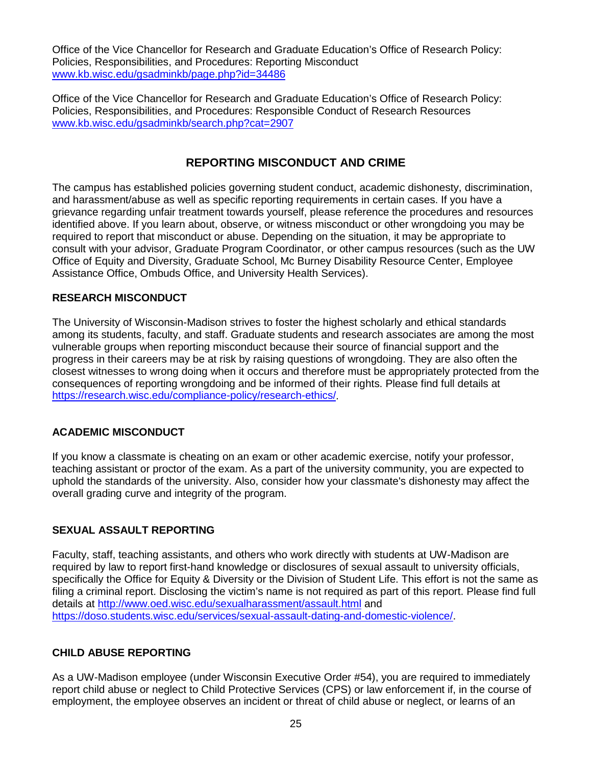Office of the Vice Chancellor for Research and Graduate Education's Office of Research Policy: Policies, Responsibilities, and Procedures: Reporting Misconduct
www.kb.wisc.edu/gsadminkb/page.php?id=34486

Office of the Vice Chancellor for Research and Graduate Education's Office of Research Policy: Policies, Responsibilities, and Procedures: Responsible Conduct of Research Resources
www.kb.wisc.edu/gsadminkb/search.php?cat=2907

## REPORTING MISCONDUCT AND CRIME

The campus has established policies governing student conduct, academic dishonesty, discrimination, and harassment/abuse as well as specific reporting requirements in certain cases. If you have a grievance regarding unfair treatment towards yourself, please reference the procedures and resources identified above. If you learn about, observe, or witness misconduct or other wrongdoing you may be required to report that misconduct or abuse. Depending on the situation, it may be appropriate to consult with your advisor, Graduate Program Coordinator, or other campus resources (such as the UW Office of Equity and Diversity, Graduate School, Mc Burney Disability Resource Center, Employee Assistance Office, Ombuds Office, and University Health Services).

### RESEARCH MISCONDUCT

The University of Wisconsin-Madison strives to foster the highest scholarly and ethical standards among its students, faculty, and staff. Graduate students and research associates are among the most vulnerable groups when reporting misconduct because their source of financial support and the progress in their careers may be at risk by raising questions of wrongdoing. They are also often the closest witnesses to wrong doing when it occurs and therefore must be appropriately protected from the consequences of reporting wrongdoing and be informed of their rights. Please find full details at https://research.wisc.edu/compliance-policy/research-ethics/.

### ACADEMIC MISCONDUCT

If you know a classmate is cheating on an exam or other academic exercise, notify your professor, teaching assistant or proctor of the exam. As a part of the university community, you are expected to uphold the standards of the university. Also, consider how your classmate's dishonesty may affect the overall grading curve and integrity of the program.

### SEXUAL ASSAULT REPORTING

Faculty, staff, teaching assistants, and others who work directly with students at UW-Madison are required by law to report first-hand knowledge or disclosures of sexual assault to university officials, specifically the Office for Equity & Diversity or the Division of Student Life. This effort is not the same as filing a criminal report. Disclosing the victim's name is not required as part of this report. Please find full details at http://www.oed.wisc.edu/sexualharassment/assault.html and https://doso.students.wisc.edu/services/sexual-assault-dating-and-domestic-violence/.

### CHILD ABUSE REPORTING

As a UW-Madison employee (under Wisconsin Executive Order #54), you are required to immediately report child abuse or neglect to Child Protective Services (CPS) or law enforcement if, in the course of employment, the employee observes an incident or threat of child abuse or neglect, or learns of an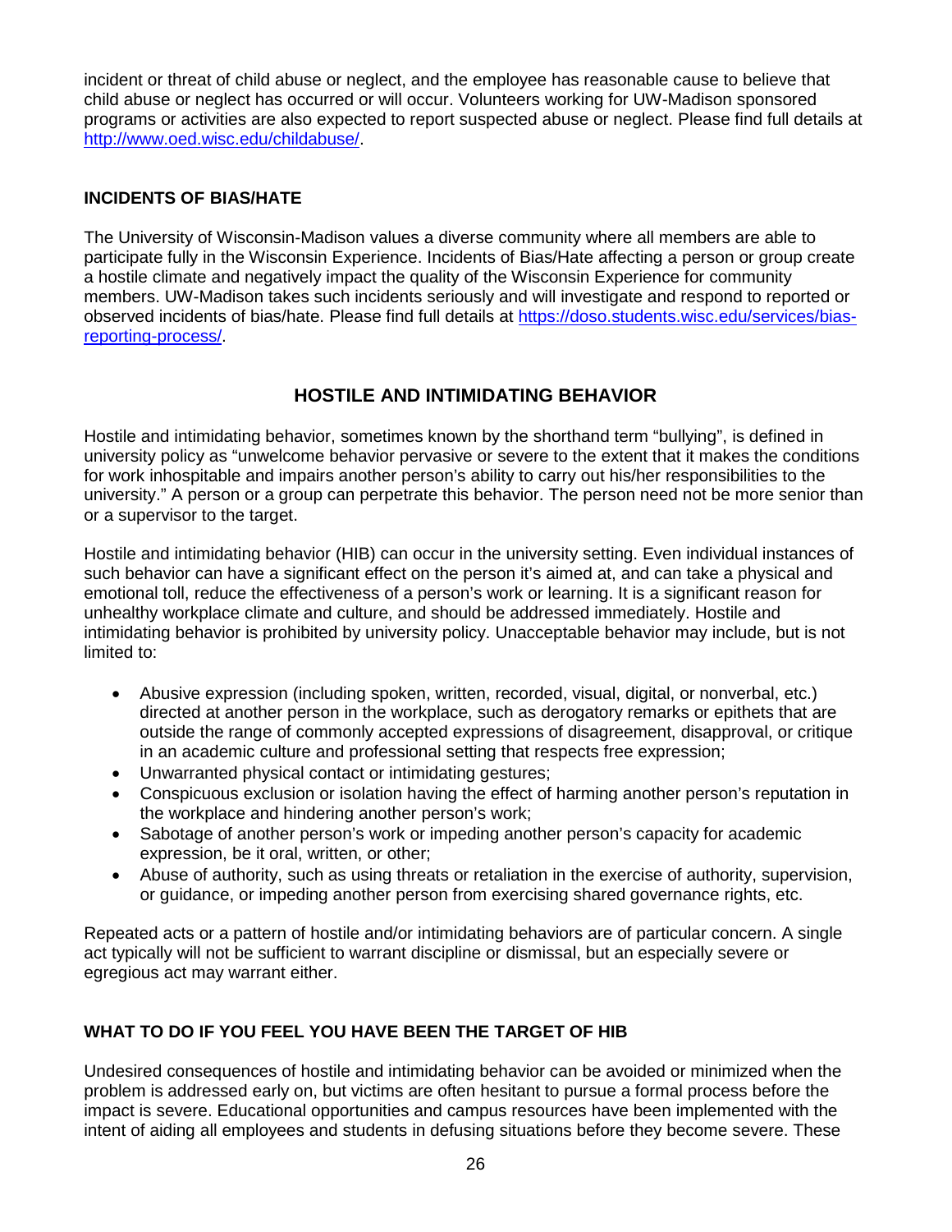incident or threat of child abuse or neglect, and the employee has reasonable cause to believe that child abuse or neglect has occurred or will occur. Volunteers working for UW-Madison sponsored programs or activities are also expected to report suspected abuse or neglect. Please find full details at [http://www.oed.wisc.edu/childabuse/](http://www.oed.wisc.edu/childabuse/).

### INCIDENTS OF BIAS/HATE

The University of Wisconsin-Madison values a diverse community where all members are able to participate fully in the Wisconsin Experience. Incidents of Bias/Hate affecting a person or group create a hostile climate and negatively impact the quality of the Wisconsin Experience for community members. UW-Madison takes such incidents seriously and will investigate and respond to reported or observed incidents of bias/hate. Please find full details at [https://doso.students.wisc.edu/services/bias-reporting-process/](https://doso.students.wisc.edu/services/bias-reporting-process/).

## HOSTILE AND INTIMIDATING BEHAVIOR

Hostile and intimidating behavior, sometimes known by the shorthand term "bullying", is defined in university policy as "unwelcome behavior pervasive or severe to the extent that it makes the conditions for work inhospitable and impairs another person's ability to carry out his/her responsibilities to the university." A person or a group can perpetrate this behavior. The person need not be more senior than or a supervisor to the target.

Hostile and intimidating behavior (HIB) can occur in the university setting. Even individual instances of such behavior can have a significant effect on the person it's aimed at, and can take a physical and emotional toll, reduce the effectiveness of a person's work or learning. It is a significant reason for unhealthy workplace climate and culture, and should be addressed immediately. Hostile and intimidating behavior is prohibited by university policy. Unacceptable behavior may include, but is not limited to:

- Abusive expression (including spoken, written, recorded, visual, digital, or nonverbal, etc.) directed at another person in the workplace, such as derogatory remarks or epithets that are outside the range of commonly accepted expressions of disagreement, disapproval, or critique in an academic culture and professional setting that respects free expression;
- Unwarranted physical contact or intimidating gestures;
- Conspicuous exclusion or isolation having the effect of harming another person's reputation in the workplace and hindering another person's work;
- Sabotage of another person's work or impeding another person's capacity for academic expression, be it oral, written, or other;
- Abuse of authority, such as using threats or retaliation in the exercise of authority, supervision, or guidance, or impeding another person from exercising shared governance rights, etc.

Repeated acts or a pattern of hostile and/or intimidating behaviors are of particular concern. A single act typically will not be sufficient to warrant discipline or dismissal, but an especially severe or egregious act may warrant either.

### WHAT TO DO IF YOU FEEL YOU HAVE BEEN THE TARGET OF HIB

Undesired consequences of hostile and intimidating behavior can be avoided or minimized when the problem is addressed early on, but victims are often hesitant to pursue a formal process before the impact is severe. Educational opportunities and campus resources have been implemented with the intent of aiding all employees and students in defusing situations before they become severe. These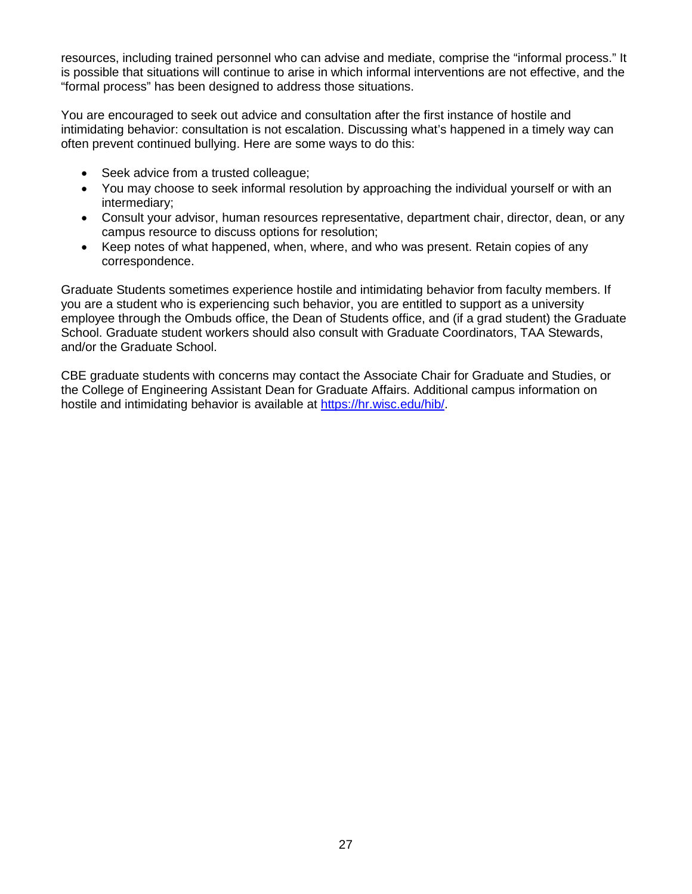resources, including trained personnel who can advise and mediate, comprise the "informal process." It is possible that situations will continue to arise in which informal interventions are not effective, and the "formal process" has been designed to address those situations.

You are encouraged to seek out advice and consultation after the first instance of hostile and intimidating behavior: consultation is not escalation. Discussing what's happened in a timely way can often prevent continued bullying. Here are some ways to do this:

- Seek advice from a trusted colleague;
- You may choose to seek informal resolution by approaching the individual yourself or with an intermediary;
- Consult your advisor, human resources representative, department chair, director, dean, or any campus resource to discuss options for resolution;
- Keep notes of what happened, when, where, and who was present. Retain copies of any correspondence.

Graduate Students sometimes experience hostile and intimidating behavior from faculty members. If you are a student who is experiencing such behavior, you are entitled to support as a university employee through the Ombuds office, the Dean of Students office, and (if a grad student) the Graduate School. Graduate student workers should also consult with Graduate Coordinators, TAA Stewards, and/or the Graduate School.

CBE graduate students with concerns may contact the Associate Chair for Graduate and Studies, or the College of Engineering Assistant Dean for Graduate Affairs. Additional campus information on hostile and intimidating behavior is available at [https://hr.wisc.edu/hib/](https://hr.wisc.edu/hib/).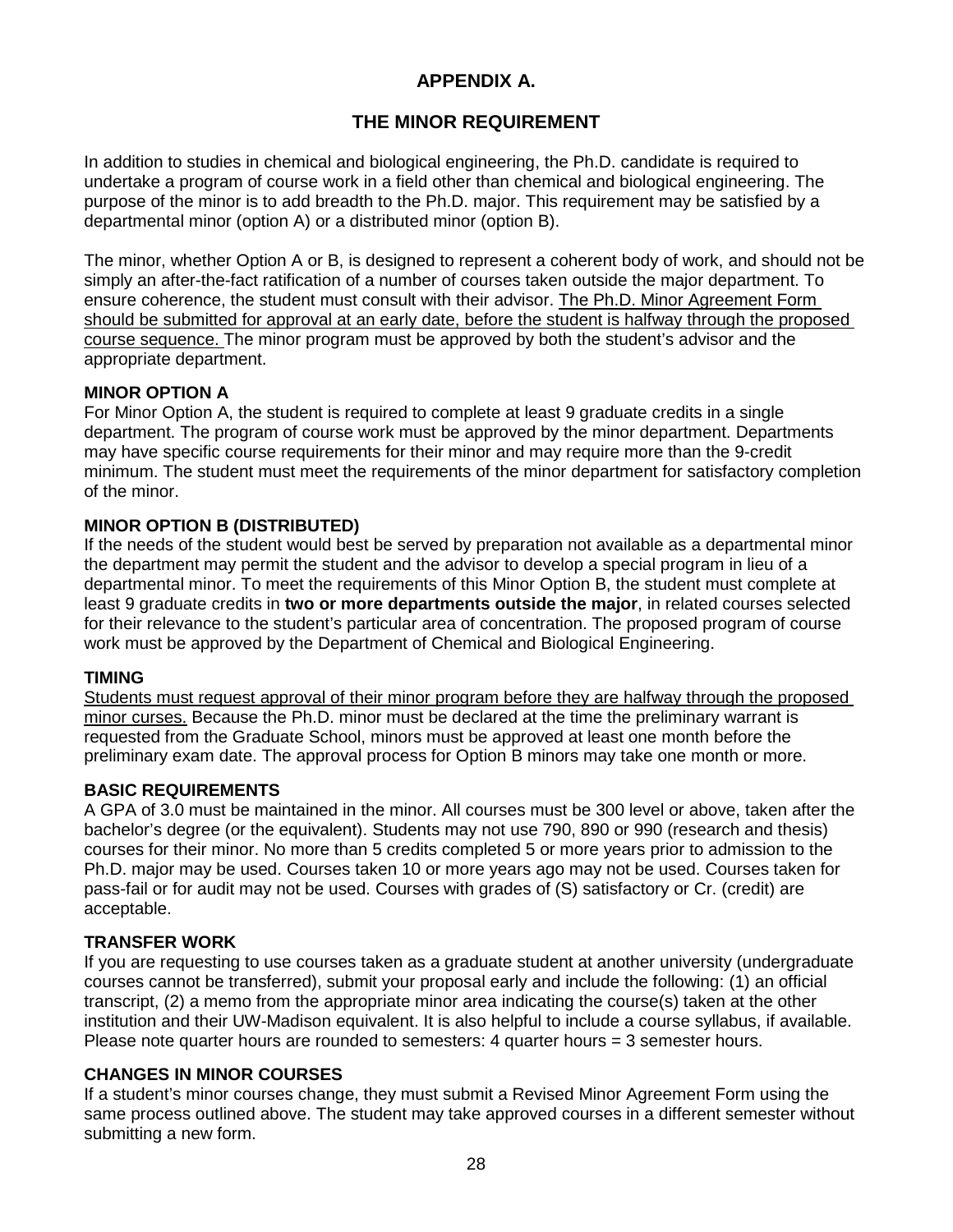# APPENDIX A.

## THE MINOR REQUIREMENT

In addition to studies in chemical and biological engineering, the Ph.D. candidate is required to undertake a program of course work in a field other than chemical and biological engineering. The purpose of the minor is to add breadth to the Ph.D. major. This requirement may be satisfied by a departmental minor (option A) or a distributed minor (option B).

The minor, whether Option A or B, is designed to represent a coherent body of work, and should not be simply an after-the-fact ratification of a number of courses taken outside the major department. To ensure coherence, the student must consult with their advisor. The Ph.D. Minor Agreement Form should be submitted for approval at an early date, before the student is halfway through the proposed course sequence. The minor program must be approved by both the student's advisor and the appropriate department.

### MINOR OPTION A

For Minor Option A, the student is required to complete at least 9 graduate credits in a single department. The program of course work must be approved by the minor department. Departments may have specific course requirements for their minor and may require more than the 9-credit minimum. The student must meet the requirements of the minor department for satisfactory completion of the minor.

### MINOR OPTION B (DISTRIBUTED)

If the needs of the student would best be served by preparation not available as a departmental minor the department may permit the student and the advisor to develop a special program in lieu of a departmental minor. To meet the requirements of this Minor Option B, the student must complete at least 9 graduate credits in **two or more departments outside the major**, in related courses selected for their relevance to the student's particular area of concentration. The proposed program of course work must be approved by the Department of Chemical and Biological Engineering.

### TIMING

Students must request approval of their minor program before they are halfway through the proposed minor curses. Because the Ph.D. minor must be declared at the time the preliminary warrant is requested from the Graduate School, minors must be approved at least one month before the preliminary exam date. The approval process for Option B minors may take one month or more.

### BASIC REQUIREMENTS

A GPA of 3.0 must be maintained in the minor. All courses must be 300 level or above, taken after the bachelor's degree (or the equivalent). Students may not use 790, 890 or 990 (research and thesis) courses for their minor. No more than 5 credits completed 5 or more years prior to admission to the Ph.D. major may be used. Courses taken 10 or more years ago may not be used. Courses taken for pass-fail or for audit may not be used. Courses with grades of (S) satisfactory or Cr. (credit) are acceptable.

### TRANSFER WORK

If you are requesting to use courses taken as a graduate student at another university (undergraduate courses cannot be transferred), submit your proposal early and include the following: (1) an official transcript, (2) a memo from the appropriate minor area indicating the course(s) taken at the other institution and their UW-Madison equivalent. It is also helpful to include a course syllabus, if available. Please note quarter hours are rounded to semesters: 4 quarter hours = 3 semester hours.

### CHANGES IN MINOR COURSES

If a student's minor courses change, they must submit a Revised Minor Agreement Form using the same process outlined above. The student may take approved courses in a different semester without submitting a new form.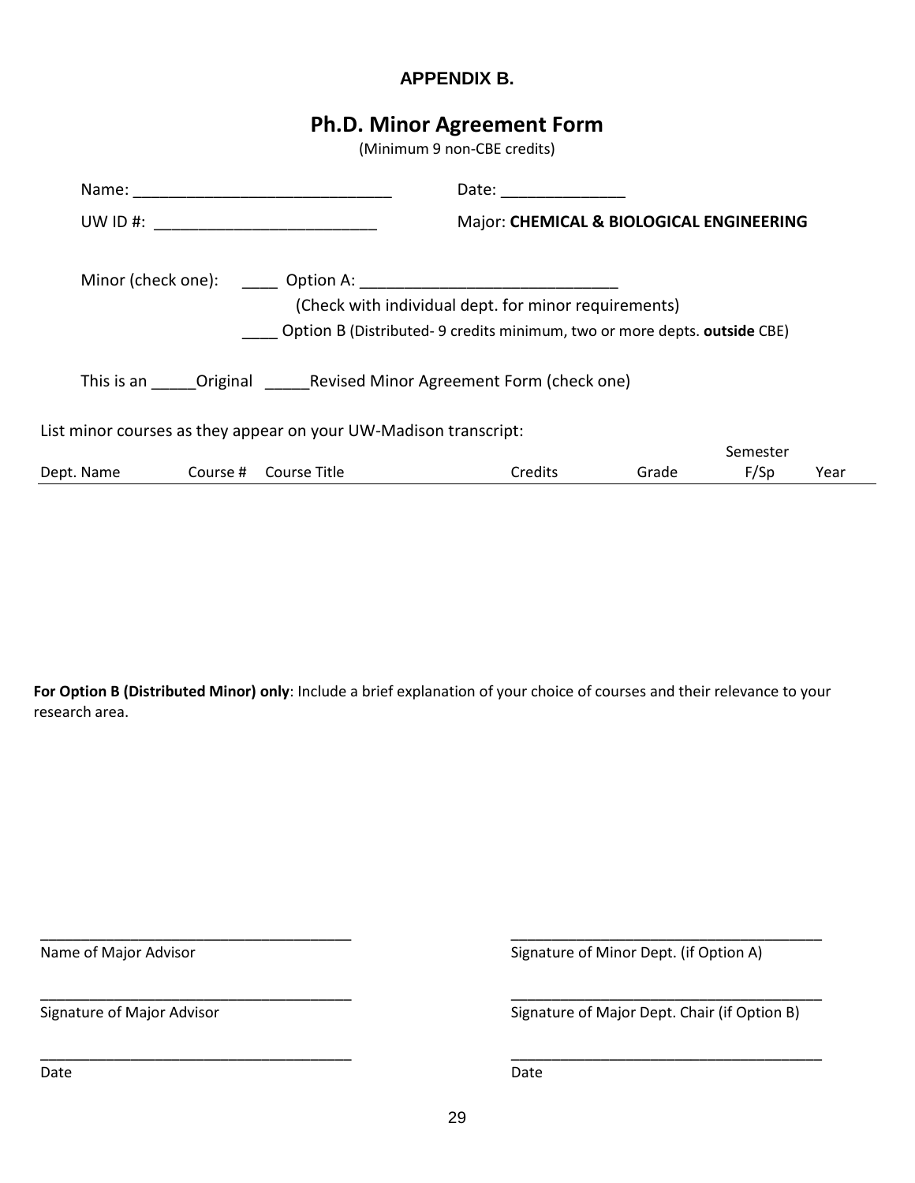**APPENDIX B.**

# Ph.D. Minor Agreement Form

(Minimum 9 non-CBE credits)

Name: _____________________________ Date: ______________

UW ID #: _________________________ Major: **CHEMICAL & BIOLOGICAL ENGINEERING**

Minor (check one): ____ Option A: _____________________________

(Check with individual dept. for minor requirements)

____ Option B (Distributed- 9 credits minimum, two or more depts. **outside** CBE)

This is an _____Original _____Revised Minor Agreement Form (check one)

List minor courses as they appear on your UW-Madison transcript:

| Dept. Name | Course # | Course Title | Credits | Grade | Semester F/Sp | Year |
|---|---|---|---|---|---|---|
| | | | | | | |

**For Option B (Distributed Minor) only**: Include a brief explanation of your choice of courses and their relevance to your research area.

______________________________________
Name of Major Advisor

______________________________________
Signature of Major Advisor

______________________________________
Date

______________________________________
Signature of Minor Dept. (if Option A)

______________________________________
Signature of Major Dept. Chair (if Option B)

______________________________________
Date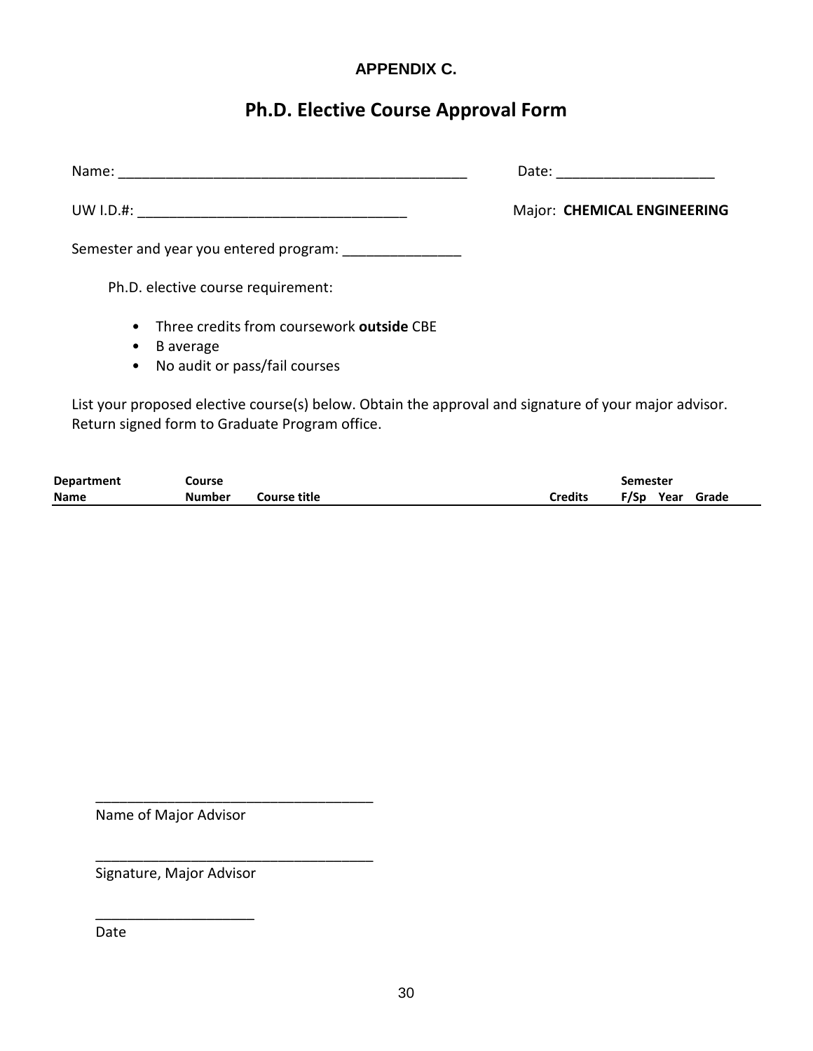**APPENDIX C.**

# Ph.D. Elective Course Approval Form

Name: _____________________________________________ Date: ____________________

UW I.D.#: __________________________________ Major: **CHEMICAL ENGINEERING**

Semester and year you entered program: _______________

Ph.D. elective course requirement:

- Three credits from coursework **outside** CBE
- B average
- No audit or pass/fail courses

List your proposed elective course(s) below. Obtain the approval and signature of your major advisor. Return signed form to Graduate Program office.

| Department Name | Course Number | Course title | Credits | Semester F/Sp | Year | Grade |
|---|---|---|---|---|---|---|
| | | | | | | |

___________________________________
Name of Major Advisor

___________________________________
Signature, Major Advisor

____________________
Date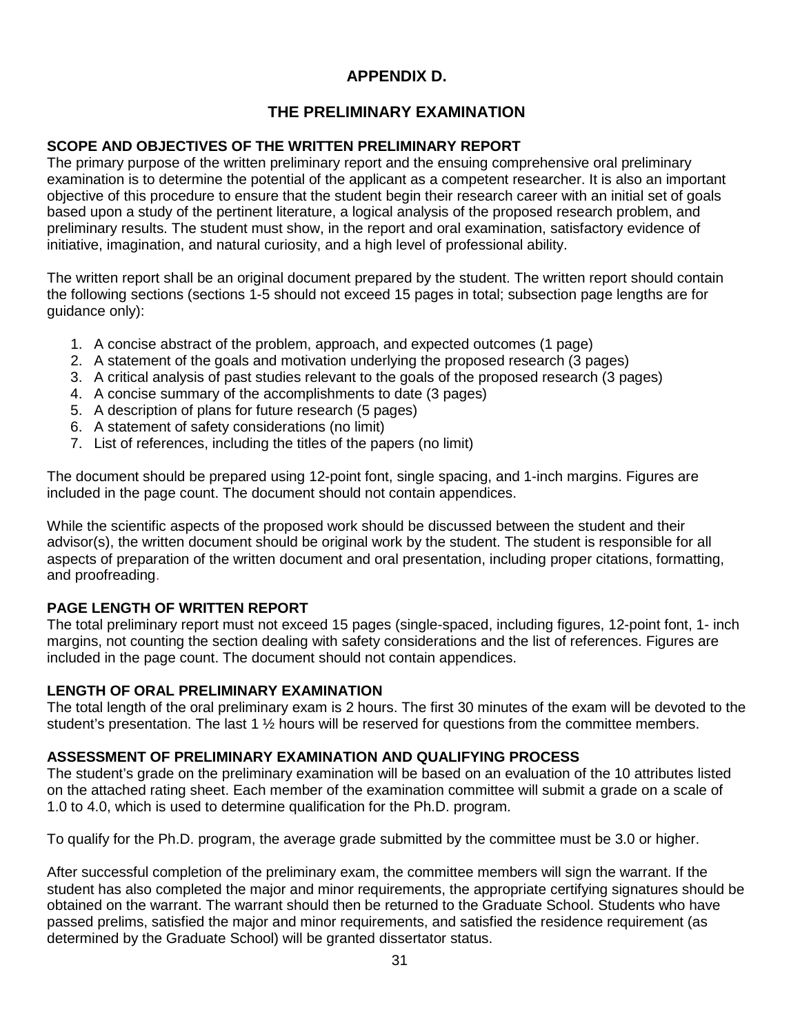# APPENDIX D.

## THE PRELIMINARY EXAMINATION

### SCOPE AND OBJECTIVES OF THE WRITTEN PRELIMINARY REPORT

The primary purpose of the written preliminary report and the ensuing comprehensive oral preliminary examination is to determine the potential of the applicant as a competent researcher. It is also an important objective of this procedure to ensure that the student begin their research career with an initial set of goals based upon a study of the pertinent literature, a logical analysis of the proposed research problem, and preliminary results. The student must show, in the report and oral examination, satisfactory evidence of initiative, imagination, and natural curiosity, and a high level of professional ability.

The written report shall be an original document prepared by the student. The written report should contain the following sections (sections 1-5 should not exceed 15 pages in total; subsection page lengths are for guidance only):

1. A concise abstract of the problem, approach, and expected outcomes (1 page)
2. A statement of the goals and motivation underlying the proposed research (3 pages)
3. A critical analysis of past studies relevant to the goals of the proposed research (3 pages)
4. A concise summary of the accomplishments to date (3 pages)
5. A description of plans for future research (5 pages)
6. A statement of safety considerations (no limit)
7. List of references, including the titles of the papers (no limit)

The document should be prepared using 12-point font, single spacing, and 1-inch margins. Figures are included in the page count. The document should not contain appendices.

While the scientific aspects of the proposed work should be discussed between the student and their advisor(s), the written document should be original work by the student. The student is responsible for all aspects of preparation of the written document and oral presentation, including proper citations, formatting, and proofreading.

### PAGE LENGTH OF WRITTEN REPORT

The total preliminary report must not exceed 15 pages (single-spaced, including figures, 12-point font, 1- inch margins, not counting the section dealing with safety considerations and the list of references. Figures are included in the page count. The document should not contain appendices.

### LENGTH OF ORAL PRELIMINARY EXAMINATION

The total length of the oral preliminary exam is 2 hours. The first 30 minutes of the exam will be devoted to the student's presentation. The last 1 ½ hours will be reserved for questions from the committee members.

### ASSESSMENT OF PRELIMINARY EXAMINATION AND QUALIFYING PROCESS

The student's grade on the preliminary examination will be based on an evaluation of the 10 attributes listed on the attached rating sheet. Each member of the examination committee will submit a grade on a scale of 1.0 to 4.0, which is used to determine qualification for the Ph.D. program.

To qualify for the Ph.D. program, the average grade submitted by the committee must be 3.0 or higher.

After successful completion of the preliminary exam, the committee members will sign the warrant. If the student has also completed the major and minor requirements, the appropriate certifying signatures should be obtained on the warrant. The warrant should then be returned to the Graduate School. Students who have passed prelims, satisfied the major and minor requirements, and satisfied the residence requirement (as determined by the Graduate School) will be granted dissertator status.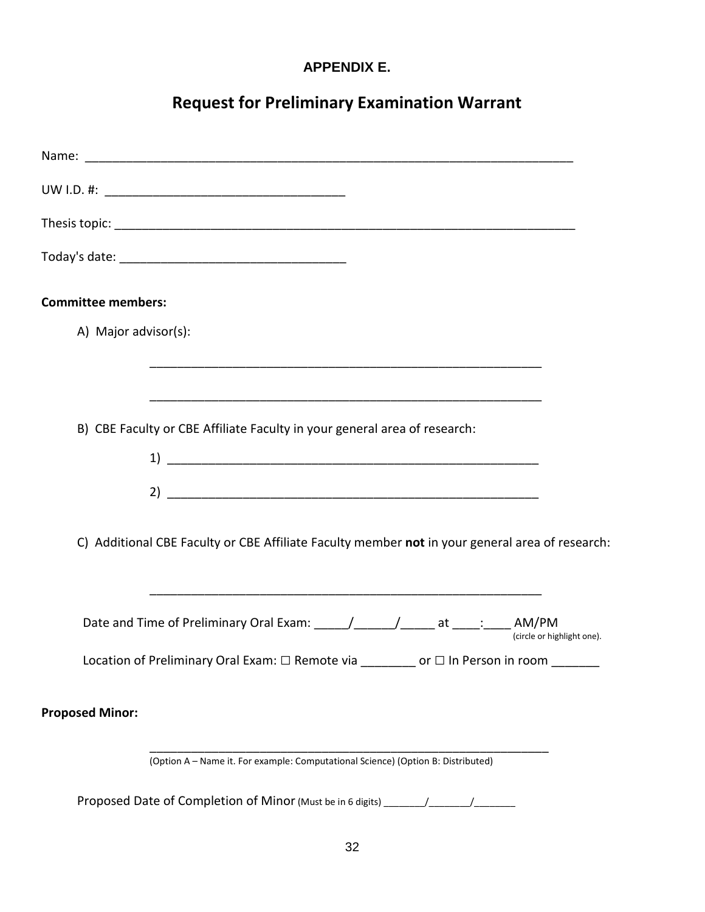**APPENDIX E.**

# Request for Preliminary Examination Warrant

Name: ___________________________________________________________________________

UW I.D. #: ____________________________________

Thesis topic: ______________________________________________________________________

Today's date: __________________________________

**Committee members:**

A) Major advisor(s):

____________________________________________________________

____________________________________________________________

B) CBE Faculty or CBE Affiliate Faculty in your general area of research:

1) ________________________________________________________

2) ________________________________________________________

C) Additional CBE Faculty or CBE Affiliate Faculty member **not** in your general area of research:

____________________________________________________________

Date and Time of Preliminary Oral Exam: _____/______/_____ at ____:____ AM/PM
(circle or highlight one).

Location of Preliminary Oral Exam: ☐ Remote via ________ or ☐ In Person in room _______

**Proposed Minor:**

______________________________________________________________

(Option A – Name it. For example: Computational Science) (Option B: Distributed)

Proposed Date of Completion of Minor (Must be in 6 digits) _______/_______/_______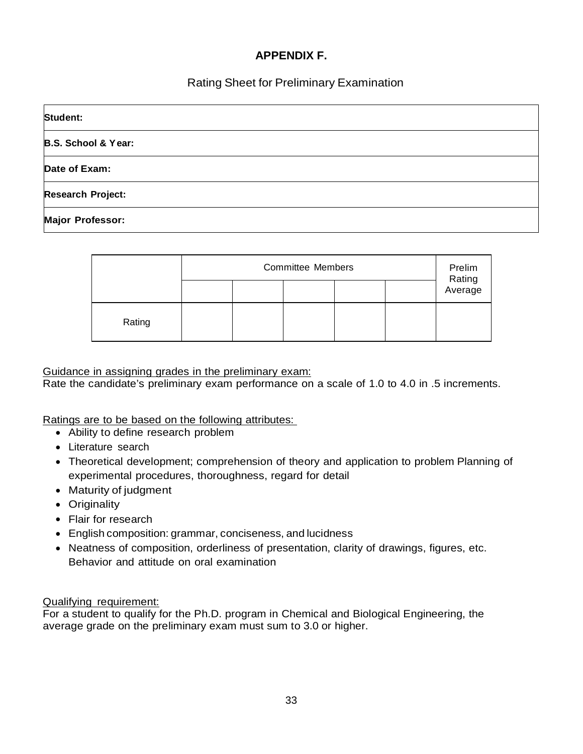## APPENDIX F.

Rating Sheet for Preliminary Examination

| **Student:** |
|---|
| **B.S. School & Year:** |
| **Date of Exam:** |
| **Research Project:** |
| **Major Professor:** |

| | Committee Members | | | | | Prelim Rating Average |
|---|---|---|---|---|---|---|
| | | | | | | |
| Rating | | | | | | |

Guidance in assigning grades in the preliminary exam:
Rate the candidate's preliminary exam performance on a scale of 1.0 to 4.0 in .5 increments.

Ratings are to be based on the following attributes:

- Ability to define research problem
- Literature search
- Theoretical development; comprehension of theory and application to problem Planning of experimental procedures, thoroughness, regard for detail
- Maturity of judgment
- Originality
- Flair for research
- English composition: grammar, conciseness, and lucidness
- Neatness of composition, orderliness of presentation, clarity of drawings, figures, etc. Behavior and attitude on oral examination

Qualifying requirement:
For a student to qualify for the Ph.D. program in Chemical and Biological Engineering, the average grade on the preliminary exam must sum to 3.0 or higher.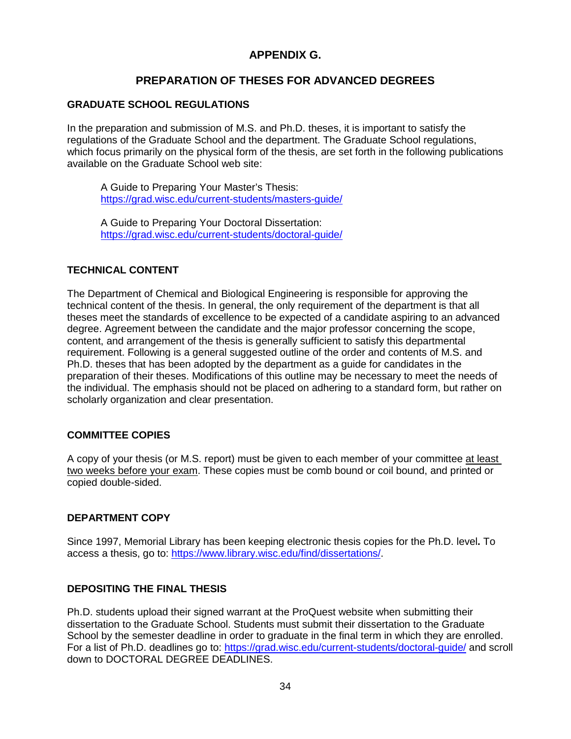# APPENDIX G.

## PREPARATION OF THESES FOR ADVANCED DEGREES

### GRADUATE SCHOOL REGULATIONS

In the preparation and submission of M.S. and Ph.D. theses, it is important to satisfy the regulations of the Graduate School and the department. The Graduate School regulations, which focus primarily on the physical form of the thesis, are set forth in the following publications available on the Graduate School web site:

A Guide to Preparing Your Master's Thesis:
https://grad.wisc.edu/current-students/masters-guide/

A Guide to Preparing Your Doctoral Dissertation:
https://grad.wisc.edu/current-students/doctoral-guide/

### TECHNICAL CONTENT

The Department of Chemical and Biological Engineering is responsible for approving the technical content of the thesis. In general, the only requirement of the department is that all theses meet the standards of excellence to be expected of a candidate aspiring to an advanced degree. Agreement between the candidate and the major professor concerning the scope, content, and arrangement of the thesis is generally sufficient to satisfy this departmental requirement. Following is a general suggested outline of the order and contents of M.S. and Ph.D. theses that has been adopted by the department as a guide for candidates in the preparation of their theses. Modifications of this outline may be necessary to meet the needs of the individual. The emphasis should not be placed on adhering to a standard form, but rather on scholarly organization and clear presentation.

### COMMITTEE COPIES

A copy of your thesis (or M.S. report) must be given to each member of your committee at least two weeks before your exam. These copies must be comb bound or coil bound, and printed or copied double-sided.

### DEPARTMENT COPY

Since 1997, Memorial Library has been keeping electronic thesis copies for the Ph.D. level**.** To access a thesis, go to: https://www.library.wisc.edu/find/dissertations/.

### DEPOSITING THE FINAL THESIS

Ph.D. students upload their signed warrant at the ProQuest website when submitting their dissertation to the Graduate School. Students must submit their dissertation to the Graduate School by the semester deadline in order to graduate in the final term in which they are enrolled. For a list of Ph.D. deadlines go to: https://grad.wisc.edu/current-students/doctoral-guide/ and scroll down to DOCTORAL DEGREE DEADLINES.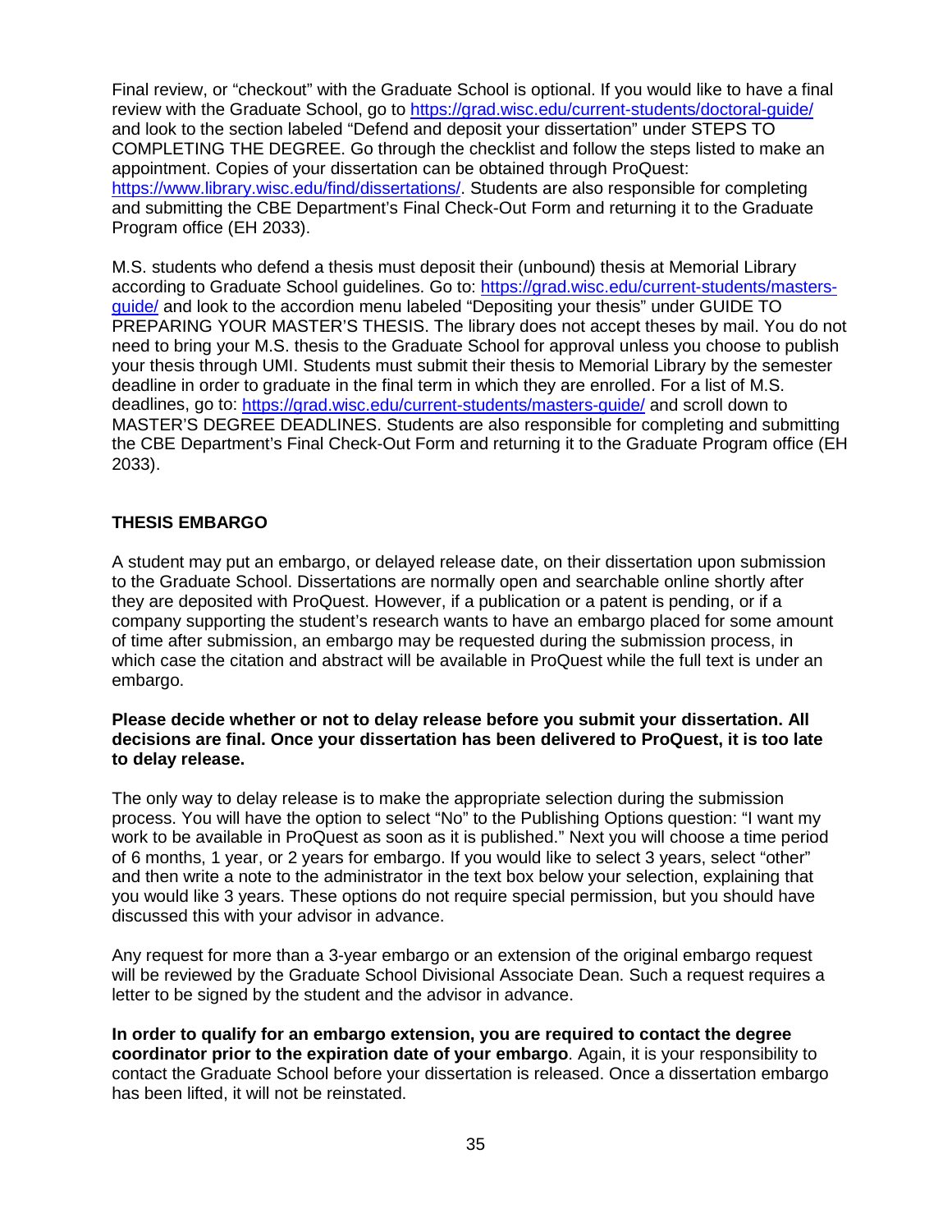Final review, or "checkout" with the Graduate School is optional. If you would like to have a final review with the Graduate School, go to https://grad.wisc.edu/current-students/doctoral-guide/ and look to the section labeled "Defend and deposit your dissertation" under STEPS TO COMPLETING THE DEGREE. Go through the checklist and follow the steps listed to make an appointment. Copies of your dissertation can be obtained through ProQuest: https://www.library.wisc.edu/find/dissertations/. Students are also responsible for completing and submitting the CBE Department's Final Check-Out Form and returning it to the Graduate Program office (EH 2033).

M.S. students who defend a thesis must deposit their (unbound) thesis at Memorial Library according to Graduate School guidelines. Go to: https://grad.wisc.edu/current-students/masters-guide/ and look to the accordion menu labeled "Depositing your thesis" under GUIDE TO PREPARING YOUR MASTER'S THESIS. The library does not accept theses by mail. You do not need to bring your M.S. thesis to the Graduate School for approval unless you choose to publish your thesis through UMI. Students must submit their thesis to Memorial Library by the semester deadline in order to graduate in the final term in which they are enrolled. For a list of M.S. deadlines, go to: https://grad.wisc.edu/current-students/masters-guide/ and scroll down to MASTER'S DEGREE DEADLINES. Students are also responsible for completing and submitting the CBE Department's Final Check-Out Form and returning it to the Graduate Program office (EH 2033).

## THESIS EMBARGO

A student may put an embargo, or delayed release date, on their dissertation upon submission to the Graduate School. Dissertations are normally open and searchable online shortly after they are deposited with ProQuest. However, if a publication or a patent is pending, or if a company supporting the student's research wants to have an embargo placed for some amount of time after submission, an embargo may be requested during the submission process, in which case the citation and abstract will be available in ProQuest while the full text is under an embargo.

**Please decide whether or not to delay release before you submit your dissertation. All decisions are final. Once your dissertation has been delivered to ProQuest, it is too late to delay release.**

The only way to delay release is to make the appropriate selection during the submission process. You will have the option to select "No" to the Publishing Options question: "I want my work to be available in ProQuest as soon as it is published." Next you will choose a time period of 6 months, 1 year, or 2 years for embargo. If you would like to select 3 years, select "other" and then write a note to the administrator in the text box below your selection, explaining that you would like 3 years. These options do not require special permission, but you should have discussed this with your advisor in advance.

Any request for more than a 3-year embargo or an extension of the original embargo request will be reviewed by the Graduate School Divisional Associate Dean. Such a request requires a letter to be signed by the student and the advisor in advance.

**In order to qualify for an embargo extension, you are required to contact the degree coordinator prior to the expiration date of your embargo**. Again, it is your responsibility to contact the Graduate School before your dissertation is released. Once a dissertation embargo has been lifted, it will not be reinstated.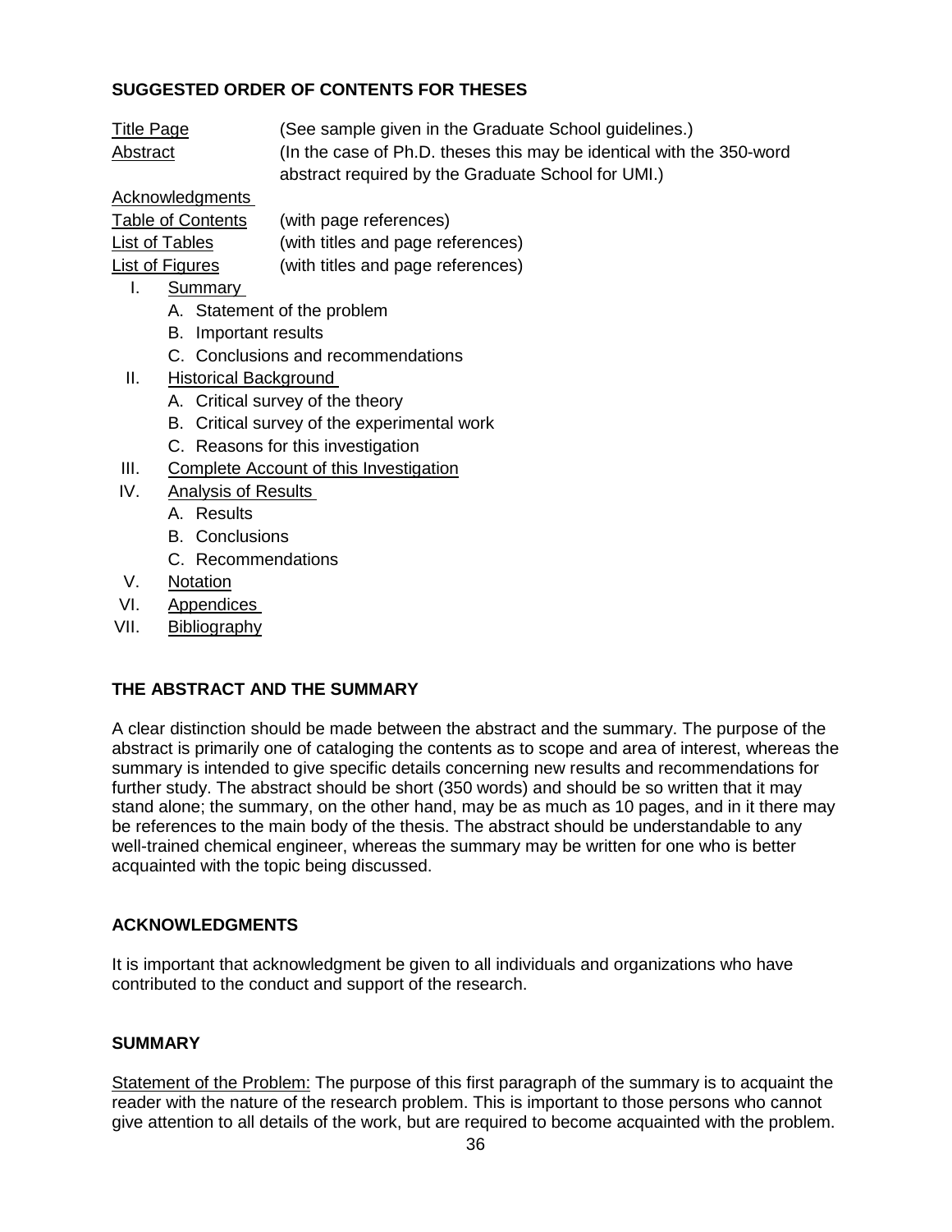## SUGGESTED ORDER OF CONTENTS FOR THESES

Title Page (See sample given in the Graduate School guidelines.)

Abstract (In the case of Ph.D. theses this may be identical with the 350-word abstract required by the Graduate School for UMI.)

Acknowledgments

Table of Contents (with page references)

List of Tables (with titles and page references)

List of Figures (with titles and page references)

I. Summary
   - A. Statement of the problem
   - B. Important results
   - C. Conclusions and recommendations

II. Historical Background
   - A. Critical survey of the theory
   - B. Critical survey of the experimental work
   - C. Reasons for this investigation

III. Complete Account of this Investigation

IV. Analysis of Results
   - A. Results
   - B. Conclusions
   - C. Recommendations

V. Notation

VI. Appendices

VII. Bibliography

## THE ABSTRACT AND THE SUMMARY

A clear distinction should be made between the abstract and the summary. The purpose of the abstract is primarily one of cataloging the contents as to scope and area of interest, whereas the summary is intended to give specific details concerning new results and recommendations for further study. The abstract should be short (350 words) and should be so written that it may stand alone; the summary, on the other hand, may be as much as 10 pages, and in it there may be references to the main body of the thesis. The abstract should be understandable to any well-trained chemical engineer, whereas the summary may be written for one who is better acquainted with the topic being discussed.

## ACKNOWLEDGMENTS

It is important that acknowledgment be given to all individuals and organizations who have contributed to the conduct and support of the research.

## SUMMARY

Statement of the Problem: The purpose of this first paragraph of the summary is to acquaint the reader with the nature of the research problem. This is important to those persons who cannot give attention to all details of the work, but are required to become acquainted with the problem.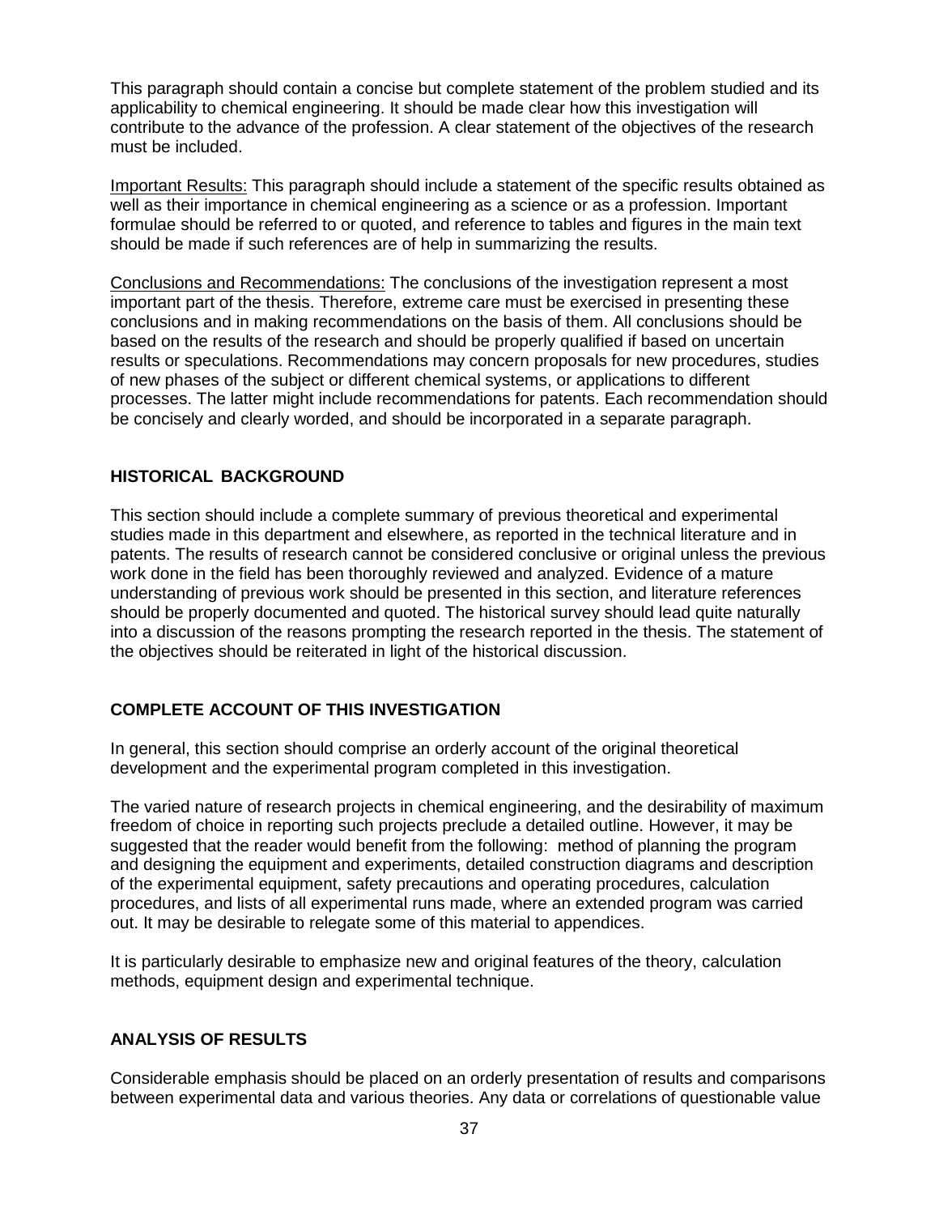This paragraph should contain a concise but complete statement of the problem studied and its applicability to chemical engineering. It should be made clear how this investigation will contribute to the advance of the profession. A clear statement of the objectives of the research must be included.

<u>Important Results:</u> This paragraph should include a statement of the specific results obtained as well as their importance in chemical engineering as a science or as a profession. Important formulae should be referred to or quoted, and reference to tables and figures in the main text should be made if such references are of help in summarizing the results.

<u>Conclusions and Recommendations:</u> The conclusions of the investigation represent a most important part of the thesis. Therefore, extreme care must be exercised in presenting these conclusions and in making recommendations on the basis of them. All conclusions should be based on the results of the research and should be properly qualified if based on uncertain results or speculations. Recommendations may concern proposals for new procedures, studies of new phases of the subject or different chemical systems, or applications to different processes. The latter might include recommendations for patents. Each recommendation should be concisely and clearly worded, and should be incorporated in a separate paragraph.

## HISTORICAL BACKGROUND

This section should include a complete summary of previous theoretical and experimental studies made in this department and elsewhere, as reported in the technical literature and in patents. The results of research cannot be considered conclusive or original unless the previous work done in the field has been thoroughly reviewed and analyzed. Evidence of a mature understanding of previous work should be presented in this section, and literature references should be properly documented and quoted. The historical survey should lead quite naturally into a discussion of the reasons prompting the research reported in the thesis. The statement of the objectives should be reiterated in light of the historical discussion.

## COMPLETE ACCOUNT OF THIS INVESTIGATION

In general, this section should comprise an orderly account of the original theoretical development and the experimental program completed in this investigation.

The varied nature of research projects in chemical engineering, and the desirability of maximum freedom of choice in reporting such projects preclude a detailed outline. However, it may be suggested that the reader would benefit from the following: method of planning the program and designing the equipment and experiments, detailed construction diagrams and description of the experimental equipment, safety precautions and operating procedures, calculation procedures, and lists of all experimental runs made, where an extended program was carried out. It may be desirable to relegate some of this material to appendices.

It is particularly desirable to emphasize new and original features of the theory, calculation methods, equipment design and experimental technique.

## ANALYSIS OF RESULTS

Considerable emphasis should be placed on an orderly presentation of results and comparisons between experimental data and various theories. Any data or correlations of questionable value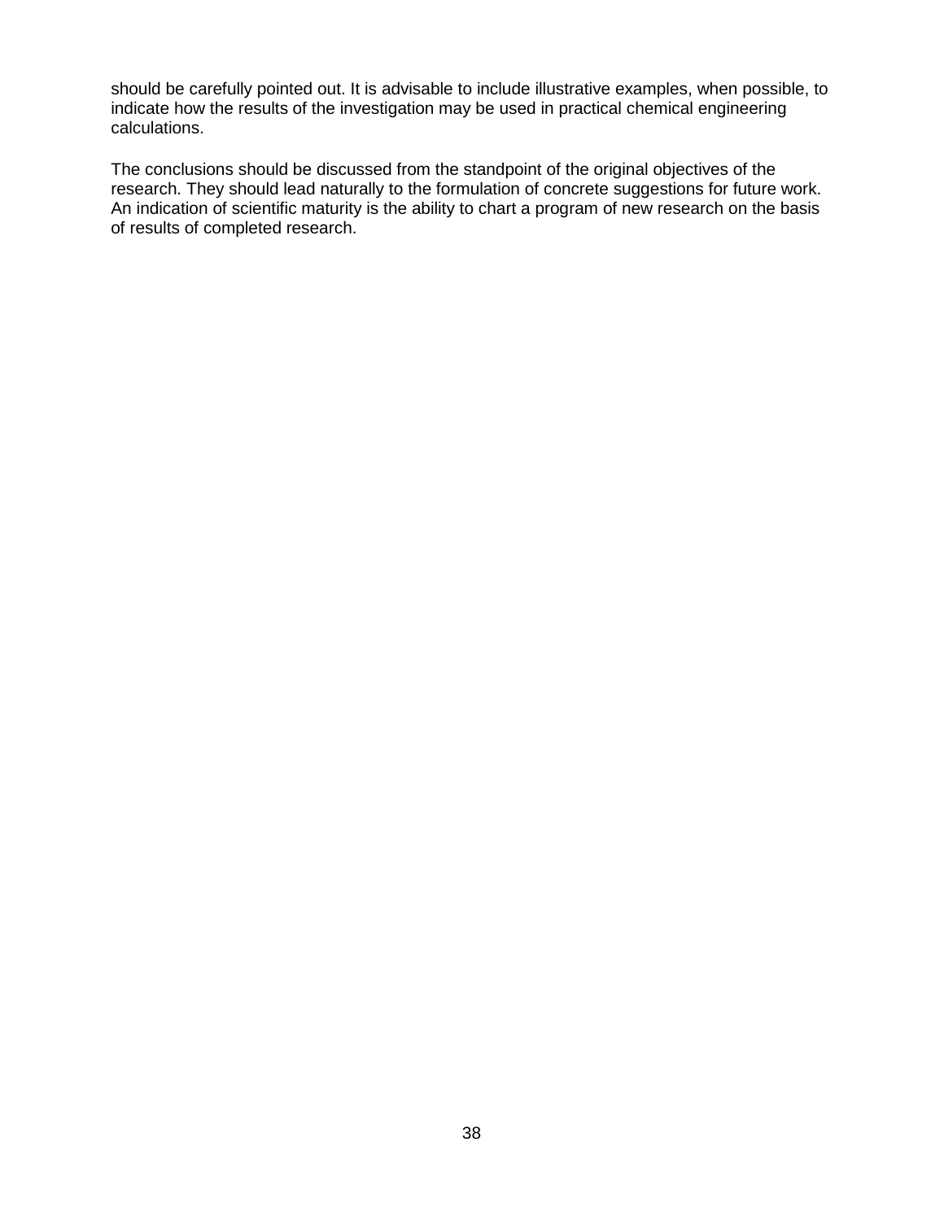should be carefully pointed out. It is advisable to include illustrative examples, when possible, to indicate how the results of the investigation may be used in practical chemical engineering calculations.

The conclusions should be discussed from the standpoint of the original objectives of the research. They should lead naturally to the formulation of concrete suggestions for future work. An indication of scientific maturity is the ability to chart a program of new research on the basis of results of completed research.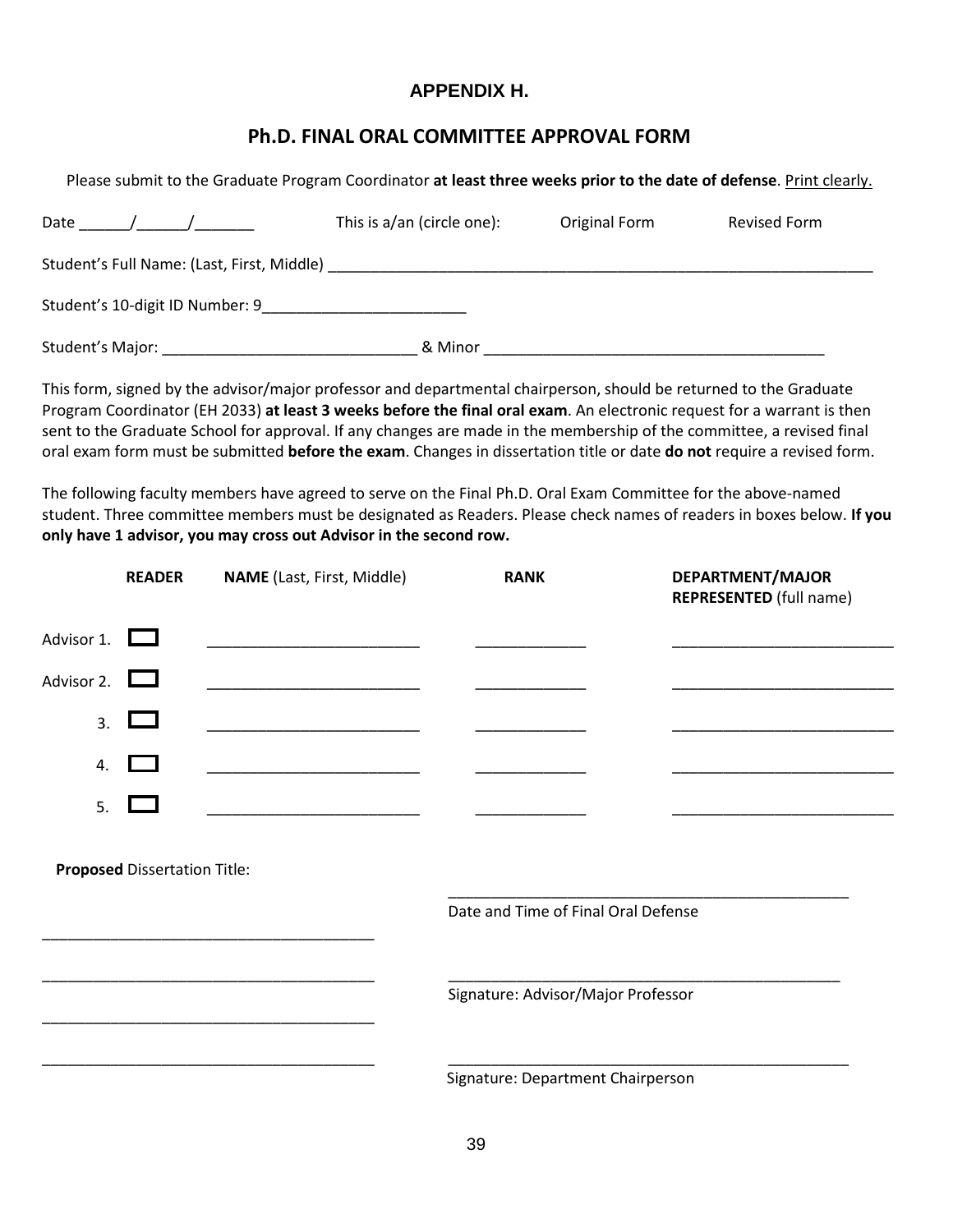## APPENDIX H.

## Ph.D. FINAL ORAL COMMITTEE APPROVAL FORM

Please submit to the Graduate Program Coordinator **at least three weeks prior to the date of defense**. Print clearly.

Date ______/______/_______ This is a/an (circle one): Original Form Revised Form

Student's Full Name: (Last, First, Middle) ________________________________________________________________

Student's 10-digit ID Number: 9________________________

Student's Major: ______________________________ & Minor ________________________________________

This form, signed by the advisor/major professor and departmental chairperson, should be returned to the Graduate Program Coordinator (EH 2033) **at least 3 weeks before the final oral exam**. An electronic request for a warrant is then sent to the Graduate School for approval. If any changes are made in the membership of the committee, a revised final oral exam form must be submitted **before the exam**. Changes in dissertation title or date **do not** require a revised form.

The following faculty members have agreed to serve on the Final Ph.D. Oral Exam Committee for the above-named student. Three committee members must be designated as Readers. Please check names of readers in boxes below. **If you only have 1 advisor, you may cross out Advisor in the second row.**

| | **READER** | **NAME** (Last, First, Middle) | **RANK** | **DEPARTMENT/MAJOR REPRESENTED** (full name) |
|---|---|---|---|---|
| Advisor 1. | ☐ | | | |
| Advisor 2. | ☐ | | | |
| 3. | ☐ | | | |
| 4. | ☐ | | | |
| 5. | ☐ | | | |

**Proposed** Dissertation Title:

_______________________________________

_______________________________________

_______________________________________

_______________________________________

_______________________________________
Date and Time of Final Oral Defense

_______________________________________
Signature: Advisor/Major Professor

_______________________________________
Signature: Department Chairperson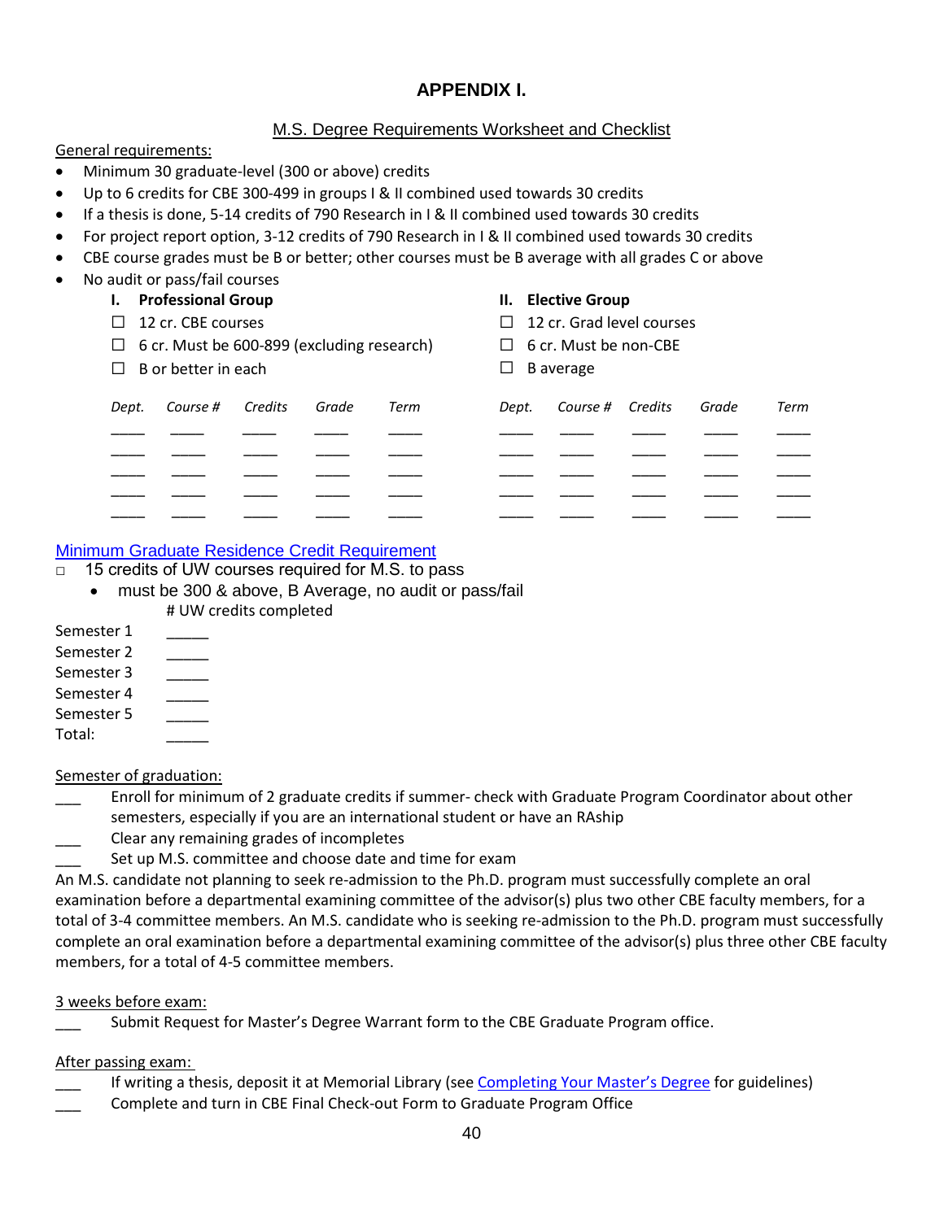# APPENDIX I.

## M.S. Degree Requirements Worksheet and Checklist

General requirements:

- Minimum 30 graduate-level (300 or above) credits
- Up to 6 credits for CBE 300-499 in groups I & II combined used towards 30 credits
- If a thesis is done, 5-14 credits of 790 Research in I & II combined used towards 30 credits
- For project report option, 3-12 credits of 790 Research in I & II combined used towards 30 credits
- CBE course grades must be B or better; other courses must be B average with all grades C or above
- No audit or pass/fail courses

**I. Professional Group**

- ☐ 12 cr. CBE courses
- ☐ 6 cr. Must be 600-899 (excluding research)
- ☐ B or better in each

| *Dept.* | *Course #* | *Credits* | *Grade* | *Term* |
|---|---|---|---|---|
| _____ | _____ | _____ | _____ | _____ |
| _____ | _____ | _____ | _____ | _____ |
| _____ | _____ | _____ | _____ | _____ |
| _____ | _____ | _____ | _____ | _____ |
| _____ | _____ | _____ | _____ | _____ |

**II. Elective Group**

- ☐ 12 cr. Grad level courses
- ☐ 6 cr. Must be non-CBE
- ☐ B average

| *Dept.* | *Course #* | *Credits* | *Grade* | *Term* |
|---|---|---|---|---|
| _____ | _____ | _____ | _____ | _____ |
| _____ | _____ | _____ | _____ | _____ |
| _____ | _____ | _____ | _____ | _____ |
| _____ | _____ | _____ | _____ | _____ |
| _____ | _____ | _____ | _____ | _____ |

Minimum Graduate Residence Credit Requirement

□ 15 credits of UW courses required for M.S. to pass
- must be 300 & above, B Average, no audit or pass/fail

| | # UW credits completed |
|---|---|
| Semester 1 | _____ |
| Semester 2 | _____ |
| Semester 3 | _____ |
| Semester 4 | _____ |
| Semester 5 | _____ |
| Total: | _____ |

Semester of graduation:

___ Enroll for minimum of 2 graduate credits if summer- check with Graduate Program Coordinator about other semesters, especially if you are an international student or have an RAship

___ Clear any remaining grades of incompletes

___ Set up M.S. committee and choose date and time for exam

An M.S. candidate not planning to seek re-admission to the Ph.D. program must successfully complete an oral examination before a departmental examining committee of the advisor(s) plus two other CBE faculty members, for a total of 3-4 committee members. An M.S. candidate who is seeking re-admission to the Ph.D. program must successfully complete an oral examination before a departmental examining committee of the advisor(s) plus three other CBE faculty members, for a total of 4-5 committee members.

3 weeks before exam:

___ Submit Request for Master's Degree Warrant form to the CBE Graduate Program office.

After passing exam:

___ If writing a thesis, deposit it at Memorial Library (see Completing Your Master's Degree for guidelines)

___ Complete and turn in CBE Final Check-out Form to Graduate Program Office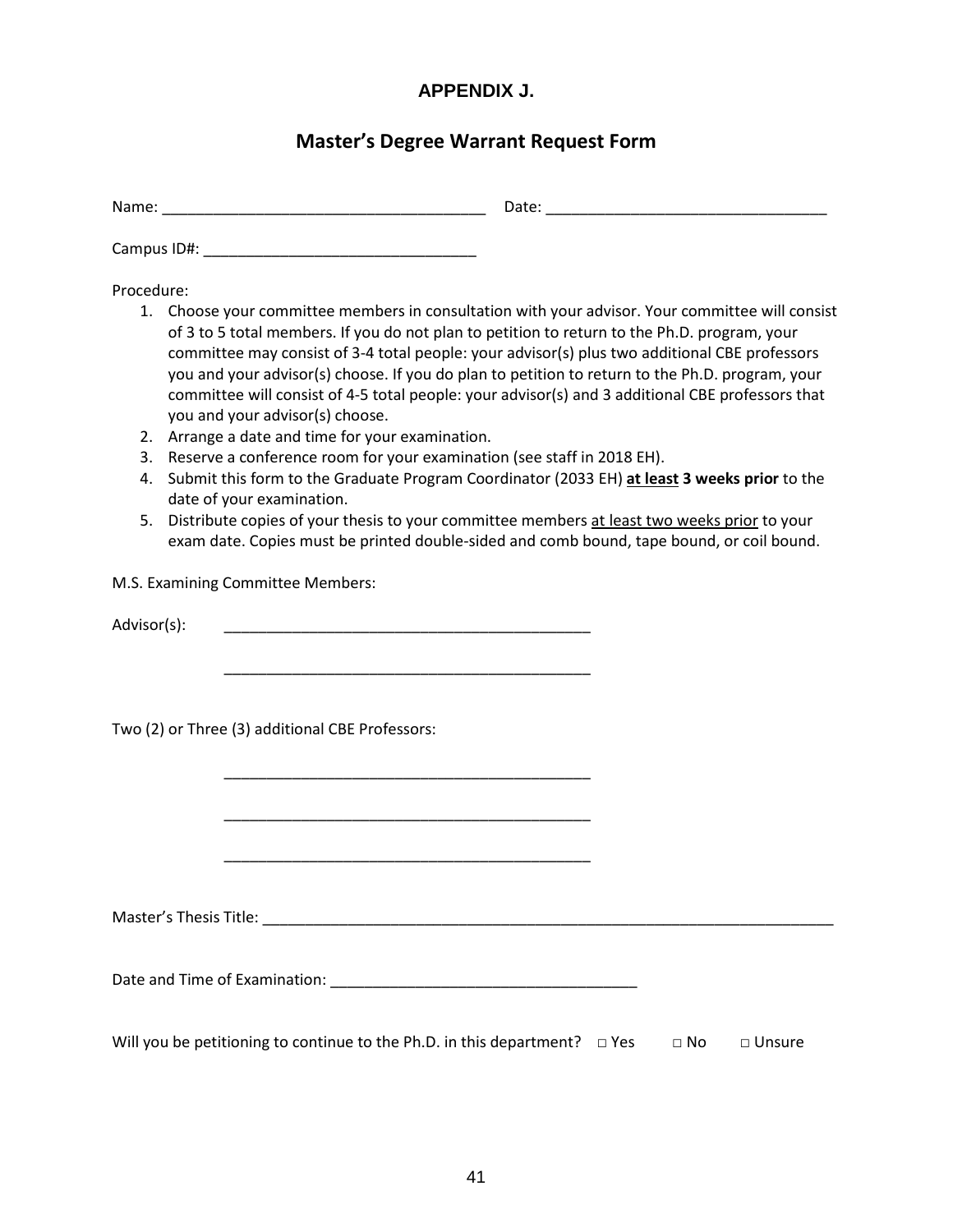## APPENDIX J.

## Master's Degree Warrant Request Form

Name: ______________________________________ Date: _________________________________

Campus ID#: ________________________________

Procedure:

1. Choose your committee members in consultation with your advisor. Your committee will consist of 3 to 5 total members. If you do not plan to petition to return to the Ph.D. program, your committee may consist of 3-4 total people: your advisor(s) plus two additional CBE professors you and your advisor(s) choose. If you do plan to petition to return to the Ph.D. program, your committee will consist of 4-5 total people: your advisor(s) and 3 additional CBE professors that you and your advisor(s) choose.
2. Arrange a date and time for your examination.
3. Reserve a conference room for your examination (see staff in 2018 EH).
4. Submit this form to the Graduate Program Coordinator (2033 EH) <u>**at least**</u> **3 weeks prior** to the date of your examination.
5. Distribute copies of your thesis to your committee members <u>at least two weeks prior</u> to your exam date. Copies must be printed double-sided and comb bound, tape bound, or coil bound.

M.S. Examining Committee Members:

Advisor(s): ____________________________________________

____________________________________________

Two (2) or Three (3) additional CBE Professors:

____________________________________________

____________________________________________

____________________________________________

Master's Thesis Title: ______________________________________________________________________

Date and Time of Examination: ____________________________________

Will you be petitioning to continue to the Ph.D. in this department? □ Yes □ No □ Unsure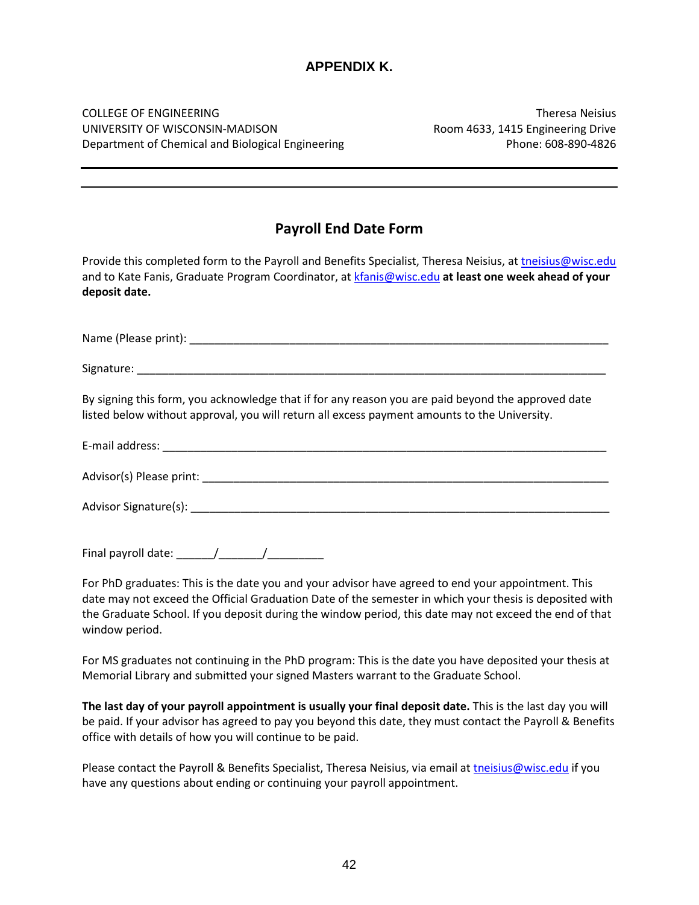# APPENDIX K.

COLLEGE OF ENGINEERING
UNIVERSITY OF WISCONSIN-MADISON
Department of Chemical and Biological Engineering

Theresa Neisius
Room 4633, 1415 Engineering Drive
Phone: 608-890-4826

---

## Payroll End Date Form

Provide this completed form to the Payroll and Benefits Specialist, Theresa Neisius, at tneisius@wisc.edu and to Kate Fanis, Graduate Program Coordinator, at kfanis@wisc.edu **at least one week ahead of your deposit date.**

Name (Please print): ______________________________________________________________

Signature: ______________________________________________________________________

By signing this form, you acknowledge that if for any reason you are paid beyond the approved date listed below without approval, you will return all excess payment amounts to the University.

E-mail address: __________________________________________________________________

Advisor(s) Please print: ___________________________________________________________

Advisor Signature(s): _____________________________________________________________

Final payroll date: ______/_______/_________

For PhD graduates: This is the date you and your advisor have agreed to end your appointment. This date may not exceed the Official Graduation Date of the semester in which your thesis is deposited with the Graduate School. If you deposit during the window period, this date may not exceed the end of that window period.

For MS graduates not continuing in the PhD program: This is the date you have deposited your thesis at Memorial Library and submitted your signed Masters warrant to the Graduate School.

**The last day of your payroll appointment is usually your final deposit date.** This is the last day you will be paid. If your advisor has agreed to pay you beyond this date, they must contact the Payroll & Benefits office with details of how you will continue to be paid.

Please contact the Payroll & Benefits Specialist, Theresa Neisius, via email at tneisius@wisc.edu if you have any questions about ending or continuing your payroll appointment.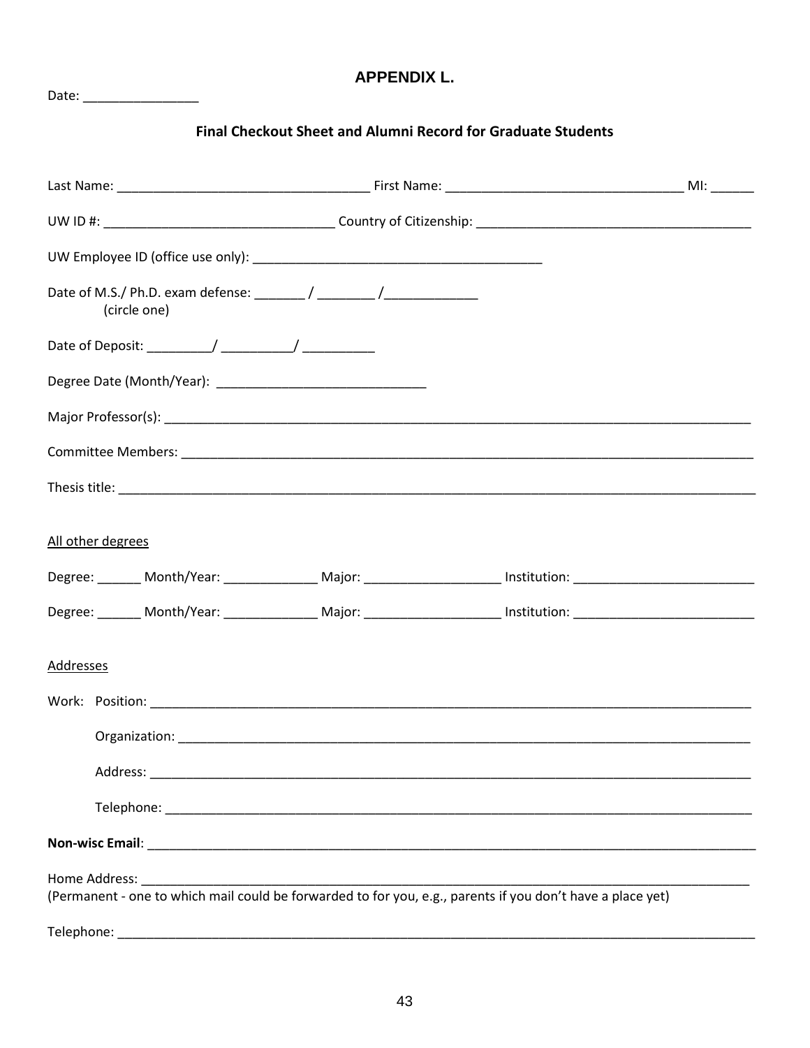# APPENDIX L.

Date: ________________

## Final Checkout Sheet and Alumni Record for Graduate Students

Last Name: ___________________________________ First Name: _________________________________ MI: ______

UW ID #: _______________________________ Country of Citizenship: _____________________________________

UW Employee ID (office use only): _______________________________________

Date of M.S./ Ph.D. exam defense: _______ / ________ /_____________
(circle one)

Date of Deposit: _________/ __________/ __________

Degree Date (Month/Year): ____________________________

Major Professor(s): ____________________________________________________________________________

Committee Members: ___________________________________________________________________________

Thesis title: ___________________________________________________________________________________

<u>All other degrees</u>

Degree: ______ Month/Year: _____________ Major: ___________________ Institution: _________________________

Degree: ______ Month/Year: _____________ Major: ___________________ Institution: _________________________

<u>Addresses</u>

Work: Position: _________________________________________________________________________________

Organization: ____________________________________________________________________________

Address: ________________________________________________________________________________

Telephone: ______________________________________________________________________________

**Non-wisc Email**: _______________________________________________________________________________

Home Address: _________________________________________________________________________________
(Permanent - one to which mail could be forwarded to for you, e.g., parents if you don't have a place yet)

Telephone: ______________________________________________________________________________________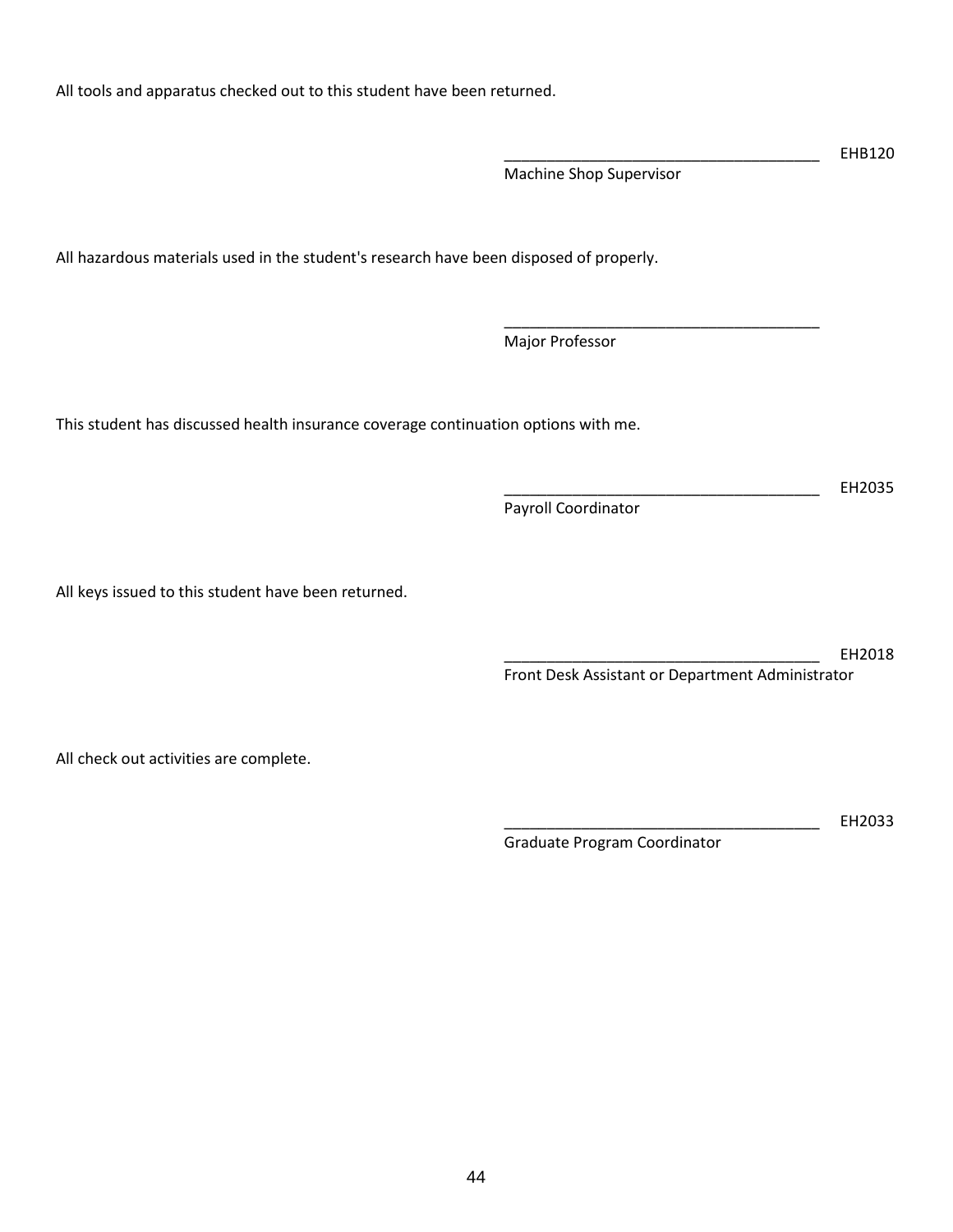All tools and apparatus checked out to this student have been returned.

_____________________________________ EHB120
Machine Shop Supervisor

All hazardous materials used in the student's research have been disposed of properly.

_____________________________________
Major Professor

This student has discussed health insurance coverage continuation options with me.

_____________________________________ EH2035
Payroll Coordinator

All keys issued to this student have been returned.

_____________________________________ EH2018
Front Desk Assistant or Department Administrator

All check out activities are complete.

_____________________________________ EH2033
Graduate Program Coordinator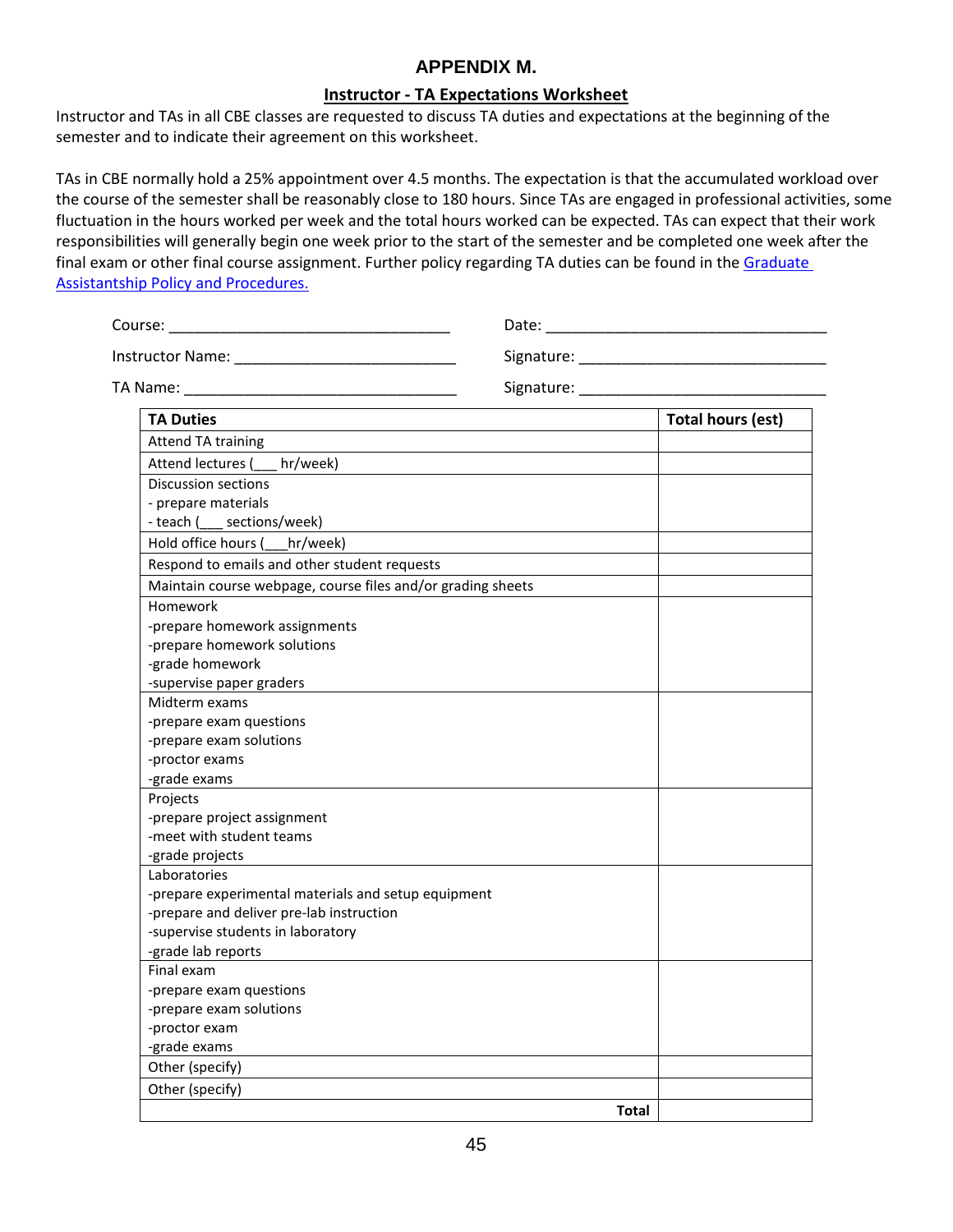# APPENDIX M.

## Instructor - TA Expectations Worksheet

Instructor and TAs in all CBE classes are requested to discuss TA duties and expectations at the beginning of the semester and to indicate their agreement on this worksheet.

TAs in CBE normally hold a 25% appointment over 4.5 months. The expectation is that the accumulated workload over the course of the semester shall be reasonably close to 180 hours. Since TAs are engaged in professional activities, some fluctuation in the hours worked per week and the total hours worked can be expected. TAs can expect that their work responsibilities will generally begin one week prior to the start of the semester and be completed one week after the final exam or other final course assignment. Further policy regarding TA duties can be found in the [Graduate Assistantship Policy and Procedures.]

Course: ______________________________ Date: ______________________________

Instructor Name: ______________________ Signature: ___________________________

TA Name: ____________________________ Signature: ___________________________

| TA Duties | Total hours (est) |
|---|---|
| Attend TA training | |
| Attend lectures (___ hr/week) | |
| Discussion sections<br>- prepare materials<br>- teach (___ sections/week) | |
| Hold office hours (___hr/week) | |
| Respond to emails and other student requests | |
| Maintain course webpage, course files and/or grading sheets | |
| Homework<br>-prepare homework assignments<br>-prepare homework solutions<br>-grade homework<br>-supervise paper graders | |
| Midterm exams<br>-prepare exam questions<br>-prepare exam solutions<br>-proctor exams<br>-grade exams | |
| Projects<br>-prepare project assignment<br>-meet with student teams<br>-grade projects | |
| Laboratories<br>-prepare experimental materials and setup equipment<br>-prepare and deliver pre-lab instruction<br>-supervise students in laboratory<br>-grade lab reports | |
| Final exam<br>-prepare exam questions<br>-prepare exam solutions<br>-proctor exam<br>-grade exams | |
| Other (specify) | |
| Other (specify) | |
| **Total** | |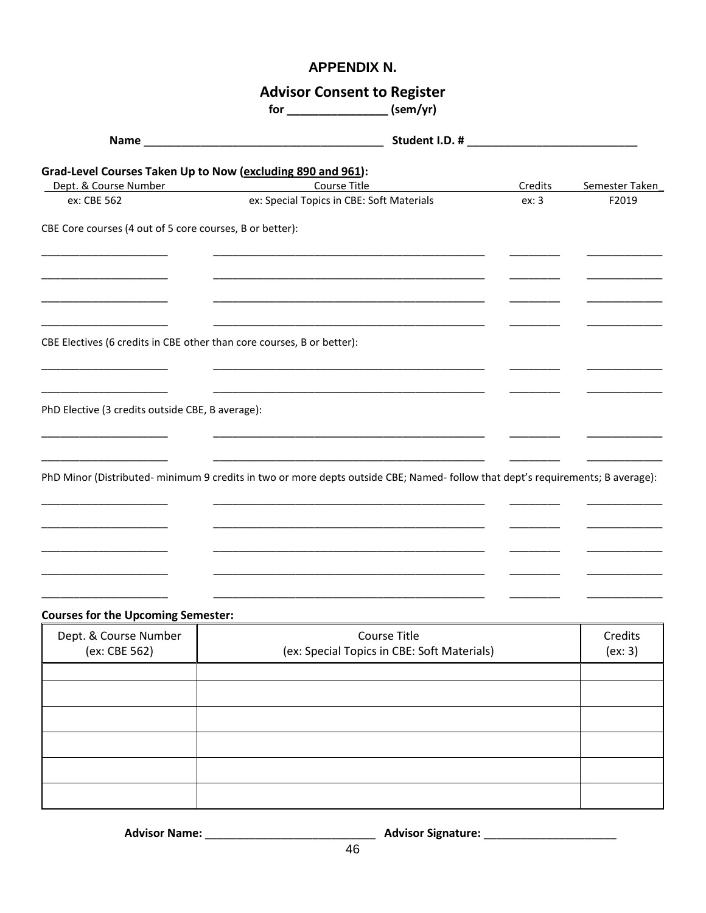# APPENDIX N.

## Advisor Consent to Register

**for ________________ (sem/yr)**

**Name** ______________________________________ **Student I.D. #** ___________________________

**Grad-Level Courses Taken Up to Now (excluding 890 and 961):**

| Dept. & Course Number | Course Title | Credits | Semester Taken |
|---|---|---|---|
| ex: CBE 562 | ex: Special Topics in CBE: Soft Materials | ex: 3 | F2019 |

CBE Core courses (4 out of 5 core courses, B or better):

| | | | |
|---|---|---|---|
| _____________________ | _____________________________________________ | ________ | ____________ |
| _____________________ | _____________________________________________ | ________ | ____________ |
| _____________________ | _____________________________________________ | ________ | ____________ |
| _____________________ | _____________________________________________ | ________ | ____________ |

CBE Electives (6 credits in CBE other than core courses, B or better):

| | | | |
|---|---|---|---|
| _____________________ | _____________________________________________ | ________ | ____________ |
| _____________________ | _____________________________________________ | ________ | ____________ |

PhD Elective (3 credits outside CBE, B average):

| | | | |
|---|---|---|---|
| _____________________ | _____________________________________________ | ________ | ____________ |
| _____________________ | _____________________________________________ | ________ | ____________ |

PhD Minor (Distributed- minimum 9 credits in two or more depts outside CBE; Named- follow that dept's requirements; B average):

| | | | |
|---|---|---|---|
| _____________________ | _____________________________________________ | ________ | ____________ |
| _____________________ | _____________________________________________ | ________ | ____________ |
| _____________________ | _____________________________________________ | ________ | ____________ |
| _____________________ | _____________________________________________ | ________ | ____________ |
| _____________________ | _____________________________________________ | ________ | ____________ |

**Courses for the Upcoming Semester:**

| Dept. & Course Number (ex: CBE 562) | Course Title (ex: Special Topics in CBE: Soft Materials) | Credits (ex: 3) |
|---|---|---|
| | | |
| | | |
| | | |
| | | |
| | | |
| | | |

**Advisor Name:** ____________________________ **Advisor Signature:** ______________________